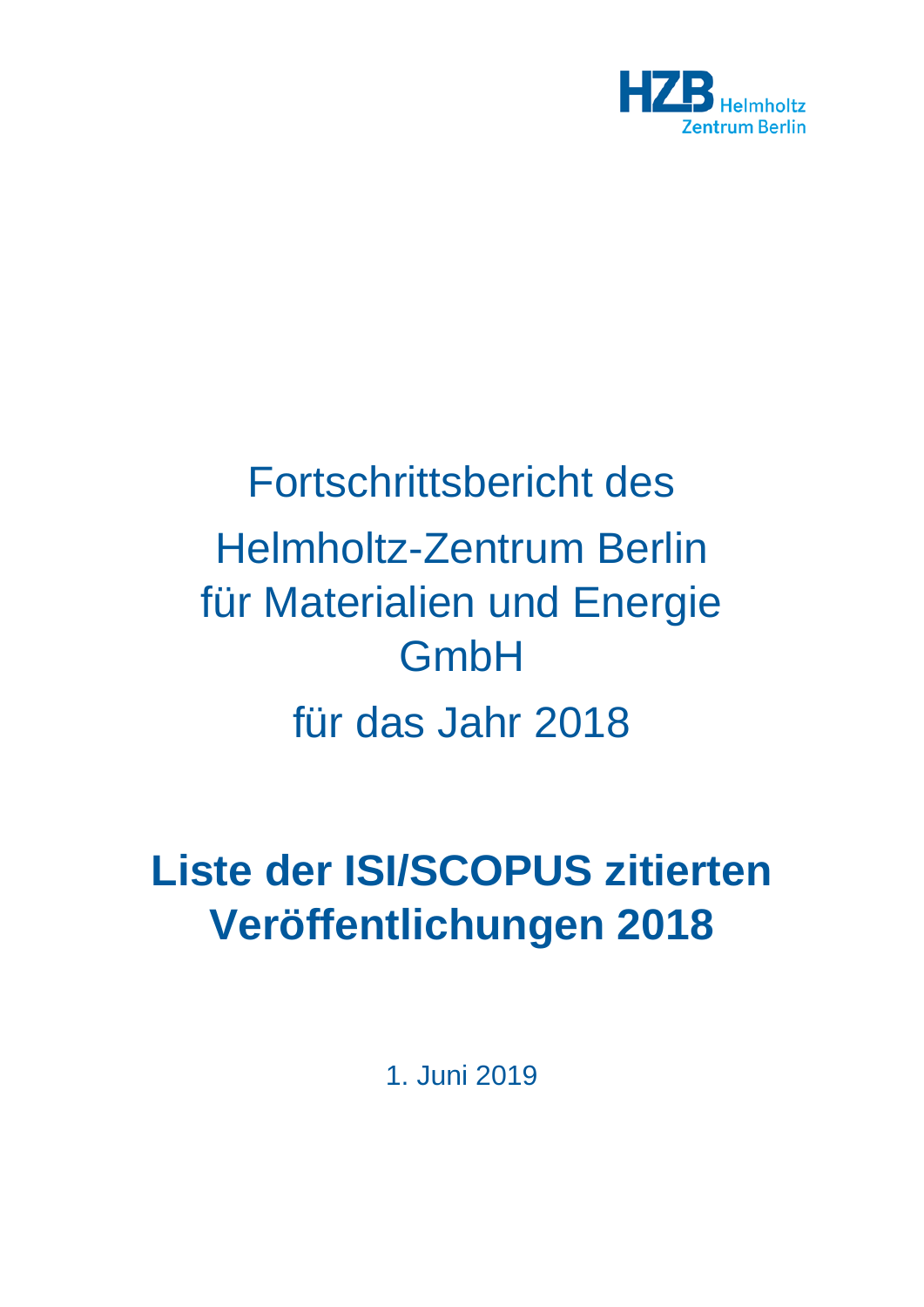HZB Helmholtz Zentrum Berlin

# Fortschrittsbericht des Helmholtz-Zentrum Berlin für Materialien und Energie GmbH für das Jahr 2018

# **Liste der ISI/SCOPUS zitierten Veröffentlichungen 2018**

1. Juni 2019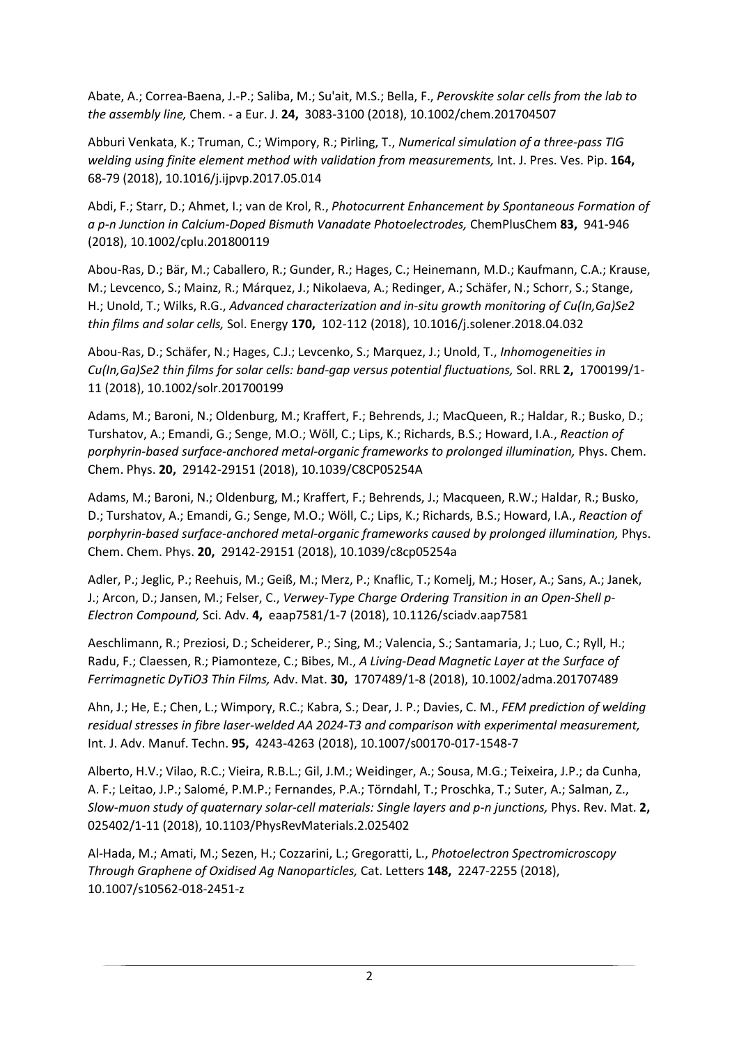Abate, A.; Correa-Baena, J.-P.; Saliba, M.; Su'ait, M.S.; Bella, F., *Perovskite solar cells from the lab to the assembly line,* Chem. - a Eur. J. **24,** 3083-3100 (2018), 10.1002/chem.201704507

Abburi Venkata, K.; Truman, C.; Wimpory, R.; Pirling, T., *Numerical simulation of a three-pass TIG welding using finite element method with validation from measurements,* Int. J. Pres. Ves. Pip. **164,** 68-79 (2018), 10.1016/j.ijpvp.2017.05.014

Abdi, F.; Starr, D.; Ahmet, I.; van de Krol, R., *Photocurrent Enhancement by Spontaneous Formation of a p-n Junction in Calcium-Doped Bismuth Vanadate Photoelectrodes,* ChemPlusChem **83,** 941-946 (2018), 10.1002/cplu.201800119

Abou-Ras, D.; Bär, M.; Caballero, R.; Gunder, R.; Hages, C.; Heinemann, M.D.; Kaufmann, C.A.; Krause, M.; Levcenco, S.; Mainz, R.; Márquez, J.; Nikolaeva, A.; Redinger, A.; Schäfer, N.; Schorr, S.; Stange, H.; Unold, T.; Wilks, R.G., *Advanced characterization and in-situ growth monitoring of Cu(In,Ga)Se2 thin films and solar cells,* Sol. Energy **170,** 102-112 (2018), 10.1016/j.solener.2018.04.032

Abou-Ras, D.; Schäfer, N.; Hages, C.J.; Levcenko, S.; Marquez, J.; Unold, T., *Inhomogeneities in Cu(In,Ga)Se2 thin films for solar cells: band-gap versus potential fluctuations,* Sol. RRL **2,** 1700199/1-11 (2018), 10.1002/solr.201700199

Adams, M.; Baroni, N.; Oldenburg, M.; Kraffert, F.; Behrends, J.; MacQueen, R.; Haldar, R.; Busko, D.; Turshatov, A.; Emandi, G.; Senge, M.O.; Wöll, C.; Lips, K.; Richards, B.S.; Howard, I.A., *Reaction of porphyrin-based surface-anchored metal-organic frameworks to prolonged illumination,* Phys. Chem. Chem. Phys. **20,** 29142-29151 (2018), 10.1039/C8CP05254A

Adams, M.; Baroni, N.; Oldenburg, M.; Kraffert, F.; Behrends, J.; Macqueen, R.W.; Haldar, R.; Busko, D.; Turshatov, A.; Emandi, G.; Senge, M.O.; Wöll, C.; Lips, K.; Richards, B.S.; Howard, I.A., *Reaction of porphyrin-based surface-anchored metal-organic frameworks caused by prolonged illumination,* Phys. Chem. Chem. Phys. **20,** 29142-29151 (2018), 10.1039/c8cp05254a

Adler, P.; Jeglic, P.; Reehuis, M.; Geiß, M.; Merz, P.; Knaflic, T.; Komelj, M.; Hoser, A.; Sans, A.; Janek, J.; Arcon, D.; Jansen, M.; Felser, C., *Verwey-Type Charge Ordering Transition in an Open-Shell p-Electron Compound,* Sci. Adv. **4,** eaap7581/1-7 (2018), 10.1126/sciadv.aap7581

Aeschlimann, R.; Preziosi, D.; Scheiderer, P.; Sing, M.; Valencia, S.; Santamaria, J.; Luo, C.; Ryll, H.; Radu, F.; Claessen, R.; Piamonteze, C.; Bibes, M., *A Living-Dead Magnetic Layer at the Surface of Ferrimagnetic DyTiO3 Thin Films,* Adv. Mat. **30,** 1707489/1-8 (2018), 10.1002/adma.201707489

Ahn, J.; He, E.; Chen, L.; Wimpory, R.C.; Kabra, S.; Dear, J. P.; Davies, C. M., *FEM prediction of welding residual stresses in fibre laser-welded AA 2024-T3 and comparison with experimental measurement,* Int. J. Adv. Manuf. Techn. **95,** 4243-4263 (2018), 10.1007/s00170-017-1548-7

Alberto, H.V.; Vilao, R.C.; Vieira, R.B.L.; Gil, J.M.; Weidinger, A.; Sousa, M.G.; Teixeira, J.P.; da Cunha, A. F.; Leitao, J.P.; Salomé, P.M.P.; Fernandes, P.A.; Törndahl, T.; Proschka, T.; Suter, A.; Salman, Z., *Slow-muon study of quaternary solar-cell materials: Single layers and p-n junctions,* Phys. Rev. Mat. **2,** 025402/1-11 (2018), 10.1103/PhysRevMaterials.2.025402

Al-Hada, M.; Amati, M.; Sezen, H.; Cozzarini, L.; Gregoratti, L., *Photoelectron Spectromicroscopy Through Graphene of Oxidised Ag Nanoparticles,* Cat. Letters **148,** 2247-2255 (2018), 10.1007/s10562-018-2451-z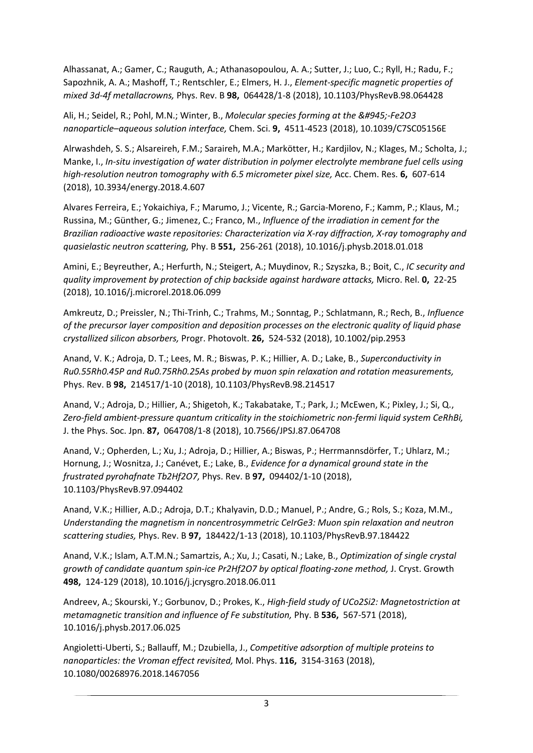Alhassanat, A.; Gamer, C.; Rauguth, A.; Athanasopoulou, A. A.; Sutter, J.; Luo, C.; Ryll, H.; Radu, F.; Sapozhnik, A. A.; Mashoff, T.; Rentschler, E.; Elmers, H. J., *Element-specific magnetic properties of mixed 3d-4f metallacrowns,* Phys. Rev. B **98,** 064428/1-8 (2018), 10.1103/PhysRevB.98.064428

Ali, H.; Seidel, R.; Pohl, M.N.; Winter, B., *Molecular species forming at the &#945;-Fe2O3 nanoparticle–aqueous solution interface,* Chem. Sci. **9,** 4511-4523 (2018), 10.1039/C7SC05156E

Alrwashdeh, S. S.; Alsareireh, F.M.; Saraireh, M.A.; Markötter, H.; Kardjilov, N.; Klages, M.; Scholta, J.; Manke, I., *In-situ investigation of water distribution in polymer electrolyte membrane fuel cells using high-resolution neutron tomography with 6.5 micrometer pixel size,* Acc. Chem. Res. **6,** 607-614 (2018), 10.3934/energy.2018.4.607

Alvares Ferreira, E.; Yokaichiya, F.; Marumo, J.; Vicente, R.; Garcia-Moreno, F.; Kamm, P.; Klaus, M.; Russina, M.; Günther, G.; Jimenez, C.; Franco, M., *Influence of the irradiation in cement for the Brazilian radioactive waste repositories: Characterization via X-ray diffraction, X-ray tomography and quasielastic neutron scattering,* Phy. B **551,** 256-261 (2018), 10.1016/j.physb.2018.01.018

Amini, E.; Beyreuther, A.; Herfurth, N.; Steigert, A.; Muydinov, R.; Szyszka, B.; Boit, C., *IC security and quality improvement by protection of chip backside against hardware attacks,* Micro. Rel. **0,** 22-25 (2018), 10.1016/j.microrel.2018.06.099

Amkreutz, D.; Preissler, N.; Thi-Trinh, C.; Trahms, M.; Sonntag, P.; Schlatmann, R.; Rech, B., *Influence of the precursor layer composition and deposition processes on the electronic quality of liquid phase crystallized silicon absorbers,* Progr. Photovolt. **26,** 524-532 (2018), 10.1002/pip.2953

Anand, V. K.; Adroja, D. T.; Lees, M. R.; Biswas, P. K.; Hillier, A. D.; Lake, B., *Superconductivity in Ru0.55Rh0.45P and Ru0.75Rh0.25As probed by muon spin relaxation and rotation measurements,* Phys. Rev. B **98,** 214517/1-10 (2018), 10.1103/PhysRevB.98.214517

Anand, V.; Adroja, D.; Hillier, A.; Shigetoh, K.; Takabatake, T.; Park, J.; McEwen, K.; Pixley, J.; Si, Q., *Zero-field ambient-pressure quantum criticality in the stoichiometric non-fermi liquid system CeRhBi,* J. the Phys. Soc. Jpn. **87,** 064708/1-8 (2018), 10.7566/JPSJ.87.064708

Anand, V.; Opherden, L.; Xu, J.; Adroja, D.; Hillier, A.; Biswas, P.; Herrmannsdörfer, T.; Uhlarz, M.; Hornung, J.; Wosnitza, J.; Canévet, E.; Lake, B., *Evidence for a dynamical ground state in the frustrated pyrohafnate Tb2Hf2O7,* Phys. Rev. B **97,** 094402/1-10 (2018), 10.1103/PhysRevB.97.094402

Anand, V.K.; Hillier, A.D.; Adroja, D.T.; Khalyavin, D.D.; Manuel, P.; Andre, G.; Rols, S.; Koza, M.M., *Understanding the magnetism in noncentrosymmetric CeIrGe3: Muon spin relaxation and neutron scattering studies,* Phys. Rev. B **97,** 184422/1-13 (2018), 10.1103/PhysRevB.97.184422

Anand, V.K.; Islam, A.T.M.N.; Samartzis, A.; Xu, J.; Casati, N.; Lake, B., *Optimization of single crystal growth of candidate quantum spin-ice Pr2Hf2O7 by optical floating-zone method,* J. Cryst. Growth **498,** 124-129 (2018), 10.1016/j.jcrysgro.2018.06.011

Andreev, A.; Skourski, Y.; Gorbunov, D.; Prokes, K., *High-field study of UCo2Si2: Magnetostriction at metamagnetic transition and influence of Fe substitution,* Phy. B **536,** 567-571 (2018), 10.1016/j.physb.2017.06.025

Angioletti-Uberti, S.; Ballauff, M.; Dzubiella, J., *Competitive adsorption of multiple proteins to nanoparticles: the Vroman effect revisited,* Mol. Phys. **116,** 3154-3163 (2018), 10.1080/00268976.2018.1467056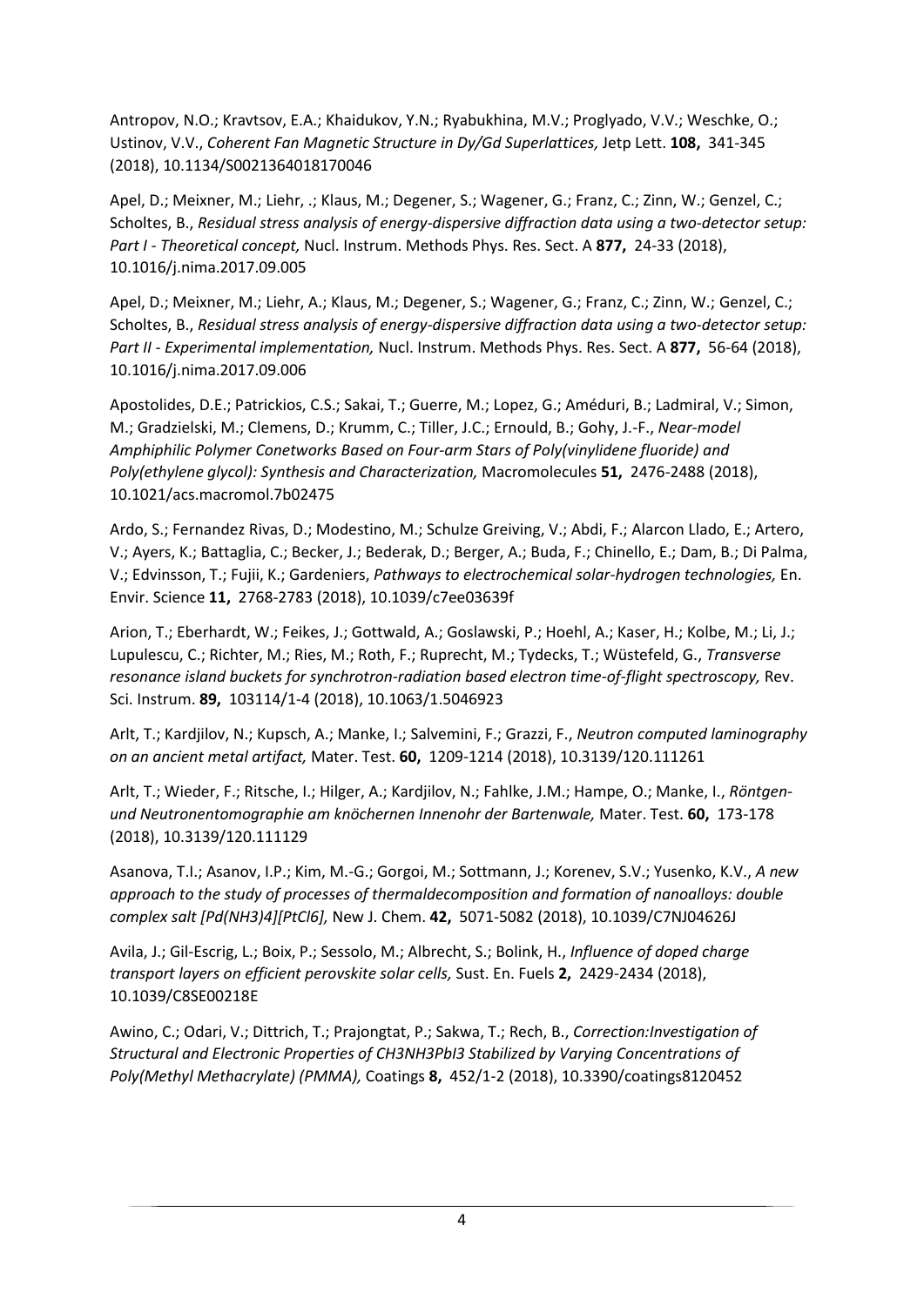Antropov, N.O.; Kravtsov, E.A.; Khaidukov, Y.N.; Ryabukhina, M.V.; Proglyado, V.V.; Weschke, O.; Ustinov, V.V., *Coherent Fan Magnetic Structure in Dy/Gd Superlattices,* Jetp Lett. **108,** 341-345 (2018), 10.1134/S0021364018170046

Apel, D.; Meixner, M.; Liehr, .; Klaus, M.; Degener, S.; Wagener, G.; Franz, C.; Zinn, W.; Genzel, C.; Scholtes, B., *Residual stress analysis of energy-dispersive diffraction data using a two-detector setup: Part I - Theoretical concept,* Nucl. Instrum. Methods Phys. Res. Sect. A **877,** 24-33 (2018), 10.1016/j.nima.2017.09.005

Apel, D.; Meixner, M.; Liehr, A.; Klaus, M.; Degener, S.; Wagener, G.; Franz, C.; Zinn, W.; Genzel, C.; Scholtes, B., *Residual stress analysis of energy-dispersive diffraction data using a two-detector setup: Part II - Experimental implementation,* Nucl. Instrum. Methods Phys. Res. Sect. A **877,** 56-64 (2018), 10.1016/j.nima.2017.09.006

Apostolides, D.E.; Patrickios, C.S.; Sakai, T.; Guerre, M.; Lopez, G.; Améduri, B.; Ladmiral, V.; Simon, M.; Gradzielski, M.; Clemens, D.; Krumm, C.; Tiller, J.C.; Ernould, B.; Gohy, J.-F., *Near-model Amphiphilic Polymer Conetworks Based on Four-arm Stars of Poly(vinylidene fluoride) and Poly(ethylene glycol): Synthesis and Characterization,* Macromolecules **51,** 2476-2488 (2018), 10.1021/acs.macromol.7b02475

Ardo, S.; Fernandez Rivas, D.; Modestino, M.; Schulze Greiving, V.; Abdi, F.; Alarcon Llado, E.; Artero, V.; Ayers, K.; Battaglia, C.; Becker, J.; Bederak, D.; Berger, A.; Buda, F.; Chinello, E.; Dam, B.; Di Palma, V.; Edvinsson, T.; Fujii, K.; Gardeniers, *Pathways to electrochemical solar-hydrogen technologies,* En. Envir. Science **11,** 2768-2783 (2018), 10.1039/c7ee03639f

Arion, T.; Eberhardt, W.; Feikes, J.; Gottwald, A.; Goslawski, P.; Hoehl, A.; Kaser, H.; Kolbe, M.; Li, J.; Lupulescu, C.; Richter, M.; Ries, M.; Roth, F.; Ruprecht, M.; Tydecks, T.; Wüstefeld, G., *Transverse resonance island buckets for synchrotron-radiation based electron time-of-flight spectroscopy,* Rev. Sci. Instrum. **89,** 103114/1-4 (2018), 10.1063/1.5046923

Arlt, T.; Kardjilov, N.; Kupsch, A.; Manke, I.; Salvemini, F.; Grazzi, F., *Neutron computed laminography on an ancient metal artifact,* Mater. Test. **60,** 1209-1214 (2018), 10.3139/120.111261

Arlt, T.; Wieder, F.; Ritsche, I.; Hilger, A.; Kardjilov, N.; Fahlke, J.M.; Hampe, O.; Manke, I., *Röntgen- und Neutronentomographie am knöchernen Innenohr der Bartenwale,* Mater. Test. **60,** 173-178 (2018), 10.3139/120.111129

Asanova, T.I.; Asanov, I.P.; Kim, M.-G.; Gorgoi, M.; Sottmann, J.; Korenev, S.V.; Yusenko, K.V., *A new approach to the study of processes of thermaldecomposition and formation of nanoalloys: double complex salt [Pd(NH3)4][PtCl6],* New J. Chem. **42,** 5071-5082 (2018), 10.1039/C7NJ04626J

Avila, J.; Gil-Escrig, L.; Boix, P.; Sessolo, M.; Albrecht, S.; Bolink, H., *Influence of doped charge transport layers on efficient perovskite solar cells,* Sust. En. Fuels **2,** 2429-2434 (2018), 10.1039/C8SE00218E

Awino, C.; Odari, V.; Dittrich, T.; Prajongtat, P.; Sakwa, T.; Rech, B., *Correction:Investigation of Structural and Electronic Properties of CH3NH3PbI3 Stabilized by Varying Concentrations of Poly(Methyl Methacrylate) (PMMA),* Coatings **8,** 452/1-2 (2018), 10.3390/coatings8120452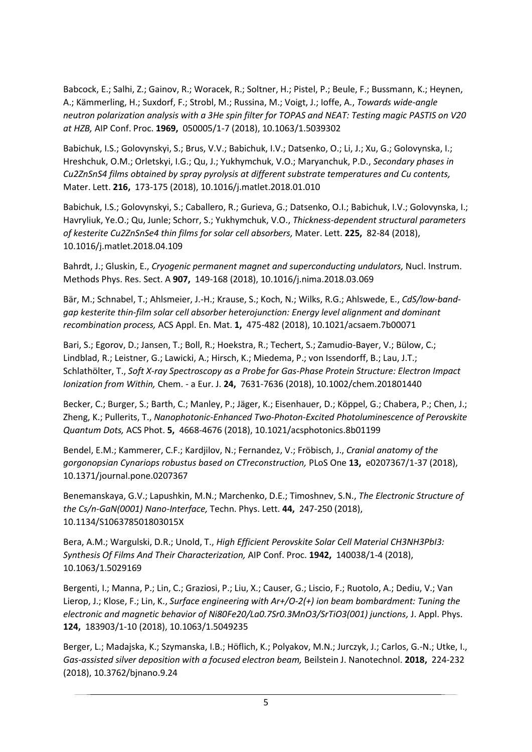Babcock, E.; Salhi, Z.; Gainov, R.; Woracek, R.; Soltner, H.; Pistel, P.; Beule, F.; Bussmann, K.; Heynen, A.; Kämmerling, H.; Suxdorf, F.; Strobl, M.; Russina, M.; Voigt, J.; Ioffe, A., *Towards wide-angle neutron polarization analysis with a 3He spin filter for TOPAS and NEAT: Testing magic PASTIS on V20 at HZB,* AIP Conf. Proc. **1969,** 050005/1-7 (2018), 10.1063/1.5039302

Babichuk, I.S.; Golovynskyi, S.; Brus, V.V.; Babichuk, I.V.; Datsenko, O.; Li, J.; Xu, G.; Golovynska, I.; Hreshchuk, O.M.; Orletskyi, I.G.; Qu, J.; Yukhymchuk, V.O.; Maryanchuk, P.D., *Secondary phases in Cu2ZnSnS4 films obtained by spray pyrolysis at different substrate temperatures and Cu contents,* Mater. Lett. **216,** 173-175 (2018), 10.1016/j.matlet.2018.01.010

Babichuk, I.S.; Golovynskyi, S.; Caballero, R.; Gurieva, G.; Datsenko, O.I.; Babichuk, I.V.; Golovynska, I.; Havryliuk, Ye.O.; Qu, Junle; Schorr, S.; Yukhymchuk, V.O., *Thickness-dependent structural parameters of kesterite Cu2ZnSnSe4 thin films for solar cell absorbers,* Mater. Lett. **225,** 82-84 (2018), 10.1016/j.matlet.2018.04.109

Bahrdt, J.; Gluskin, E., *Cryogenic permanent magnet and superconducting undulators,* Nucl. Instrum. Methods Phys. Res. Sect. A **907,** 149-168 (2018), 10.1016/j.nima.2018.03.069

Bär, M.; Schnabel, T.; Ahlsmeier, J.-H.; Krause, S.; Koch, N.; Wilks, R.G.; Ahlswede, E., *CdS/low-band-gap kesterite thin-film solar cell absorber heterojunction: Energy level alignment and dominant recombination process,* ACS Appl. En. Mat. **1,** 475-482 (2018), 10.1021/acsaem.7b00071

Bari, S.; Egorov, D.; Jansen, T.; Boll, R.; Hoekstra, R.; Techert, S.; Zamudio-Bayer, V.; Bülow, C.; Lindblad, R.; Leistner, G.; Lawicki, A.; Hirsch, K.; Miedema, P.; von Issendorff, B.; Lau, J.T.; Schlathölter, T., *Soft X-ray Spectroscopy as a Probe for Gas-Phase Protein Structure: Electron Impact Ionization from Within,* Chem. - a Eur. J. **24,** 7631-7636 (2018), 10.1002/chem.201801440

Becker, C.; Burger, S.; Barth, C.; Manley, P.; Jäger, K.; Eisenhauer, D.; Köppel, G.; Chabera, P.; Chen, J.; Zheng, K.; Pullerits, T., *Nanophotonic-Enhanced Two-Photon-Excited Photoluminescence of Perovskite Quantum Dots,* ACS Phot. **5,** 4668-4676 (2018), 10.1021/acsphotonics.8b01199

Bendel, E.M.; Kammerer, C.F.; Kardjilov, N.; Fernandez, V.; Fröbisch, J., *Cranial anatomy of the gorgonopsian Cynariops robustus based on CTreconstruction,* PLoS One **13,** e0207367/1-37 (2018), 10.1371/journal.pone.0207367

Benemanskaya, G.V.; Lapushkin, M.N.; Marchenko, D.E.; Timoshnev, S.N., *The Electronic Structure of the Cs/n-GaN(0001) Nano-Interface,* Techn. Phys. Lett. **44,** 247-250 (2018), 10.1134/S106378501803015X

Bera, A.M.; Wargulski, D.R.; Unold, T., *High Efficient Perovskite Solar Cell Material CH3NH3PbI3: Synthesis Of Films And Their Characterization,* AIP Conf. Proc. **1942,** 140038/1-4 (2018), 10.1063/1.5029169

Bergenti, I.; Manna, P.; Lin, C.; Graziosi, P.; Liu, X.; Causer, G.; Liscio, F.; Ruotolo, A.; Dediu, V.; Van Lierop, J.; Klose, F.; Lin, K., *Surface engineering with Ar+/O-2(+) ion beam bombardment: Tuning the electronic and magnetic behavior of Ni80Fe20/La0.7Sr0.3MnO3/SrTiO3(001) junctions,* J. Appl. Phys. **124,** 183903/1-10 (2018), 10.1063/1.5049235

Berger, L.; Madajska, K.; Szymanska, I.B.; Höflich, K.; Polyakov, M.N.; Jurczyk, J.; Carlos, G.-N.; Utke, I., *Gas-assisted silver deposition with a focused electron beam,* Beilstein J. Nanotechnol. **2018,** 224-232 (2018), 10.3762/bjnano.9.24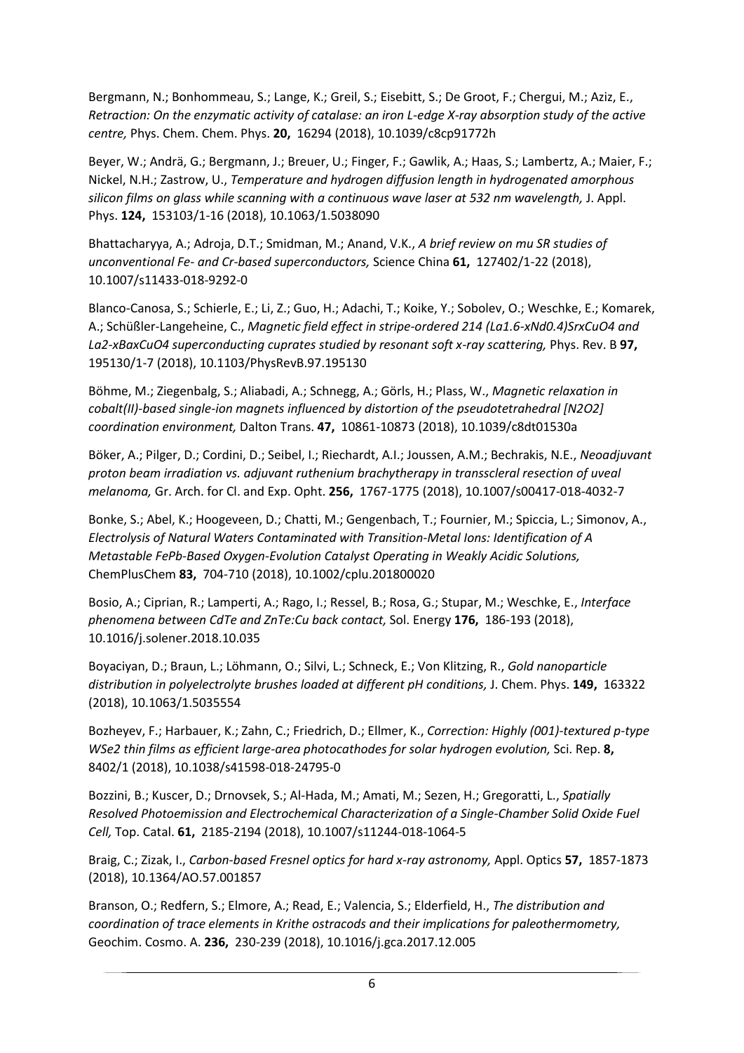Bergmann, N.; Bonhommeau, S.; Lange, K.; Greil, S.; Eisebitt, S.; De Groot, F.; Chergui, M.; Aziz, E., *Retraction: On the enzymatic activity of catalase: an iron L-edge X-ray absorption study of the active centre,* Phys. Chem. Chem. Phys. **20,** 16294 (2018), 10.1039/c8cp91772h

Beyer, W.; Andrä, G.; Bergmann, J.; Breuer, U.; Finger, F.; Gawlik, A.; Haas, S.; Lambertz, A.; Maier, F.; Nickel, N.H.; Zastrow, U., *Temperature and hydrogen diffusion length in hydrogenated amorphous silicon films on glass while scanning with a continuous wave laser at 532 nm wavelength,* J. Appl. Phys. **124,** 153103/1-16 (2018), 10.1063/1.5038090

Bhattacharyya, A.; Adroja, D.T.; Smidman, M.; Anand, V.K., *A brief review on mu SR studies of unconventional Fe- and Cr-based superconductors,* Science China **61,** 127402/1-22 (2018), 10.1007/s11433-018-9292-0

Blanco-Canosa, S.; Schierle, E.; Li, Z.; Guo, H.; Adachi, T.; Koike, Y.; Sobolev, O.; Weschke, E.; Komarek, A.; Schüßler-Langeheine, C., *Magnetic field effect in stripe-ordered 214 (La1.6-xNd0.4)SrxCuO4 and La2-xBaxCuO4 superconducting cuprates studied by resonant soft x-ray scattering,* Phys. Rev. B **97,** 195130/1-7 (2018), 10.1103/PhysRevB.97.195130

Böhme, M.; Ziegenbalg, S.; Aliabadi, A.; Schnegg, A.; Görls, H.; Plass, W., *Magnetic relaxation in cobalt(II)-based single-ion magnets influenced by distortion of the pseudotetrahedral [N2O2] coordination environment,* Dalton Trans. **47,** 10861-10873 (2018), 10.1039/c8dt01530a

Böker, A.; Pilger, D.; Cordini, D.; Seibel, I.; Riechardt, A.I.; Joussen, A.M.; Bechrakis, N.E., *Neoadjuvant proton beam irradiation vs. adjuvant ruthenium brachytherapy in transscleral resection of uveal melanoma,* Gr. Arch. for Cl. and Exp. Opht. **256,** 1767-1775 (2018), 10.1007/s00417-018-4032-7

Bonke, S.; Abel, K.; Hoogeveen, D.; Chatti, M.; Gengenbach, T.; Fournier, M.; Spiccia, L.; Simonov, A., *Electrolysis of Natural Waters Contaminated with Transition-Metal Ions: Identification of A Metastable FePb-Based Oxygen-Evolution Catalyst Operating in Weakly Acidic Solutions,* ChemPlusChem **83,** 704-710 (2018), 10.1002/cplu.201800020

Bosio, A.; Ciprian, R.; Lamperti, A.; Rago, I.; Ressel, B.; Rosa, G.; Stupar, M.; Weschke, E., *Interface phenomena between CdTe and ZnTe:Cu back contact,* Sol. Energy **176,** 186-193 (2018), 10.1016/j.solener.2018.10.035

Boyaciyan, D.; Braun, L.; Löhmann, O.; Silvi, L.; Schneck, E.; Von Klitzing, R., *Gold nanoparticle distribution in polyelectrolyte brushes loaded at different pH conditions,* J. Chem. Phys. **149,** 163322 (2018), 10.1063/1.5035554

Bozheyev, F.; Harbauer, K.; Zahn, C.; Friedrich, D.; Ellmer, K., *Correction: Highly (001)-textured p-type WSe2 thin films as efficient large-area photocathodes for solar hydrogen evolution,* Sci. Rep. **8,** 8402/1 (2018), 10.1038/s41598-018-24795-0

Bozzini, B.; Kuscer, D.; Drnovsek, S.; Al-Hada, M.; Amati, M.; Sezen, H.; Gregoratti, L., *Spatially Resolved Photoemission and Electrochemical Characterization of a Single-Chamber Solid Oxide Fuel Cell,* Top. Catal. **61,** 2185-2194 (2018), 10.1007/s11244-018-1064-5

Braig, C.; Zizak, I., *Carbon-based Fresnel optics for hard x-ray astronomy,* Appl. Optics **57,** 1857-1873 (2018), 10.1364/AO.57.001857

Branson, O.; Redfern, S.; Elmore, A.; Read, E.; Valencia, S.; Elderfield, H., *The distribution and coordination of trace elements in Krithe ostracods and their implications for paleothermometry,* Geochim. Cosmo. A. **236,** 230-239 (2018), 10.1016/j.gca.2017.12.005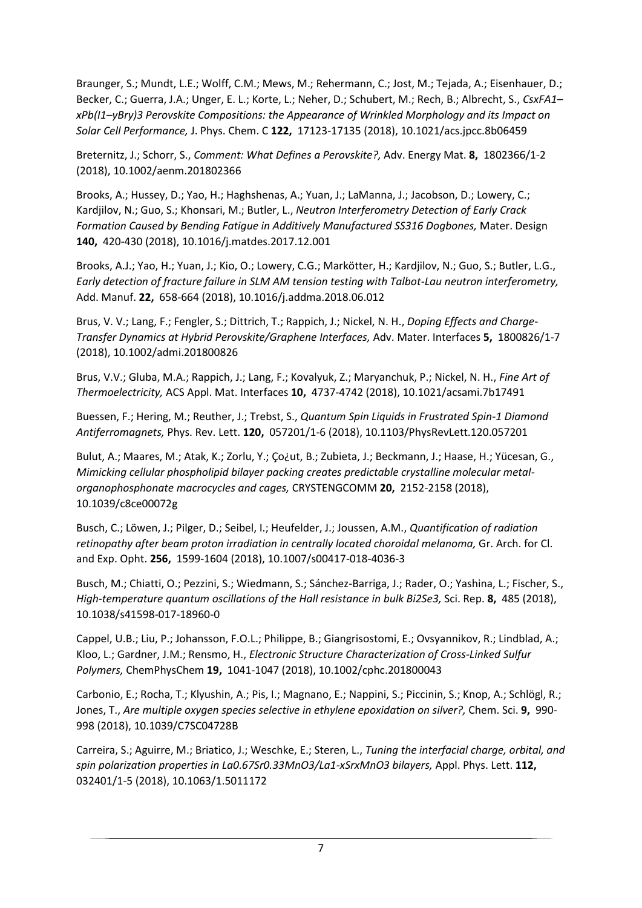Braunger, S.; Mundt, L.E.; Wolff, C.M.; Mews, M.; Rehermann, C.; Jost, M.; Tejada, A.; Eisenhauer, D.; Becker, C.; Guerra, J.A.; Unger, E. L.; Korte, L.; Neher, D.; Schubert, M.; Rech, B.; Albrecht, S., *CsxFA1–xPb(I1–yBry)3 Perovskite Compositions: the Appearance of Wrinkled Morphology and its Impact on Solar Cell Performance,* J. Phys. Chem. C **122,** 17123-17135 (2018), 10.1021/acs.jpcc.8b06459

Breternitz, J.; Schorr, S., *Comment: What Defines a Perovskite?,* Adv. Energy Mat. **8,** 1802366/1-2 (2018), 10.1002/aenm.201802366

Brooks, A.; Hussey, D.; Yao, H.; Haghshenas, A.; Yuan, J.; LaManna, J.; Jacobson, D.; Lowery, C.; Kardjilov, N.; Guo, S.; Khonsari, M.; Butler, L., *Neutron Interferometry Detection of Early Crack Formation Caused by Bending Fatigue in Additively Manufactured SS316 Dogbones,* Mater. Design **140,** 420-430 (2018), 10.1016/j.matdes.2017.12.001

Brooks, A.J.; Yao, H.; Yuan, J.; Kio, O.; Lowery, C.G.; Markötter, H.; Kardjilov, N.; Guo, S.; Butler, L.G., *Early detection of fracture failure in SLM AM tension testing with Talbot-Lau neutron interferometry,* Add. Manuf. **22,** 658-664 (2018), 10.1016/j.addma.2018.06.012

Brus, V. V.; Lang, F.; Fengler, S.; Dittrich, T.; Rappich, J.; Nickel, N. H., *Doping Effects and Charge-Transfer Dynamics at Hybrid Perovskite/Graphene Interfaces,* Adv. Mater. Interfaces **5,** 1800826/1-7 (2018), 10.1002/admi.201800826

Brus, V.V.; Gluba, M.A.; Rappich, J.; Lang, F.; Kovalyuk, Z.; Maryanchuk, P.; Nickel, N. H., *Fine Art of Thermoelectricity,* ACS Appl. Mat. Interfaces **10,** 4737-4742 (2018), 10.1021/acsami.7b17491

Buessen, F.; Hering, M.; Reuther, J.; Trebst, S., *Quantum Spin Liquids in Frustrated Spin-1 Diamond Antiferromagnets,* Phys. Rev. Lett. **120,** 057201/1-6 (2018), 10.1103/PhysRevLett.120.057201

Bulut, A.; Maares, M.; Atak, K.; Zorlu, Y.; Ço¿ut, B.; Zubieta, J.; Beckmann, J.; Haase, H.; Yücesan, G., *Mimicking cellular phospholipid bilayer packing creates predictable crystalline molecular metal-organophosphonate macrocycles and cages,* CRYSTENGCOMM **20,** 2152-2158 (2018), 10.1039/c8ce00072g

Busch, C.; Löwen, J.; Pilger, D.; Seibel, I.; Heufelder, J.; Joussen, A.M., *Quantification of radiation retinopathy after beam proton irradiation in centrally located choroidal melanoma,* Gr. Arch. for Cl. and Exp. Opht. **256,** 1599-1604 (2018), 10.1007/s00417-018-4036-3

Busch, M.; Chiatti, O.; Pezzini, S.; Wiedmann, S.; Sánchez-Barriga, J.; Rader, O.; Yashina, L.; Fischer, S., *High-temperature quantum oscillations of the Hall resistance in bulk Bi2Se3,* Sci. Rep. **8,** 485 (2018), 10.1038/s41598-017-18960-0

Cappel, U.B.; Liu, P.; Johansson, F.O.L.; Philippe, B.; Giangrisostomi, E.; Ovsyannikov, R.; Lindblad, A.; Kloo, L.; Gardner, J.M.; Rensmo, H., *Electronic Structure Characterization of Cross-Linked Sulfur Polymers,* ChemPhysChem **19,** 1041-1047 (2018), 10.1002/cphc.201800043

Carbonio, E.; Rocha, T.; Klyushin, A.; Pis, I.; Magnano, E.; Nappini, S.; Piccinin, S.; Knop, A.; Schlögl, R.; Jones, T., *Are multiple oxygen species selective in ethylene epoxidation on silver?,* Chem. Sci. **9,** 990-998 (2018), 10.1039/C7SC04728B

Carreira, S.; Aguirre, M.; Briatico, J.; Weschke, E.; Steren, L., *Tuning the interfacial charge, orbital, and spin polarization properties in La0.67Sr0.33MnO3/La1-xSrxMnO3 bilayers,* Appl. Phys. Lett. **112,** 032401/1-5 (2018), 10.1063/1.5011172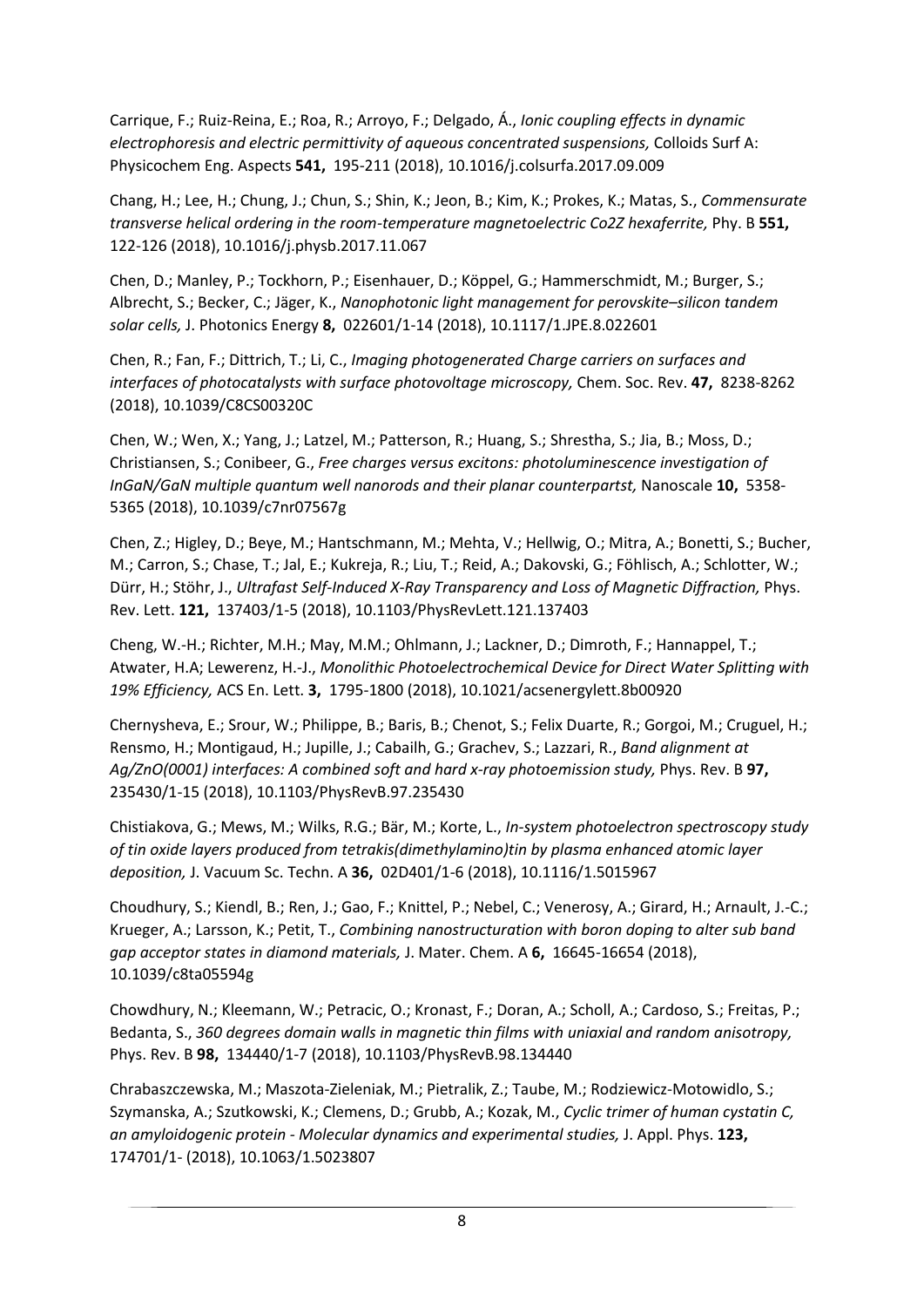Carrique, F.; Ruiz-Reina, E.; Roa, R.; Arroyo, F.; Delgado, Á., *Ionic coupling effects in dynamic electrophoresis and electric permittivity of aqueous concentrated suspensions,* Colloids Surf A: Physicochem Eng. Aspects **541,** 195-211 (2018), 10.1016/j.colsurfa.2017.09.009

Chang, H.; Lee, H.; Chung, J.; Chun, S.; Shin, K.; Jeon, B.; Kim, K.; Prokes, K.; Matas, S., *Commensurate transverse helical ordering in the room-temperature magnetoelectric Co2Z hexaferrite,* Phy. B **551,** 122-126 (2018), 10.1016/j.physb.2017.11.067

Chen, D.; Manley, P.; Tockhorn, P.; Eisenhauer, D.; Köppel, G.; Hammerschmidt, M.; Burger, S.; Albrecht, S.; Becker, C.; Jäger, K., *Nanophotonic light management for perovskite–silicon tandem solar cells,* J. Photonics Energy **8,** 022601/1-14 (2018), 10.1117/1.JPE.8.022601

Chen, R.; Fan, F.; Dittrich, T.; Li, C., *Imaging photogenerated Charge carriers on surfaces and interfaces of photocatalysts with surface photovoltage microscopy,* Chem. Soc. Rev. **47,** 8238-8262 (2018), 10.1039/C8CS00320C

Chen, W.; Wen, X.; Yang, J.; Latzel, M.; Patterson, R.; Huang, S.; Shrestha, S.; Jia, B.; Moss, D.; Christiansen, S.; Conibeer, G., *Free charges versus excitons: photoluminescence investigation of InGaN/GaN multiple quantum well nanorods and their planar counterpartst,* Nanoscale **10,** 5358-5365 (2018), 10.1039/c7nr07567g

Chen, Z.; Higley, D.; Beye, M.; Hantschmann, M.; Mehta, V.; Hellwig, O.; Mitra, A.; Bonetti, S.; Bucher, M.; Carron, S.; Chase, T.; Jal, E.; Kukreja, R.; Liu, T.; Reid, A.; Dakovski, G.; Föhlisch, A.; Schlotter, W.; Dürr, H.; Stöhr, J., *Ultrafast Self-Induced X-Ray Transparency and Loss of Magnetic Diffraction,* Phys. Rev. Lett. **121,** 137403/1-5 (2018), 10.1103/PhysRevLett.121.137403

Cheng, W.-H.; Richter, M.H.; May, M.M.; Ohlmann, J.; Lackner, D.; Dimroth, F.; Hannappel, T.; Atwater, H.A; Lewerenz, H.-J., *Monolithic Photoelectrochemical Device for Direct Water Splitting with 19% Efficiency,* ACS En. Lett. **3,** 1795-1800 (2018), 10.1021/acsenergylett.8b00920

Chernysheva, E.; Srour, W.; Philippe, B.; Baris, B.; Chenot, S.; Felix Duarte, R.; Gorgoi, M.; Cruguel, H.; Rensmo, H.; Montigaud, H.; Jupille, J.; Cabailh, G.; Grachev, S.; Lazzari, R., *Band alignment at Ag/ZnO(0001) interfaces: A combined soft and hard x-ray photoemission study,* Phys. Rev. B **97,** 235430/1-15 (2018), 10.1103/PhysRevB.97.235430

Chistiakova, G.; Mews, M.; Wilks, R.G.; Bär, M.; Korte, L., *In-system photoelectron spectroscopy study of tin oxide layers produced from tetrakis(dimethylamino)tin by plasma enhanced atomic layer deposition,* J. Vacuum Sc. Techn. A **36,** 02D401/1-6 (2018), 10.1116/1.5015967

Choudhury, S.; Kiendl, B.; Ren, J.; Gao, F.; Knittel, P.; Nebel, C.; Venerosy, A.; Girard, H.; Arnault, J.-C.; Krueger, A.; Larsson, K.; Petit, T., *Combining nanostructuration with boron doping to alter sub band gap acceptor states in diamond materials,* J. Mater. Chem. A **6,** 16645-16654 (2018), 10.1039/c8ta05594g

Chowdhury, N.; Kleemann, W.; Petracic, O.; Kronast, F.; Doran, A.; Scholl, A.; Cardoso, S.; Freitas, P.; Bedanta, S., *360 degrees domain walls in magnetic thin films with uniaxial and random anisotropy,* Phys. Rev. B **98,** 134440/1-7 (2018), 10.1103/PhysRevB.98.134440

Chrabaszczewska, M.; Maszota-Zieleniak, M.; Pietralik, Z.; Taube, M.; Rodziewicz-Motowidlo, S.; Szymanska, A.; Szutkowski, K.; Clemens, D.; Grubb, A.; Kozak, M., *Cyclic trimer of human cystatin C, an amyloidogenic protein - Molecular dynamics and experimental studies,* J. Appl. Phys. **123,** 174701/1- (2018), 10.1063/1.5023807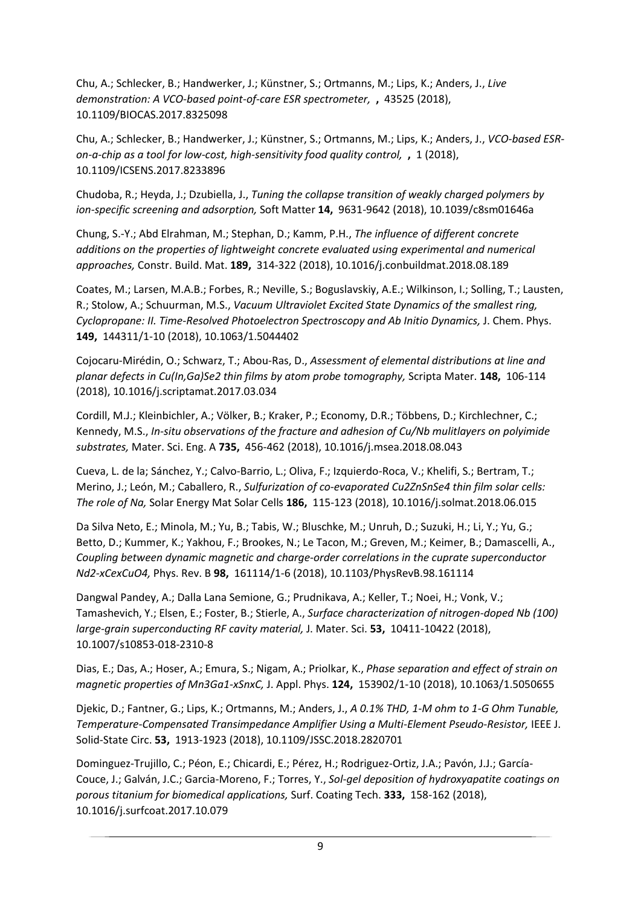Chu, A.; Schlecker, B.; Handwerker, J.; Künstner, S.; Ortmanns, M.; Lips, K.; Anders, J., *Live demonstration: A VCO-based point-of-care ESR spectrometer,* **,** 43525 (2018), 10.1109/BIOCAS.2017.8325098

Chu, A.; Schlecker, B.; Handwerker, J.; Künstner, S.; Ortmanns, M.; Lips, K.; Anders, J., *VCO-based ESR-on-a-chip as a tool for low-cost, high-sensitivity food quality control,* **,** 1 (2018), 10.1109/ICSENS.2017.8233896

Chudoba, R.; Heyda, J.; Dzubiella, J., *Tuning the collapse transition of weakly charged polymers by ion-specific screening and adsorption,* Soft Matter **14,** 9631-9642 (2018), 10.1039/c8sm01646a

Chung, S.-Y.; Abd Elrahman, M.; Stephan, D.; Kamm, P.H., *The influence of different concrete additions on the properties of lightweight concrete evaluated using experimental and numerical approaches,* Constr. Build. Mat. **189,** 314-322 (2018), 10.1016/j.conbuildmat.2018.08.189

Coates, M.; Larsen, M.A.B.; Forbes, R.; Neville, S.; Boguslavskiy, A.E.; Wilkinson, I.; Solling, T.; Lausten, R.; Stolow, A.; Schuurman, M.S., *Vacuum Ultraviolet Excited State Dynamics of the smallest ring, Cyclopropane: II. Time-Resolved Photoelectron Spectroscopy and Ab Initio Dynamics,* J. Chem. Phys. **149,** 144311/1-10 (2018), 10.1063/1.5044402

Cojocaru-Mirédin, O.; Schwarz, T.; Abou-Ras, D., *Assessment of elemental distributions at line and planar defects in Cu(In,Ga)Se2 thin films by atom probe tomography,* Scripta Mater. **148,** 106-114 (2018), 10.1016/j.scriptamat.2017.03.034

Cordill, M.J.; Kleinbichler, A.; Völker, B.; Kraker, P.; Economy, D.R.; Többens, D.; Kirchlechner, C.; Kennedy, M.S., *In-situ observations of the fracture and adhesion of Cu/Nb mulitlayers on polyimide substrates,* Mater. Sci. Eng. A **735,** 456-462 (2018), 10.1016/j.msea.2018.08.043

Cueva, L. de la; Sánchez, Y.; Calvo-Barrio, L.; Oliva, F.; Izquierdo-Roca, V.; Khelifi, S.; Bertram, T.; Merino, J.; León, M.; Caballero, R., *Sulfurization of co-evaporated Cu2ZnSnSe4 thin film solar cells: The role of Na,* Solar Energy Mat Solar Cells **186,** 115-123 (2018), 10.1016/j.solmat.2018.06.015

Da Silva Neto, E.; Minola, M.; Yu, B.; Tabis, W.; Bluschke, M.; Unruh, D.; Suzuki, H.; Li, Y.; Yu, G.; Betto, D.; Kummer, K.; Yakhou, F.; Brookes, N.; Le Tacon, M.; Greven, M.; Keimer, B.; Damascelli, A., *Coupling between dynamic magnetic and charge-order correlations in the cuprate superconductor Nd2-xCexCuO4,* Phys. Rev. B **98,** 161114/1-6 (2018), 10.1103/PhysRevB.98.161114

Dangwal Pandey, A.; Dalla Lana Semione, G.; Prudnikava, A.; Keller, T.; Noei, H.; Vonk, V.; Tamashevich, Y.; Elsen, E.; Foster, B.; Stierle, A., *Surface characterization of nitrogen-doped Nb (100) large-grain superconducting RF cavity material,* J. Mater. Sci. **53,** 10411-10422 (2018), 10.1007/s10853-018-2310-8

Dias, E.; Das, A.; Hoser, A.; Emura, S.; Nigam, A.; Priolkar, K., *Phase separation and effect of strain on magnetic properties of Mn3Ga1-xSnxC,* J. Appl. Phys. **124,** 153902/1-10 (2018), 10.1063/1.5050655

Djekic, D.; Fantner, G.; Lips, K.; Ortmanns, M.; Anders, J., *A 0.1% THD, 1-M ohm to 1-G Ohm Tunable, Temperature-Compensated Transimpedance Amplifier Using a Multi-Element Pseudo-Resistor,* IEEE J. Solid-State Circ. **53,** 1913-1923 (2018), 10.1109/JSSC.2018.2820701

Dominguez-Trujillo, C.; Péon, E.; Chicardi, E.; Pérez, H.; Rodriguez-Ortiz, J.A.; Pavón, J.J.; García-Couce, J.; Galván, J.C.; Garcia-Moreno, F.; Torres, Y., *Sol-gel deposition of hydroxyapatite coatings on porous titanium for biomedical applications,* Surf. Coating Tech. **333,** 158-162 (2018), 10.1016/j.surfcoat.2017.10.079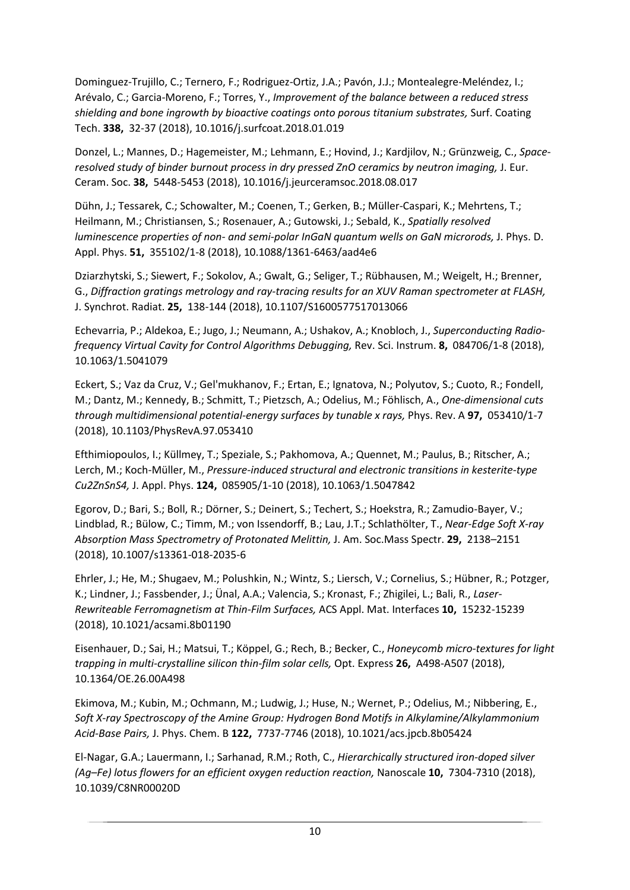Dominguez-Trujillo, C.; Ternero, F.; Rodriguez-Ortiz, J.A.; Pavón, J.J.; Montealegre-Meléndez, I.; Arévalo, C.; Garcia-Moreno, F.; Torres, Y., *Improvement of the balance between a reduced stress shielding and bone ingrowth by bioactive coatings onto porous titanium substrates,* Surf. Coating Tech. **338,** 32-37 (2018), 10.1016/j.surfcoat.2018.01.019

Donzel, L.; Mannes, D.; Hagemeister, M.; Lehmann, E.; Hovind, J.; Kardjilov, N.; Grünzweig, C., *Space-resolved study of binder burnout process in dry pressed ZnO ceramics by neutron imaging,* J. Eur. Ceram. Soc. **38,** 5448-5453 (2018), 10.1016/j.jeurceramsoc.2018.08.017

Dühn, J.; Tessarek, C.; Schowalter, M.; Coenen, T.; Gerken, B.; Müller-Caspari, K.; Mehrtens, T.; Heilmann, M.; Christiansen, S.; Rosenauer, A.; Gutowski, J.; Sebald, K., *Spatially resolved luminescence properties of non- and semi-polar InGaN quantum wells on GaN microrods,* J. Phys. D. Appl. Phys. **51,** 355102/1-8 (2018), 10.1088/1361-6463/aad4e6

Dziarzhytski, S.; Siewert, F.; Sokolov, A.; Gwalt, G.; Seliger, T.; Rübhausen, M.; Weigelt, H.; Brenner, G., *Diffraction gratings metrology and ray-tracing results for an XUV Raman spectrometer at FLASH,* J. Synchrot. Radiat. **25,** 138-144 (2018), 10.1107/S1600577517013066

Echevarria, P.; Aldekoa, E.; Jugo, J.; Neumann, A.; Ushakov, A.; Knobloch, J., *Superconducting Radio-frequency Virtual Cavity for Control Algorithms Debugging,* Rev. Sci. Instrum. **8,** 084706/1-8 (2018), 10.1063/1.5041079

Eckert, S.; Vaz da Cruz, V.; Gel'mukhanov, F.; Ertan, E.; Ignatova, N.; Polyutov, S.; Cuoto, R.; Fondell, M.; Dantz, M.; Kennedy, B.; Schmitt, T.; Pietzsch, A.; Odelius, M.; Föhlisch, A., *One-dimensional cuts through multidimensional potential-energy surfaces by tunable x rays,* Phys. Rev. A **97,** 053410/1-7 (2018), 10.1103/PhysRevA.97.053410

Efthimiopoulos, I.; Küllmey, T.; Speziale, S.; Pakhomova, A.; Quennet, M.; Paulus, B.; Ritscher, A.; Lerch, M.; Koch-Müller, M., *Pressure-induced structural and electronic transitions in kesterite-type $Cu_2ZnSnS_4$,* J. Appl. Phys. **124,** 085905/1-10 (2018), 10.1063/1.5047842

Egorov, D.; Bari, S.; Boll, R.; Dörner, S.; Deinert, S.; Techert, S.; Hoekstra, R.; Zamudio-Bayer, V.; Lindblad, R.; Bülow, C.; Timm, M.; von Issendorff, B.; Lau, J.T.; Schlathölter, T., *Near-Edge Soft X-ray Absorption Mass Spectrometry of Protonated Melittin,* J. Am. Soc.Mass Spectr. **29,** 2138–2151 (2018), 10.1007/s13361-018-2035-6

Ehrler, J.; He, M.; Shugaev, M.; Polushkin, N.; Wintz, S.; Liersch, V.; Cornelius, S.; Hübner, R.; Potzger, K.; Lindner, J.; Fassbender, J.; Ünal, A.A.; Valencia, S.; Kronast, F.; Zhigilei, L.; Bali, R., *Laser-Rewriteable Ferromagnetism at Thin-Film Surfaces,* ACS Appl. Mat. Interfaces **10,** 15232-15239 (2018), 10.1021/acsami.8b01190

Eisenhauer, D.; Sai, H.; Matsui, T.; Köppel, G.; Rech, B.; Becker, C., *Honeycomb micro-textures for light trapping in multi-crystalline silicon thin-film solar cells,* Opt. Express **26,** A498-A507 (2018), 10.1364/OE.26.00A498

Ekimova, M.; Kubin, M.; Ochmann, M.; Ludwig, J.; Huse, N.; Wernet, P.; Odelius, M.; Nibbering, E., *Soft X-ray Spectroscopy of the Amine Group: Hydrogen Bond Motifs in Alkylamine/Alkylammonium Acid-Base Pairs,* J. Phys. Chem. B **122,** 7737-7746 (2018), 10.1021/acs.jpcb.8b05424

El-Nagar, G.A.; Lauermann, I.; Sarhanad, R.M.; Roth, C., *Hierarchically structured iron-doped silver (Ag–Fe) lotus flowers for an efficient oxygen reduction reaction,* Nanoscale **10,** 7304-7310 (2018), 10.1039/C8NR00020D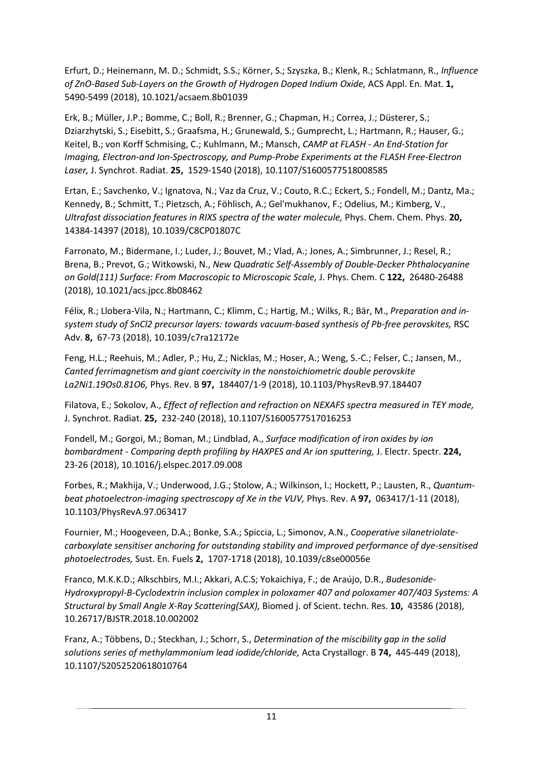Erfurt, D.; Heinemann, M. D.; Schmidt, S.S.; Körner, S.; Szyszka, B.; Klenk, R.; Schlatmann, R., *Influence of ZnO-Based Sub-Layers on the Growth of Hydrogen Doped Indium Oxide,* ACS Appl. En. Mat. **1,** 5490-5499 (2018), 10.1021/acsaem.8b01039

Erk, B.; Müller, J.P.; Bomme, C.; Boll, R.; Brenner, G.; Chapman, H.; Correa, J.; Düsterer, S.; Dziarzhytski, S.; Eisebitt, S.; Graafsma, H.; Grunewald, S.; Gumprecht, L.; Hartmann, R.; Hauser, G.; Keitel, B.; von Korff Schmising, C.; Kuhlmann, M.; Mansch, *CAMP at FLASH - An End-Station for Imaging, Electron-and Ion-Spectroscopy, and Pump-Probe Experiments at the FLASH Free-Electron Laser,* J. Synchrot. Radiat. **25,** 1529-1540 (2018), 10.1107/S1600577518008585

Ertan, E.; Savchenko, V.; Ignatova, N.; Vaz da Cruz, V.; Couto, R.C.; Eckert, S.; Fondell, M.; Dantz, Ma.; Kennedy, B.; Schmitt, T.; Pietzsch, A.; Föhlisch, A.; Gel'mukhanov, F.; Odelius, M.; Kimberg, V., *Ultrafast dissociation features in RIXS spectra of the water molecule,* Phys. Chem. Chem. Phys. **20,** 14384-14397 (2018), 10.1039/C8CP01807C

Farronato, M.; Bidermane, I.; Luder, J.; Bouvet, M.; Vlad, A.; Jones, A.; Simbrunner, J.; Resel, R.; Brena, B.; Prevot, G.; Witkowski, N., *New Quadratic Self-Assembly of Double-Decker Phthalocyanine on Gold(111) Surface: From Macroscopic to Microscopic Scale,* J. Phys. Chem. C **122,** 26480-26488 (2018), 10.1021/acs.jpcc.8b08462

Félix, R.; Llobera-Vila, N.; Hartmann, C.; Klimm, C.; Hartig, M.; Wilks, R.; Bär, M., *Preparation and in-system study of SnCl2 precursor layers: towards vacuum-based synthesis of Pb-free perovskites,* RSC Adv. **8,** 67-73 (2018), 10.1039/c7ra12172e

Feng, H.L.; Reehuis, M.; Adler, P.; Hu, Z.; Nicklas, M.; Hoser, A.; Weng, S.-C.; Felser, C.; Jansen, M., *Canted ferrimagnetism and giant coercivity in the nonstoichiometric double perovskite La2Ni1.19Os0.81O6,* Phys. Rev. B **97,** 184407/1-9 (2018), 10.1103/PhysRevB.97.184407

Filatova, E.; Sokolov, A., *Effect of reflection and refraction on NEXAFS spectra measured in TEY mode,* J. Synchrot. Radiat. **25,** 232-240 (2018), 10.1107/S1600577517016253

Fondell, M.; Gorgoi, M.; Boman, M.; Lindblad, A., *Surface modification of iron oxides by ion bombardment - Comparing depth profiling by HAXPES and Ar ion sputtering,* J. Electr. Spectr. **224,** 23-26 (2018), 10.1016/j.elspec.2017.09.008

Forbes, R.; Makhija, V.; Underwood, J.G.; Stolow, A.; Wilkinson, I.; Hockett, P.; Lausten, R., *Quantum-beat photoelectron-imaging spectroscopy of Xe in the VUV,* Phys. Rev. A **97,** 063417/1-11 (2018), 10.1103/PhysRevA.97.063417

Fournier, M.; Hoogeveen, D.A.; Bonke, S.A.; Spiccia, L.; Simonov, A.N., *Cooperative silanetriolate-carboxylate sensitiser anchoring for outstanding stability and improved performance of dye-sensitised photoelectrodes,* Sust. En. Fuels **2,** 1707-1718 (2018), 10.1039/c8se00056e

Franco, M.K.K.D.; Alkschbirs, M.I.; Akkari, A.C.S; Yokaichiya, F.; de Araújo, D.R., *Budesonide-Hydroxypropyl-B-Cyclodextrin inclusion complex in poloxamer 407 and poloxamer 407/403 Systems: A Structural by Small Angle X-Ray Scattering(SAX),* Biomed j. of Scient. techn. Res. **10,** 43586 (2018), 10.26717/BJSTR.2018.10.002002

Franz, A.; Többens, D.; Steckhan, J.; Schorr, S., *Determination of the miscibility gap in the solid solutions series of methylammonium lead iodide/chloride,* Acta Crystallogr. B **74,** 445-449 (2018), 10.1107/S2052520618010764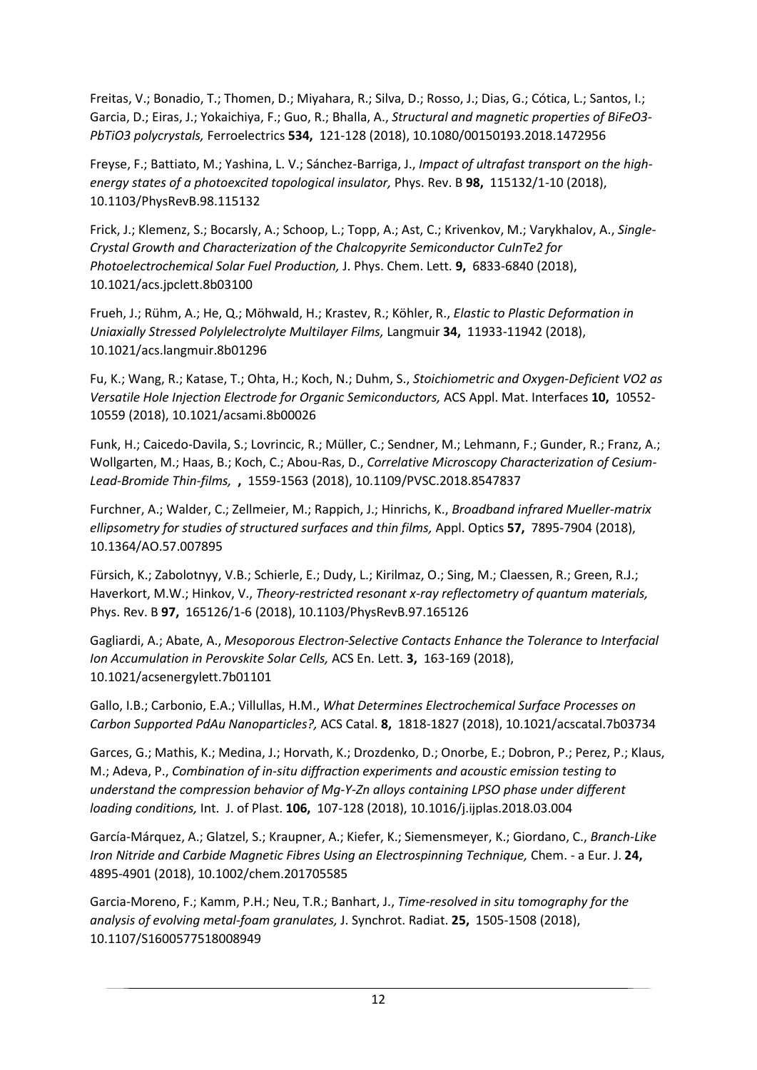Freitas, V.; Bonadio, T.; Thomen, D.; Miyahara, R.; Silva, D.; Rosso, J.; Dias, G.; Cótica, L.; Santos, I.; Garcia, D.; Eiras, J.; Yokaichiya, F.; Guo, R.; Bhalla, A., *Structural and magnetic properties of BiFeO3-PbTiO3 polycrystals,* Ferroelectrics **534,** 121-128 (2018), 10.1080/00150193.2018.1472956

Freyse, F.; Battiato, M.; Yashina, L. V.; Sánchez-Barriga, J., *Impact of ultrafast transport on the high-energy states of a photoexcited topological insulator,* Phys. Rev. B **98,** 115132/1-10 (2018), 10.1103/PhysRevB.98.115132

Frick, J.; Klemenz, S.; Bocarsly, A.; Schoop, L.; Topp, A.; Ast, C.; Krivenkov, M.; Varykhalov, A., *Single-Crystal Growth and Characterization of the Chalcopyrite Semiconductor CuInTe2 for Photoelectrochemical Solar Fuel Production,* J. Phys. Chem. Lett. **9,** 6833-6840 (2018), 10.1021/acs.jpclett.8b03100

Frueh, J.; Rühm, A.; He, Q.; Möhwald, H.; Krastev, R.; Köhler, R., *Elastic to Plastic Deformation in Uniaxially Stressed Polylelectrolyte Multilayer Films,* Langmuir **34,** 11933-11942 (2018), 10.1021/acs.langmuir.8b01296

Fu, K.; Wang, R.; Katase, T.; Ohta, H.; Koch, N.; Duhm, S., *Stoichiometric and Oxygen-Deficient VO2 as Versatile Hole Injection Electrode for Organic Semiconductors,* ACS Appl. Mat. Interfaces **10,** 10552-10559 (2018), 10.1021/acsami.8b00026

Funk, H.; Caicedo-Davila, S.; Lovrincic, R.; Müller, C.; Sendner, M.; Lehmann, F.; Gunder, R.; Franz, A.; Wollgarten, M.; Haas, B.; Koch, C.; Abou-Ras, D., *Correlative Microscopy Characterization of Cesium-Lead-Bromide Thin-films,* **,** 1559-1563 (2018), 10.1109/PVSC.2018.8547837

Furchner, A.; Walder, C.; Zellmeier, M.; Rappich, J.; Hinrichs, K., *Broadband infrared Mueller-matrix ellipsometry for studies of structured surfaces and thin films,* Appl. Optics **57,** 7895-7904 (2018), 10.1364/AO.57.007895

Fürsich, K.; Zabolotnyy, V.B.; Schierle, E.; Dudy, L.; Kirilmaz, O.; Sing, M.; Claessen, R.; Green, R.J.; Haverkort, M.W.; Hinkov, V., *Theory-restricted resonant x-ray reflectometry of quantum materials,* Phys. Rev. B **97,** 165126/1-6 (2018), 10.1103/PhysRevB.97.165126

Gagliardi, A.; Abate, A., *Mesoporous Electron-Selective Contacts Enhance the Tolerance to Interfacial Ion Accumulation in Perovskite Solar Cells,* ACS En. Lett. **3,** 163-169 (2018), 10.1021/acsenergylett.7b01101

Gallo, I.B.; Carbonio, E.A.; Villullas, H.M., *What Determines Electrochemical Surface Processes on Carbon Supported PdAu Nanoparticles?,* ACS Catal. **8,** 1818-1827 (2018), 10.1021/acscatal.7b03734

Garces, G.; Mathis, K.; Medina, J.; Horvath, K.; Drozdenko, D.; Onorbe, E.; Dobron, P.; Perez, P.; Klaus, M.; Adeva, P., *Combination of in-situ diffraction experiments and acoustic emission testing to understand the compression behavior of Mg-Y-Zn alloys containing LPSO phase under different loading conditions,* Int. J. of Plast. **106,** 107-128 (2018), 10.1016/j.ijplas.2018.03.004

García-Márquez, A.; Glatzel, S.; Kraupner, A.; Kiefer, K.; Siemensmeyer, K.; Giordano, C., *Branch-Like Iron Nitride and Carbide Magnetic Fibres Using an Electrospinning Technique,* Chem. - a Eur. J. **24,** 4895-4901 (2018), 10.1002/chem.201705585

Garcia-Moreno, F.; Kamm, P.H.; Neu, T.R.; Banhart, J., *Time-resolved in situ tomography for the analysis of evolving metal-foam granulates,* J. Synchrot. Radiat. **25,** 1505-1508 (2018), 10.1107/S1600577518008949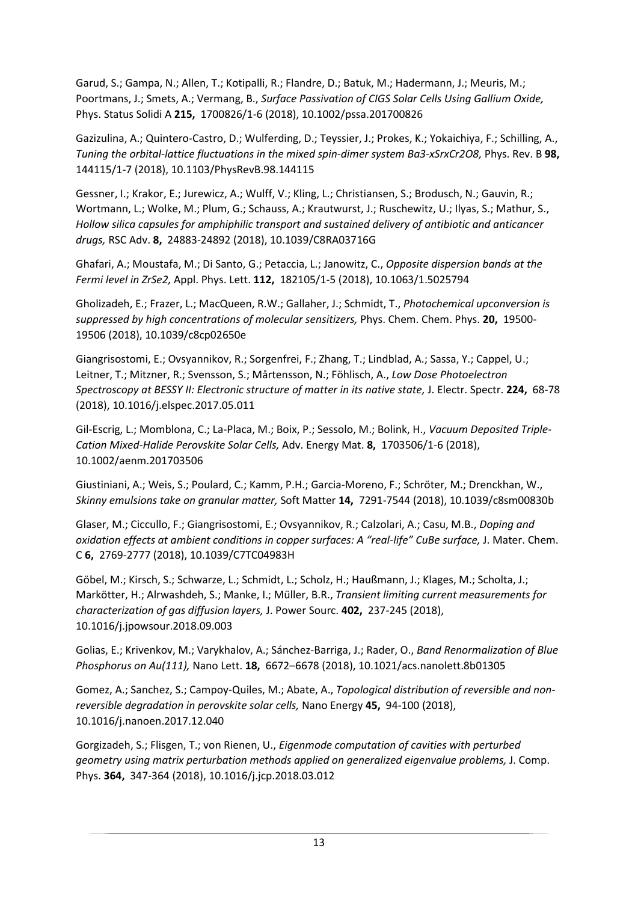Garud, S.; Gampa, N.; Allen, T.; Kotipalli, R.; Flandre, D.; Batuk, M.; Hadermann, J.; Meuris, M.; Poortmans, J.; Smets, A.; Vermang, B., *Surface Passivation of CIGS Solar Cells Using Gallium Oxide,* Phys. Status Solidi A **215,** 1700826/1-6 (2018), 10.1002/pssa.201700826

Gazizulina, A.; Quintero-Castro, D.; Wulferding, D.; Teyssier, J.; Prokes, K.; Yokaichiya, F.; Schilling, A., *Tuning the orbital-lattice fluctuations in the mixed spin-dimer system Ba3-xSrxCr2O8,* Phys. Rev. B **98,** 144115/1-7 (2018), 10.1103/PhysRevB.98.144115

Gessner, I.; Krakor, E.; Jurewicz, A.; Wulff, V.; Kling, L.; Christiansen, S.; Brodusch, N.; Gauvin, R.; Wortmann, L.; Wolke, M.; Plum, G.; Schauss, A.; Krautwurst, J.; Ruschewitz, U.; Ilyas, S.; Mathur, S., *Hollow silica capsules for amphiphilic transport and sustained delivery of antibiotic and anticancer drugs,* RSC Adv. **8,** 24883-24892 (2018), 10.1039/C8RA03716G

Ghafari, A.; Moustafa, M.; Di Santo, G.; Petaccia, L.; Janowitz, C., *Opposite dispersion bands at the Fermi level in ZrSe2,* Appl. Phys. Lett. **112,** 182105/1-5 (2018), 10.1063/1.5025794

Gholizadeh, E.; Frazer, L.; MacQueen, R.W.; Gallaher, J.; Schmidt, T., *Photochemical upconversion is suppressed by high concentrations of molecular sensitizers,* Phys. Chem. Chem. Phys. **20,** 19500-19506 (2018), 10.1039/c8cp02650e

Giangrisostomi, E.; Ovsyannikov, R.; Sorgenfrei, F.; Zhang, T.; Lindblad, A.; Sassa, Y.; Cappel, U.; Leitner, T.; Mitzner, R.; Svensson, S.; Mårtensson, N.; Föhlisch, A., *Low Dose Photoelectron Spectroscopy at BESSY II: Electronic structure of matter in its native state,* J. Electr. Spectr. **224,** 68-78 (2018), 10.1016/j.elspec.2017.05.011

Gil-Escrig, L.; Momblona, C.; La-Placa, M.; Boix, P.; Sessolo, M.; Bolink, H., *Vacuum Deposited Triple-Cation Mixed-Halide Perovskite Solar Cells,* Adv. Energy Mat. **8,** 1703506/1-6 (2018), 10.1002/aenm.201703506

Giustiniani, A.; Weis, S.; Poulard, C.; Kamm, P.H.; Garcia-Moreno, F.; Schröter, M.; Drenckhan, W., *Skinny emulsions take on granular matter,* Soft Matter **14,** 7291-7544 (2018), 10.1039/c8sm00830b

Glaser, M.; Ciccullo, F.; Giangrisostomi, E.; Ovsyannikov, R.; Calzolari, A.; Casu, M.B., *Doping and oxidation effects at ambient conditions in copper surfaces: A "real-life" CuBe surface,* J. Mater. Chem. C **6,** 2769-2777 (2018), 10.1039/C7TC04983H

Göbel, M.; Kirsch, S.; Schwarze, L.; Schmidt, L.; Scholz, H.; Haußmann, J.; Klages, M.; Scholta, J.; Markötter, H.; Alrwashdeh, S.; Manke, I.; Müller, B.R., *Transient limiting current measurements for characterization of gas diffusion layers,* J. Power Sourc. **402,** 237-245 (2018), 10.1016/j.jpowsour.2018.09.003

Golias, E.; Krivenkov, M.; Varykhalov, A.; Sánchez-Barriga, J.; Rader, O., *Band Renormalization of Blue Phosphorus on Au(111),* Nano Lett. **18,** 6672–6678 (2018), 10.1021/acs.nanolett.8b01305

Gomez, A.; Sanchez, S.; Campoy-Quiles, M.; Abate, A., *Topological distribution of reversible and non-reversible degradation in perovskite solar cells,* Nano Energy **45,** 94-100 (2018), 10.1016/j.nanoen.2017.12.040

Gorgizadeh, S.; Flisgen, T.; von Rienen, U., *Eigenmode computation of cavities with perturbed geometry using matrix perturbation methods applied on generalized eigenvalue problems,* J. Comp. Phys. **364,** 347-364 (2018), 10.1016/j.jcp.2018.03.012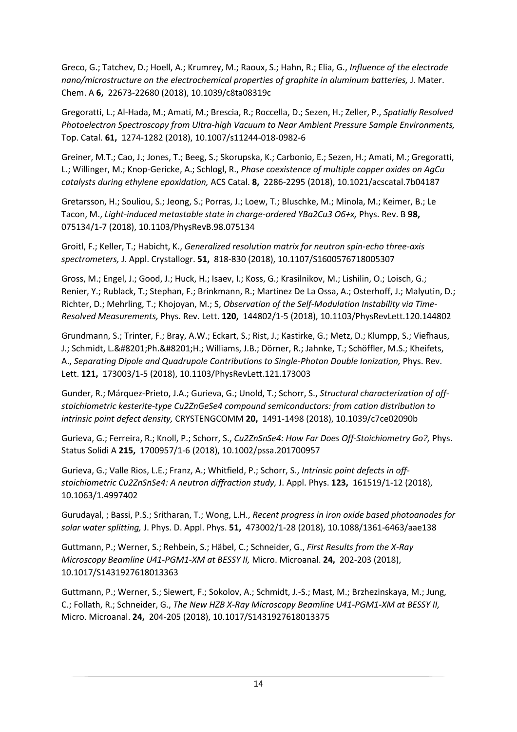Greco, G.; Tatchev, D.; Hoell, A.; Krumrey, M.; Raoux, S.; Hahn, R.; Elia, G., *Influence of the electrode nano/microstructure on the electrochemical properties of graphite in aluminum batteries,* J. Mater. Chem. A **6,** 22673-22680 (2018), 10.1039/c8ta08319c

Gregoratti, L.; Al-Hada, M.; Amati, M.; Brescia, R.; Roccella, D.; Sezen, H.; Zeller, P., *Spatially Resolved Photoelectron Spectroscopy from Ultra-high Vacuum to Near Ambient Pressure Sample Environments,* Top. Catal. **61,** 1274-1282 (2018), 10.1007/s11244-018-0982-6

Greiner, M.T.; Cao, J.; Jones, T.; Beeg, S.; Skorupska, K.; Carbonio, E.; Sezen, H.; Amati, M.; Gregoratti, L.; Willinger, M.; Knop-Gericke, A.; Schlogl, R., *Phase coexistence of multiple copper oxides on AgCu catalysts during ethylene epoxidation,* ACS Catal. **8,** 2286-2295 (2018), 10.1021/acscatal.7b04187

Gretarsson, H.; Souliou, S.; Jeong, S.; Porras, J.; Loew, T.; Bluschke, M.; Minola, M.; Keimer, B.; Le Tacon, M., *Light-induced metastable state in charge-ordered YBa2Cu3 O6+x,* Phys. Rev. B **98,** 075134/1-7 (2018), 10.1103/PhysRevB.98.075134

Groitl, F.; Keller, T.; Habicht, K., *Generalized resolution matrix for neutron spin-echo three-axis spectrometers,* J. Appl. Crystallogr. **51,** 818-830 (2018), 10.1107/S1600576718005307

Gross, M.; Engel, J.; Good, J.; Huck, H.; Isaev, I.; Koss, G.; Krasilnikov, M.; Lishilin, O.; Loisch, G.; Renier, Y.; Rublack, T.; Stephan, F.; Brinkmann, R.; Martinez De La Ossa, A.; Osterhoff, J.; Malyutin, D.; Richter, D.; Mehrling, T.; Khojoyan, M.; S, *Observation of the Self-Modulation Instability via Time-Resolved Measurements,* Phys. Rev. Lett. **120,** 144802/1-5 (2018), 10.1103/PhysRevLett.120.144802

Grundmann, S.; Trinter, F.; Bray, A.W.; Eckart, S.; Rist, J.; Kastirke, G.; Metz, D.; Klumpp, S.; Viefhaus, J.; Schmidt, L.&#8201;Ph.&#8201;H.; Williams, J.B.; Dörner, R.; Jahnke, T.; Schöffler, M.S.; Kheifets, A., *Separating Dipole and Quadrupole Contributions to Single-Photon Double Ionization,* Phys. Rev. Lett. **121,** 173003/1-5 (2018), 10.1103/PhysRevLett.121.173003

Gunder, R.; Márquez-Prieto, J.A.; Gurieva, G.; Unold, T.; Schorr, S., *Structural characterization of off-stoichiometric kesterite-type Cu2ZnGeSe4 compound semiconductors: from cation distribution to intrinsic point defect density,* CRYSTENGCOMM **20,** 1491-1498 (2018), 10.1039/c7ce02090b

Gurieva, G.; Ferreira, R.; Knoll, P.; Schorr, S., *Cu2ZnSnSe4: How Far Does Off-Stoichiometry Go?,* Phys. Status Solidi A **215,** 1700957/1-6 (2018), 10.1002/pssa.201700957

Gurieva, G.; Valle Rios, L.E.; Franz, A.; Whitfield, P.; Schorr, S., *Intrinsic point defects in off-stoichiometric Cu2ZnSnSe4: A neutron diffraction study,* J. Appl. Phys. **123,** 161519/1-12 (2018), 10.1063/1.4997402

Gurudayal, ; Bassi, P.S.; Sritharan, T.; Wong, L.H., *Recent progress in iron oxide based photoanodes for solar water splitting,* J. Phys. D. Appl. Phys. **51,** 473002/1-28 (2018), 10.1088/1361-6463/aae138

Guttmann, P.; Werner, S.; Rehbein, S.; Häbel, C.; Schneider, G., *First Results from the X-Ray Microscopy Beamline U41-PGM1-XM at BESSY II,* Micro. Microanal. **24,** 202-203 (2018), 10.1017/S1431927618013363

Guttmann, P.; Werner, S.; Siewert, F.; Sokolov, A.; Schmidt, J.-S.; Mast, M.; Brzhezinskaya, M.; Jung, C.; Follath, R.; Schneider, G., *The New HZB X-Ray Microscopy Beamline U41-PGM1-XM at BESSY II,* Micro. Microanal. **24,** 204-205 (2018), 10.1017/S1431927618013375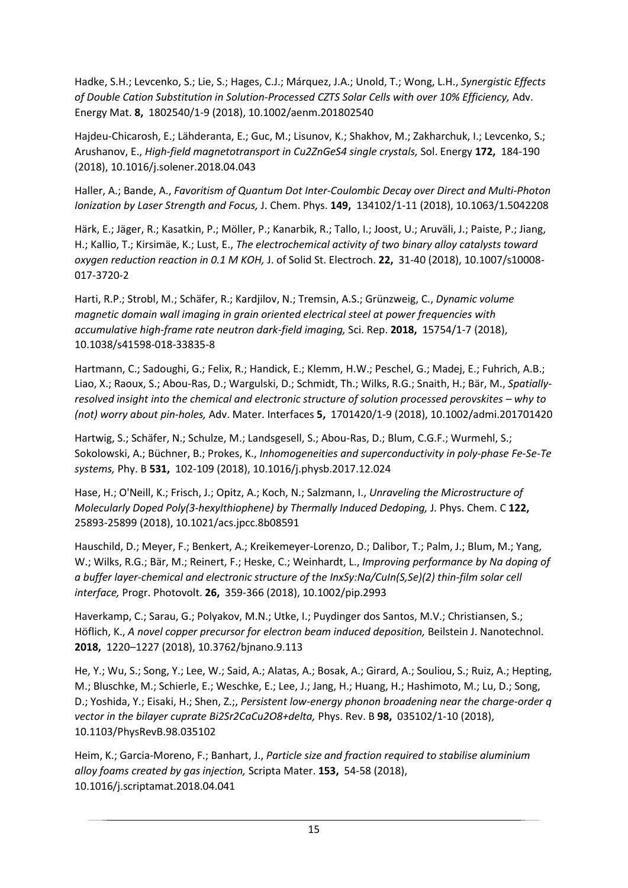Hadke, S.H.; Levcenko, S.; Lie, S.; Hages, C.J.; Márquez, J.A.; Unold, T.; Wong, L.H., *Synergistic Effects of Double Cation Substitution in Solution-Processed CZTS Solar Cells with over 10% Efficiency,* Adv. Energy Mat. **8,** 1802540/1-9 (2018), 10.1002/aenm.201802540

Hajdeu-Chicarosh, E.; Lähderanta, E.; Guc, M.; Lisunov, K.; Shakhov, M.; Zakharchuk, I.; Levcenko, S.; Arushanov, E., *High-field magnetotransport in Cu2ZnGeS4 single crystals,* Sol. Energy **172,** 184-190 (2018), 10.1016/j.solener.2018.04.043

Haller, A.; Bande, A., *Favoritism of Quantum Dot Inter-Coulombic Decay over Direct and Multi-Photon Ionization by Laser Strength and Focus,* J. Chem. Phys. **149,** 134102/1-11 (2018), 10.1063/1.5042208

Härk, E.; Jäger, R.; Kasatkin, P.; Möller, P.; Kanarbik, R.; Tallo, I.; Joost, U.; Aruväli, J.; Paiste, P.; Jiang, H.; Kallio, T.; Kirsimäe, K.; Lust, E., *The electrochemical activity of two binary alloy catalysts toward oxygen reduction reaction in 0.1 M KOH,* J. of Solid St. Electroch. **22,** 31-40 (2018), 10.1007/s10008-017-3720-2

Harti, R.P.; Strobl, M.; Schäfer, R.; Kardjilov, N.; Tremsin, A.S.; Grünzweig, C., *Dynamic volume magnetic domain wall imaging in grain oriented electrical steel at power frequencies with accumulative high-frame rate neutron dark-field imaging,* Sci. Rep. **2018,** 15754/1-7 (2018), 10.1038/s41598-018-33835-8

Hartmann, C.; Sadoughi, G.; Felix, R.; Handick, E.; Klemm, H.W.; Peschel, G.; Madej, E.; Fuhrich, A.B.; Liao, X.; Raoux, S.; Abou-Ras, D.; Wargulski, D.; Schmidt, Th.; Wilks, R.G.; Snaith, H.; Bär, M., *Spatially-resolved insight into the chemical and electronic structure of solution processed perovskites – why to (not) worry about pin-holes,* Adv. Mater. Interfaces **5,** 1701420/1-9 (2018), 10.1002/admi.201701420

Hartwig, S.; Schäfer, N.; Schulze, M.; Landsgesell, S.; Abou-Ras, D.; Blum, C.G.F.; Wurmehl, S.; Sokolowski, A.; Büchner, B.; Prokes, K., *Inhomogeneities and superconductivity in poly-phase Fe-Se-Te systems,* Phy. B **531,** 102-109 (2018), 10.1016/j.physb.2017.12.024

Hase, H.; O'Neill, K.; Frisch, J.; Opitz, A.; Koch, N.; Salzmann, I., *Unraveling the Microstructure of Molecularly Doped Poly(3-hexylthiophene) by Thermally Induced Dedoping,* J. Phys. Chem. C **122,** 25893-25899 (2018), 10.1021/acs.jpcc.8b08591

Hauschild, D.; Meyer, F.; Benkert, A.; Kreikemeyer-Lorenzo, D.; Dalibor, T.; Palm, J.; Blum, M.; Yang, W.; Wilks, R.G.; Bär, M.; Reinert, F.; Heske, C.; Weinhardt, L., *Improving performance by Na doping of a buffer layer-chemical and electronic structure of the InxSy:Na/CuIn(S,Se)(2) thin-film solar cell interface,* Progr. Photovolt. **26,** 359-366 (2018), 10.1002/pip.2993

Haverkamp, C.; Sarau, G.; Polyakov, M.N.; Utke, I.; Puydinger dos Santos, M.V.; Christiansen, S.; Höflich, K., *A novel copper precursor for electron beam induced deposition,* Beilstein J. Nanotechnol. **2018,** 1220–1227 (2018), 10.3762/bjnano.9.113

He, Y.; Wu, S.; Song, Y.; Lee, W.; Said, A.; Alatas, A.; Bosak, A.; Girard, A.; Souliou, S.; Ruiz, A.; Hepting, M.; Bluschke, M.; Schierle, E.; Weschke, E.; Lee, J.; Jang, H.; Huang, H.; Hashimoto, M.; Lu, D.; Song, D.; Yoshida, Y.; Eisaki, H.; Shen, Z.;, *Persistent low-energy phonon broadening near the charge-order q vector in the bilayer cuprate Bi2Sr2CaCu2O8+delta,* Phys. Rev. B **98,** 035102/1-10 (2018), 10.1103/PhysRevB.98.035102

Heim, K.; Garcia-Moreno, F.; Banhart, J., *Particle size and fraction required to stabilise aluminium alloy foams created by gas injection,* Scripta Mater. **153,** 54-58 (2018), 10.1016/j.scriptamat.2018.04.041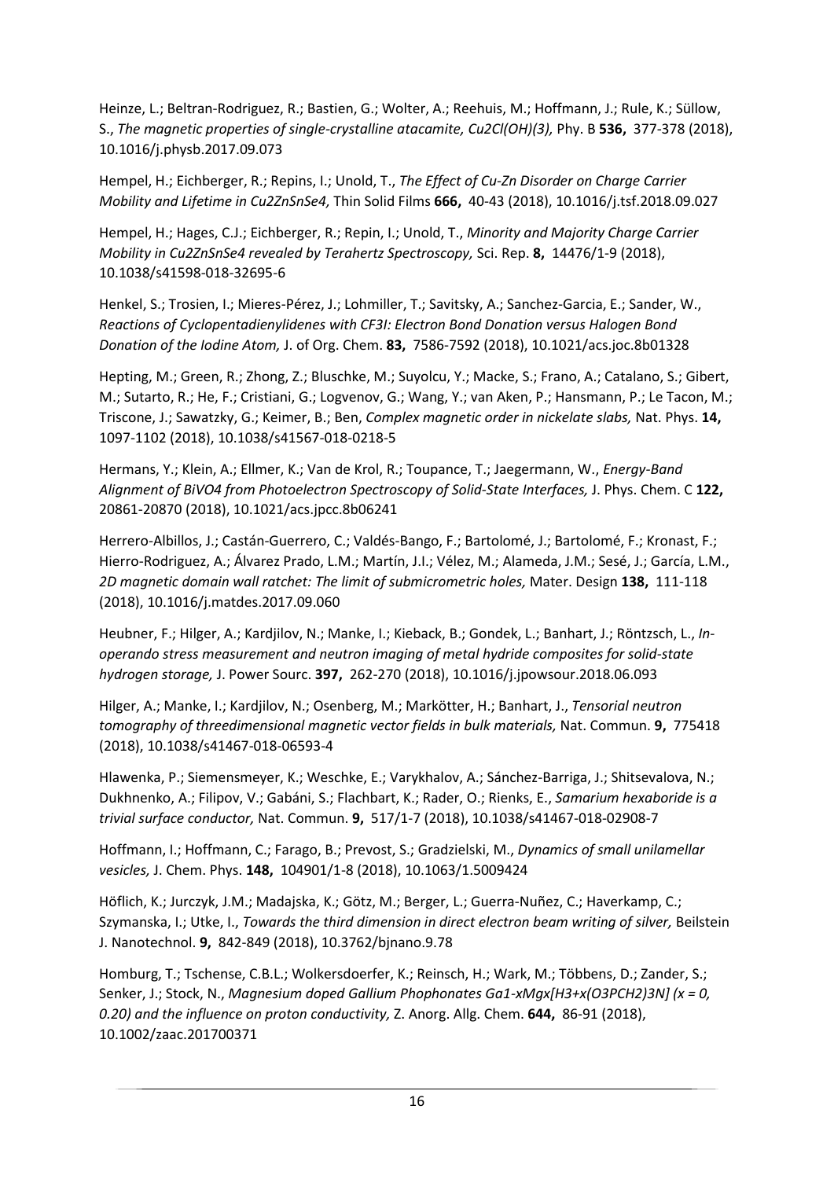Heinze, L.; Beltran-Rodriguez, R.; Bastien, G.; Wolter, A.; Reehuis, M.; Hoffmann, J.; Rule, K.; Süllow, S., *The magnetic properties of single-crystalline atacamite, Cu2Cl(OH)(3),* Phy. B **536,** 377-378 (2018), 10.1016/j.physb.2017.09.073

Hempel, H.; Eichberger, R.; Repins, I.; Unold, T., *The Effect of Cu-Zn Disorder on Charge Carrier Mobility and Lifetime in Cu2ZnSnSe4,* Thin Solid Films **666,** 40-43 (2018), 10.1016/j.tsf.2018.09.027

Hempel, H.; Hages, C.J.; Eichberger, R.; Repin, I.; Unold, T., *Minority and Majority Charge Carrier Mobility in Cu2ZnSnSe4 revealed by Terahertz Spectroscopy,* Sci. Rep. **8,** 14476/1-9 (2018), 10.1038/s41598-018-32695-6

Henkel, S.; Trosien, I.; Mieres-Pérez, J.; Lohmiller, T.; Savitsky, A.; Sanchez-Garcia, E.; Sander, W., *Reactions of Cyclopentadienylidenes with CF3I: Electron Bond Donation versus Halogen Bond Donation of the Iodine Atom,* J. of Org. Chem. **83,** 7586-7592 (2018), 10.1021/acs.joc.8b01328

Hepting, M.; Green, R.; Zhong, Z.; Bluschke, M.; Suyolcu, Y.; Macke, S.; Frano, A.; Catalano, S.; Gibert, M.; Sutarto, R.; He, F.; Cristiani, G.; Logvenov, G.; Wang, Y.; van Aken, P.; Hansmann, P.; Le Tacon, M.; Triscone, J.; Sawatzky, G.; Keimer, B.; Ben, *Complex magnetic order in nickelate slabs,* Nat. Phys. **14,** 1097-1102 (2018), 10.1038/s41567-018-0218-5

Hermans, Y.; Klein, A.; Ellmer, K.; Van de Krol, R.; Toupance, T.; Jaegermann, W., *Energy-Band Alignment of BiVO4 from Photoelectron Spectroscopy of Solid-State Interfaces,* J. Phys. Chem. C **122,** 20861-20870 (2018), 10.1021/acs.jpcc.8b06241

Herrero-Albillos, J.; Castán-Guerrero, C.; Valdés-Bango, F.; Bartolomé, J.; Bartolomé, F.; Kronast, F.; Hierro-Rodriguez, A.; Álvarez Prado, L.M.; Martín, J.I.; Vélez, M.; Alameda, J.M.; Sesé, J.; García, L.M., *2D magnetic domain wall ratchet: The limit of submicrometric holes,* Mater. Design **138,** 111-118 (2018), 10.1016/j.matdes.2017.09.060

Heubner, F.; Hilger, A.; Kardjilov, N.; Manke, I.; Kieback, B.; Gondek, L.; Banhart, J.; Röntzsch, L., *In-operando stress measurement and neutron imaging of metal hydride composites for solid-state hydrogen storage,* J. Power Sourc. **397,** 262-270 (2018), 10.1016/j.jpowsour.2018.06.093

Hilger, A.; Manke, I.; Kardjilov, N.; Osenberg, M.; Markötter, H.; Banhart, J., *Tensorial neutron tomography of threedimensional magnetic vector fields in bulk materials,* Nat. Commun. **9,** 775418 (2018), 10.1038/s41467-018-06593-4

Hlawenka, P.; Siemensmeyer, K.; Weschke, E.; Varykhalov, A.; Sánchez-Barriga, J.; Shitsevalova, N.; Dukhnenko, A.; Filipov, V.; Gabáni, S.; Flachbart, K.; Rader, O.; Rienks, E., *Samarium hexaboride is a trivial surface conductor,* Nat. Commun. **9,** 517/1-7 (2018), 10.1038/s41467-018-02908-7

Hoffmann, I.; Hoffmann, C.; Farago, B.; Prevost, S.; Gradzielski, M., *Dynamics of small unilamellar vesicles,* J. Chem. Phys. **148,** 104901/1-8 (2018), 10.1063/1.5009424

Höflich, K.; Jurczyk, J.M.; Madajska, K.; Götz, M.; Berger, L.; Guerra-Nuñez, C.; Haverkamp, C.; Szymanska, I.; Utke, I., *Towards the third dimension in direct electron beam writing of silver,* Beilstein J. Nanotechnol. **9,** 842-849 (2018), 10.3762/bjnano.9.78

Homburg, T.; Tschense, C.B.L.; Wolkersdoerfer, K.; Reinsch, H.; Wark, M.; Többens, D.; Zander, S.; Senker, J.; Stock, N., *Magnesium doped Gallium Phophonates Ga1-xMgx[H3+x(O3PCH2)3N] (x = 0, 0.20) and the influence on proton conductivity,* Z. Anorg. Allg. Chem. **644,** 86-91 (2018), 10.1002/zaac.201700371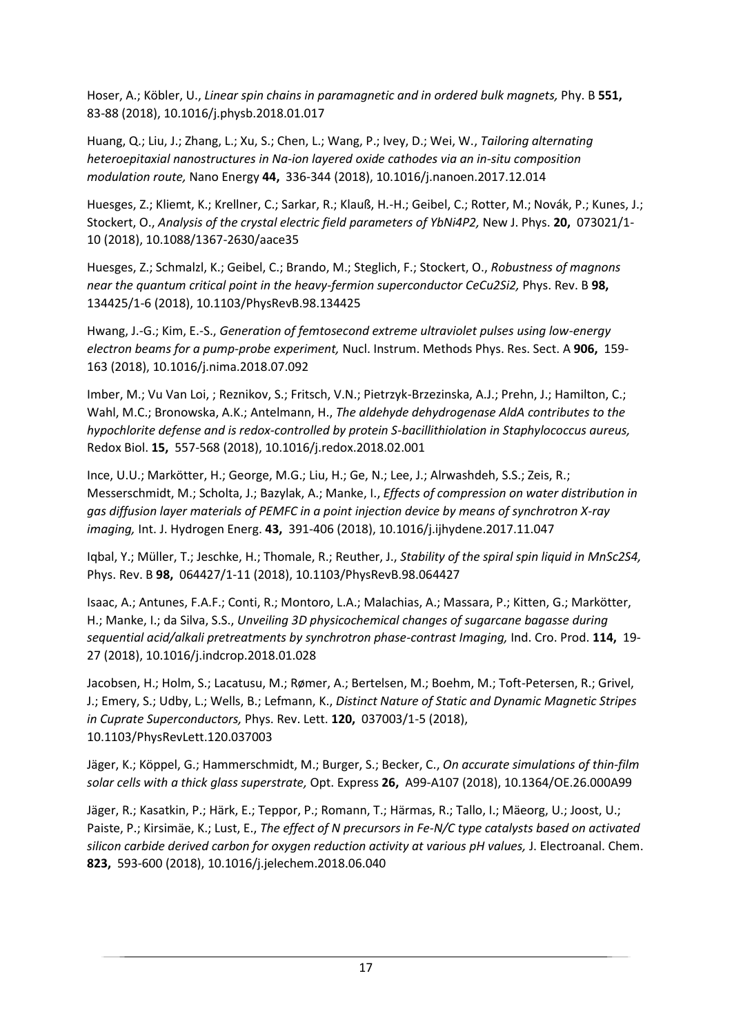Hoser, A.; Köbler, U., *Linear spin chains in paramagnetic and in ordered bulk magnets,* Phy. B **551,** 83-88 (2018), 10.1016/j.physb.2018.01.017

Huang, Q.; Liu, J.; Zhang, L.; Xu, S.; Chen, L.; Wang, P.; Ivey, D.; Wei, W., *Tailoring alternating heteroepitaxial nanostructures in Na-ion layered oxide cathodes via an in-situ composition modulation route,* Nano Energy **44,** 336-344 (2018), 10.1016/j.nanoen.2017.12.014

Huesges, Z.; Kliemt, K.; Krellner, C.; Sarkar, R.; Klauß, H.-H.; Geibel, C.; Rotter, M.; Novák, P.; Kunes, J.; Stockert, O., *Analysis of the crystal electric field parameters of YbNi4P2,* New J. Phys. **20,** 073021/1-10 (2018), 10.1088/1367-2630/aace35

Huesges, Z.; Schmalzl, K.; Geibel, C.; Brando, M.; Steglich, F.; Stockert, O., *Robustness of magnons near the quantum critical point in the heavy-fermion superconductor CeCu2Si2,* Phys. Rev. B **98,** 134425/1-6 (2018), 10.1103/PhysRevB.98.134425

Hwang, J.-G.; Kim, E.-S., *Generation of femtosecond extreme ultraviolet pulses using low-energy electron beams for a pump-probe experiment,* Nucl. Instrum. Methods Phys. Res. Sect. A **906,** 159-163 (2018), 10.1016/j.nima.2018.07.092

Imber, M.; Vu Van Loi, ; Reznikov, S.; Fritsch, V.N.; Pietrzyk-Brzezinska, A.J.; Prehn, J.; Hamilton, C.; Wahl, M.C.; Bronowska, A.K.; Antelmann, H., *The aldehyde dehydrogenase AldA contributes to the hypochlorite defense and is redox-controlled by protein S-bacillithiolation in Staphylococcus aureus,* Redox Biol. **15,** 557-568 (2018), 10.1016/j.redox.2018.02.001

Ince, U.U.; Markötter, H.; George, M.G.; Liu, H.; Ge, N.; Lee, J.; Alrwashdeh, S.S.; Zeis, R.; Messerschmidt, M.; Scholta, J.; Bazylak, A.; Manke, I., *Effects of compression on water distribution in gas diffusion layer materials of PEMFC in a point injection device by means of synchrotron X-ray imaging,* Int. J. Hydrogen Energ. **43,** 391-406 (2018), 10.1016/j.ijhydene.2017.11.047

Iqbal, Y.; Müller, T.; Jeschke, H.; Thomale, R.; Reuther, J., *Stability of the spiral spin liquid in MnSc2S4,* Phys. Rev. B **98,** 064427/1-11 (2018), 10.1103/PhysRevB.98.064427

Isaac, A.; Antunes, F.A.F.; Conti, R.; Montoro, L.A.; Malachias, A.; Massara, P.; Kitten, G.; Markötter, H.; Manke, I.; da Silva, S.S., *Unveiling 3D physicochemical changes of sugarcane bagasse during sequential acid/alkali pretreatments by synchrotron phase-contrast Imaging,* Ind. Cro. Prod. **114,** 19-27 (2018), 10.1016/j.indcrop.2018.01.028

Jacobsen, H.; Holm, S.; Lacatusu, M.; Rømer, A.; Bertelsen, M.; Boehm, M.; Toft-Petersen, R.; Grivel, J.; Emery, S.; Udby, L.; Wells, B.; Lefmann, K., *Distinct Nature of Static and Dynamic Magnetic Stripes in Cuprate Superconductors,* Phys. Rev. Lett. **120,** 037003/1-5 (2018), 10.1103/PhysRevLett.120.037003

Jäger, K.; Köppel, G.; Hammerschmidt, M.; Burger, S.; Becker, C., *On accurate simulations of thin-film solar cells with a thick glass superstrate,* Opt. Express **26,** A99-A107 (2018), 10.1364/OE.26.000A99

Jäger, R.; Kasatkin, P.; Härk, E.; Teppor, P.; Romann, T.; Härmas, R.; Tallo, I.; Mäeorg, U.; Joost, U.; Paiste, P.; Kirsimäe, K.; Lust, E., *The effect of N precursors in Fe-N/C type catalysts based on activated silicon carbide derived carbon for oxygen reduction activity at various pH values,* J. Electroanal. Chem. **823,** 593-600 (2018), 10.1016/j.jelechem.2018.06.040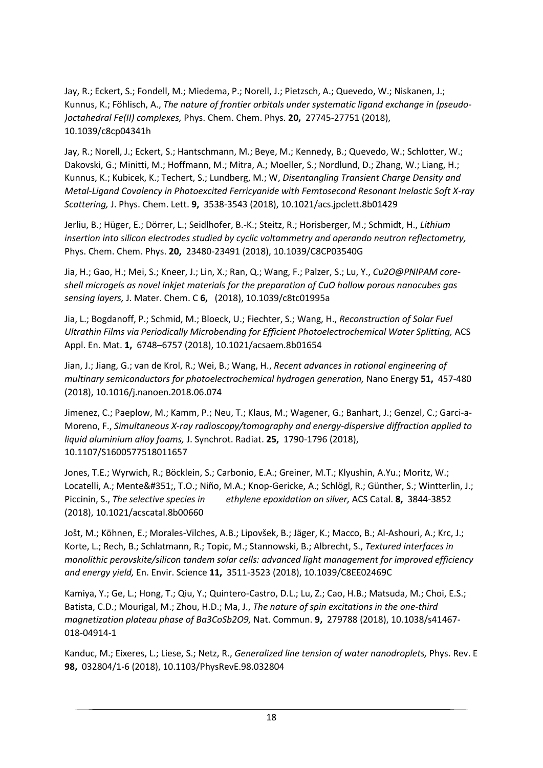Jay, R.; Eckert, S.; Fondell, M.; Miedema, P.; Norell, J.; Pietzsch, A.; Quevedo, W.; Niskanen, J.; Kunnus, K.; Föhlisch, A., *The nature of frontier orbitals under systematic ligand exchange in (pseudo-)octahedral Fe(II) complexes,* Phys. Chem. Chem. Phys. **20,** 27745-27751 (2018), 10.1039/c8cp04341h

Jay, R.; Norell, J.; Eckert, S.; Hantschmann, M.; Beye, M.; Kennedy, B.; Quevedo, W.; Schlotter, W.; Dakovski, G.; Minitti, M.; Hoffmann, M.; Mitra, A.; Moeller, S.; Nordlund, D.; Zhang, W.; Liang, H.; Kunnus, K.; Kubicek, K.; Techert, S.; Lundberg, M.; W, *Disentangling Transient Charge Density and Metal-Ligand Covalency in Photoexcited Ferricyanide with Femtosecond Resonant Inelastic Soft X-ray Scattering,* J. Phys. Chem. Lett. **9,** 3538-3543 (2018), 10.1021/acs.jpclett.8b01429

Jerliu, B.; Hüger, E.; Dörrer, L.; Seidlhofer, B.-K.; Steitz, R.; Horisberger, M.; Schmidt, H., *Lithium insertion into silicon electrodes studied by cyclic voltammetry and operando neutron reflectometry,* Phys. Chem. Chem. Phys. **20,** 23480-23491 (2018), 10.1039/C8CP03540G

Jia, H.; Gao, H.; Mei, S.; Kneer, J.; Lin, X.; Ran, Q.; Wang, F.; Palzer, S.; Lu, Y., *Cu2O@PNIPAM core-shell microgels as novel inkjet materials for the preparation of CuO hollow porous nanocubes gas sensing layers,* J. Mater. Chem. C **6,** (2018), 10.1039/c8tc01995a

Jia, L.; Bogdanoff, P.; Schmid, M.; Bloeck, U.; Fiechter, S.; Wang, H., *Reconstruction of Solar Fuel Ultrathin Films via Periodically Microbending for Efficient Photoelectrochemical Water Splitting,* ACS Appl. En. Mat. **1,** 6748–6757 (2018), 10.1021/acsaem.8b01654

Jian, J.; Jiang, G.; van de Krol, R.; Wei, B.; Wang, H., *Recent advances in rational engineering of multinary semiconductors for photoelectrochemical hydrogen generation,* Nano Energy **51,** 457-480 (2018), 10.1016/j.nanoen.2018.06.074

Jimenez, C.; Paeplow, M.; Kamm, P.; Neu, T.; Klaus, M.; Wagener, G.; Banhart, J.; Genzel, C.; Garci-a-Moreno, F., *Simultaneous X-ray radioscopy/tomography and energy-dispersive diffraction applied to liquid aluminium alloy foams,* J. Synchrot. Radiat. **25,** 1790-1796 (2018), 10.1107/S1600577518011657

Jones, T.E.; Wyrwich, R.; Böcklein, S.; Carbonio, E.A.; Greiner, M.T.; Klyushin, A.Yu.; Moritz, W.; Locatelli, A.; Mente&#351;, T.O.; Niño, M.A.; Knop-Gericke, A.; Schlögl, R.; Günther, S.; Wintterlin, J.; Piccinin, S., *The selective species in ethylene epoxidation on silver,* ACS Catal. **8,** 3844-3852 (2018), 10.1021/acscatal.8b00660

Jošt, M.; Köhnen, E.; Morales-Vilches, A.B.; Lipovšek, B.; Jäger, K.; Macco, B.; Al-Ashouri, A.; Krc, J.; Korte, L.; Rech, B.; Schlatmann, R.; Topic, M.; Stannowski, B.; Albrecht, S., *Textured interfaces in monolithic perovskite/silicon tandem solar cells: advanced light management for improved efficiency and energy yield,* En. Envir. Science **11,** 3511-3523 (2018), 10.1039/C8EE02469C

Kamiya, Y.; Ge, L.; Hong, T.; Qiu, Y.; Quintero-Castro, D.L.; Lu, Z.; Cao, H.B.; Matsuda, M.; Choi, E.S.; Batista, C.D.; Mourigal, M.; Zhou, H.D.; Ma, J., *The nature of spin excitations in the one-third magnetization plateau phase of Ba3CoSb2O9,* Nat. Commun. **9,** 279788 (2018), 10.1038/s41467-018-04914-1

Kanduc, M.; Eixeres, L.; Liese, S.; Netz, R., *Generalized line tension of water nanodroplets,* Phys. Rev. E **98,** 032804/1-6 (2018), 10.1103/PhysRevE.98.032804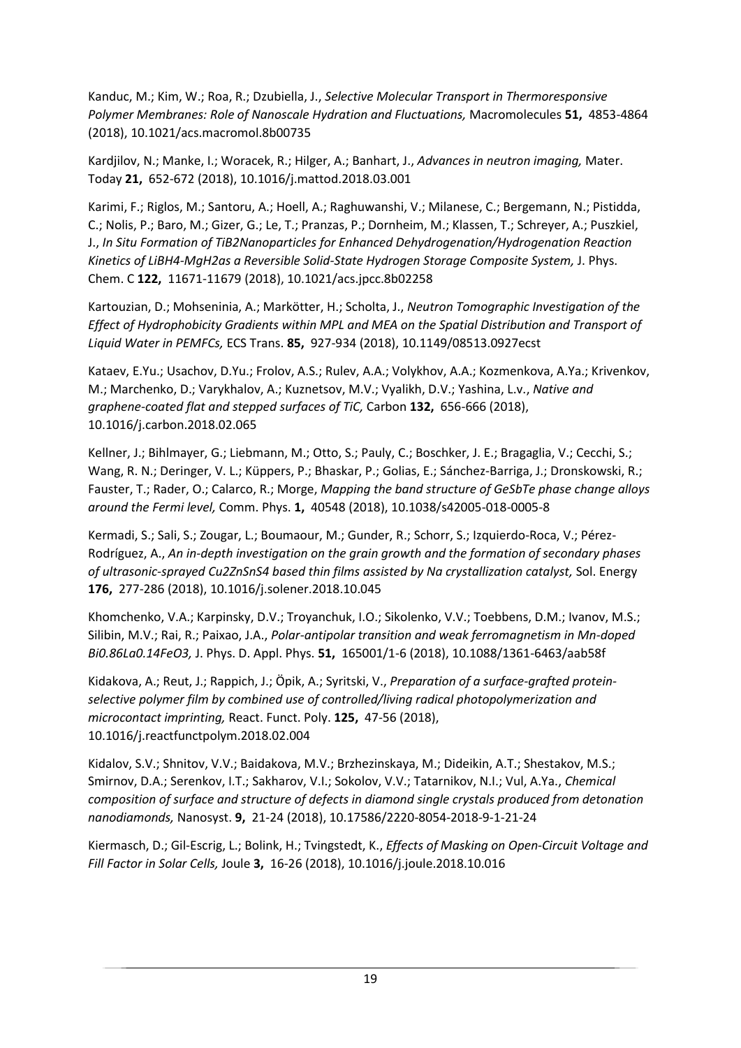Kanduc, M.; Kim, W.; Roa, R.; Dzubiella, J., *Selective Molecular Transport in Thermoresponsive Polymer Membranes: Role of Nanoscale Hydration and Fluctuations,* Macromolecules **51,** 4853-4864 (2018), 10.1021/acs.macromol.8b00735

Kardjilov, N.; Manke, I.; Woracek, R.; Hilger, A.; Banhart, J., *Advances in neutron imaging,* Mater. Today **21,** 652-672 (2018), 10.1016/j.mattod.2018.03.001

Karimi, F.; Riglos, M.; Santoru, A.; Hoell, A.; Raghuwanshi, V.; Milanese, C.; Bergemann, N.; Pistidda, C.; Nolis, P.; Baro, M.; Gizer, G.; Le, T.; Pranzas, P.; Dornheim, M.; Klassen, T.; Schreyer, A.; Puszkiel, J., *In Situ Formation of TiB2Nanoparticles for Enhanced Dehydrogenation/Hydrogenation Reaction Kinetics of LiBH4-MgH2as a Reversible Solid-State Hydrogen Storage Composite System,* J. Phys. Chem. C **122,** 11671-11679 (2018), 10.1021/acs.jpcc.8b02258

Kartouzian, D.; Mohseninia, A.; Markötter, H.; Scholta, J., *Neutron Tomographic Investigation of the Effect of Hydrophobicity Gradients within MPL and MEA on the Spatial Distribution and Transport of Liquid Water in PEMFCs,* ECS Trans. **85,** 927-934 (2018), 10.1149/08513.0927ecst

Kataev, E.Yu.; Usachov, D.Yu.; Frolov, A.S.; Rulev, A.A.; Volykhov, A.A.; Kozmenkova, A.Ya.; Krivenkov, M.; Marchenko, D.; Varykhalov, A.; Kuznetsov, M.V.; Vyalikh, D.V.; Yashina, L.v., *Native and graphene-coated flat and stepped surfaces of TiC,* Carbon **132,** 656-666 (2018), 10.1016/j.carbon.2018.02.065

Kellner, J.; Bihlmayer, G.; Liebmann, M.; Otto, S.; Pauly, C.; Boschker, J. E.; Bragaglia, V.; Cecchi, S.; Wang, R. N.; Deringer, V. L.; Küppers, P.; Bhaskar, P.; Golias, E.; Sánchez-Barriga, J.; Dronskowski, R.; Fauster, T.; Rader, O.; Calarco, R.; Morge, *Mapping the band structure of GeSbTe phase change alloys around the Fermi level,* Comm. Phys. **1,** 40548 (2018), 10.1038/s42005-018-0005-8

Kermadi, S.; Sali, S.; Zougar, L.; Boumaour, M.; Gunder, R.; Schorr, S.; Izquierdo-Roca, V.; Pérez-Rodríguez, A., *An in-depth investigation on the grain growth and the formation of secondary phases of ultrasonic-sprayed Cu2ZnSnS4 based thin films assisted by Na crystallization catalyst,* Sol. Energy **176,** 277-286 (2018), 10.1016/j.solener.2018.10.045

Khomchenko, V.A.; Karpinsky, D.V.; Troyanchuk, I.O.; Sikolenko, V.V.; Toebbens, D.M.; Ivanov, M.S.; Silibin, M.V.; Rai, R.; Paixao, J.A., *Polar-antipolar transition and weak ferromagnetism in Mn-doped Bi0.86La0.14FeO3,* J. Phys. D. Appl. Phys. **51,** 165001/1-6 (2018), 10.1088/1361-6463/aab58f

Kidakova, A.; Reut, J.; Rappich, J.; Öpik, A.; Syritski, V., *Preparation of a surface-grafted protein-selective polymer film by combined use of controlled/living radical photopolymerization and microcontact imprinting,* React. Funct. Poly. **125,** 47-56 (2018), 10.1016/j.reactfunctpolym.2018.02.004

Kidalov, S.V.; Shnitov, V.V.; Baidakova, M.V.; Brzhezinskaya, M.; Dideikin, A.T.; Shestakov, M.S.; Smirnov, D.A.; Serenkov, I.T.; Sakharov, V.I.; Sokolov, V.V.; Tatarnikov, N.I.; Vul, A.Ya., *Chemical composition of surface and structure of defects in diamond single crystals produced from detonation nanodiamonds,* Nanosyst. **9,** 21-24 (2018), 10.17586/2220-8054-2018-9-1-21-24

Kiermasch, D.; Gil-Escrig, L.; Bolink, H.; Tvingstedt, K., *Effects of Masking on Open-Circuit Voltage and Fill Factor in Solar Cells,* Joule **3,** 16-26 (2018), 10.1016/j.joule.2018.10.016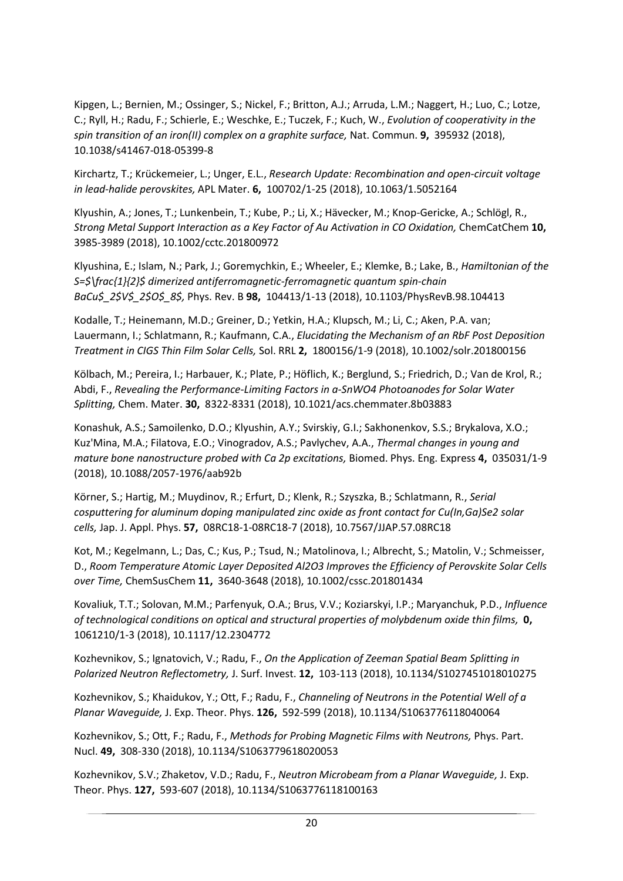Kipgen, L.; Bernien, M.; Ossinger, S.; Nickel, F.; Britton, A.J.; Arruda, L.M.; Naggert, H.; Luo, C.; Lotze, C.; Ryll, H.; Radu, F.; Schierle, E.; Weschke, E.; Tuczek, F.; Kuch, W., *Evolution of cooperativity in the spin transition of an iron(II) complex on a graphite surface,* Nat. Commun. **9,** 395932 (2018), 10.1038/s41467-018-05399-8

Kirchartz, T.; Krückemeier, L.; Unger, E.L., *Research Update: Recombination and open-circuit voltage in lead-halide perovskites,* APL Mater. **6,** 100702/1-25 (2018), 10.1063/1.5052164

Klyushin, A.; Jones, T.; Lunkenbein, T.; Kube, P.; Li, X.; Hävecker, M.; Knop-Gericke, A.; Schlögl, R., *Strong Metal Support Interaction as a Key Factor of Au Activation in CO Oxidation,* ChemCatChem **10,** 3985-3989 (2018), 10.1002/cctc.201800972

Klyushina, E.; Islam, N.; Park, J.; Goremychkin, E.; Wheeler, E.; Klemke, B.; Lake, B., *Hamiltonian of the S=$\frac{1}{2}$ dimerized antiferromagnetic-ferromagnetic quantum spin-chain $BaCu_2V_2O_8$,* Phys. Rev. B **98,** 104413/1-13 (2018), 10.1103/PhysRevB.98.104413

Kodalle, T.; Heinemann, M.D.; Greiner, D.; Yetkin, H.A.; Klupsch, M.; Li, C.; Aken, P.A. van; Lauermann, I.; Schlatmann, R.; Kaufmann, C.A., *Elucidating the Mechanism of an RbF Post Deposition Treatment in CIGS Thin Film Solar Cells,* Sol. RRL **2,** 1800156/1-9 (2018), 10.1002/solr.201800156

Kölbach, M.; Pereira, I.; Harbauer, K.; Plate, P.; Höflich, K.; Berglund, S.; Friedrich, D.; Van de Krol, R.; Abdi, F., *Revealing the Performance-Limiting Factors in a-SnWO4 Photoanodes for Solar Water Splitting,* Chem. Mater. **30,** 8322-8331 (2018), 10.1021/acs.chemmater.8b03883

Konashuk, A.S.; Samoilenko, D.O.; Klyushin, A.Y.; Svirskiy, G.I.; Sakhonenkov, S.S.; Brykalova, X.O.; Kuz'Mina, M.A.; Filatova, E.O.; Vinogradov, A.S.; Pavlychev, A.A., *Thermal changes in young and mature bone nanostructure probed with Ca 2p excitations,* Biomed. Phys. Eng. Express **4,** 035031/1-9 (2018), 10.1088/2057-1976/aab92b

Körner, S.; Hartig, M.; Muydinov, R.; Erfurt, D.; Klenk, R.; Szyszka, B.; Schlatmann, R., *Serial cosputtering for aluminum doping manipulated zinc oxide as front contact for Cu(In,Ga)Se2 solar cells,* Jap. J. Appl. Phys. **57,** 08RC18-1-08RC18-7 (2018), 10.7567/JJAP.57.08RC18

Kot, M.; Kegelmann, L.; Das, C.; Kus, P.; Tsud, N.; Matolinova, I.; Albrecht, S.; Matolin, V.; Schmeisser, D., *Room Temperature Atomic Layer Deposited Al2O3 Improves the Efficiency of Perovskite Solar Cells over Time,* ChemSusChem **11,** 3640-3648 (2018), 10.1002/cssc.201801434

Kovaliuk, T.T.; Solovan, M.M.; Parfenyuk, O.A.; Brus, V.V.; Koziarskyi, I.P.; Maryanchuk, P.D., *Influence of technological conditions on optical and structural properties of molybdenum oxide thin films,* **0,** 1061210/1-3 (2018), 10.1117/12.2304772

Kozhevnikov, S.; Ignatovich, V.; Radu, F., *On the Application of Zeeman Spatial Beam Splitting in Polarized Neutron Reflectometry,* J. Surf. Invest. **12,** 103-113 (2018), 10.1134/S1027451018010275

Kozhevnikov, S.; Khaidukov, Y.; Ott, F.; Radu, F., *Channeling of Neutrons in the Potential Well of a Planar Waveguide,* J. Exp. Theor. Phys. **126,** 592-599 (2018), 10.1134/S1063776118040064

Kozhevnikov, S.; Ott, F.; Radu, F., *Methods for Probing Magnetic Films with Neutrons,* Phys. Part. Nucl. **49,** 308-330 (2018), 10.1134/S1063779618020053

Kozhevnikov, S.V.; Zhaketov, V.D.; Radu, F., *Neutron Microbeam from a Planar Waveguide,* J. Exp. Theor. Phys. **127,** 593-607 (2018), 10.1134/S1063776118100163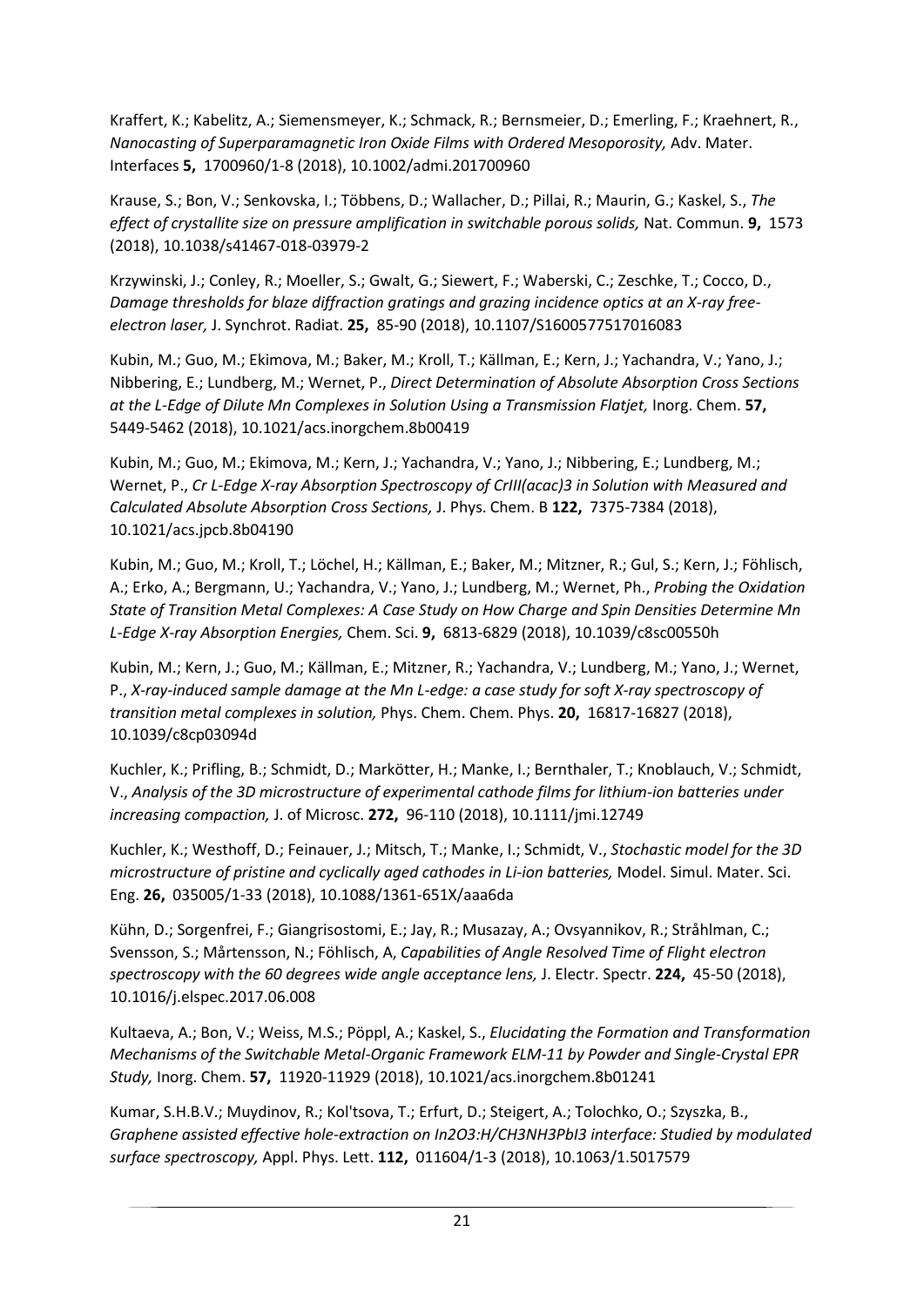Kraffert, K.; Kabelitz, A.; Siemensmeyer, K.; Schmack, R.; Bernsmeier, D.; Emerling, F.; Kraehnert, R., *Nanocasting of Superparamagnetic Iron Oxide Films with Ordered Mesoporosity,* Adv. Mater. Interfaces **5,** 1700960/1-8 (2018), 10.1002/admi.201700960

Krause, S.; Bon, V.; Senkovska, I.; Többens, D.; Wallacher, D.; Pillai, R.; Maurin, G.; Kaskel, S., *The effect of crystallite size on pressure amplification in switchable porous solids,* Nat. Commun. **9,** 1573 (2018), 10.1038/s41467-018-03979-2

Krzywinski, J.; Conley, R.; Moeller, S.; Gwalt, G.; Siewert, F.; Waberski, C.; Zeschke, T.; Cocco, D., *Damage thresholds for blaze diffraction gratings and grazing incidence optics at an X-ray free-electron laser,* J. Synchrot. Radiat. **25,** 85-90 (2018), 10.1107/S1600577517016083

Kubin, M.; Guo, M.; Ekimova, M.; Baker, M.; Kroll, T.; Källman, E.; Kern, J.; Yachandra, V.; Yano, J.; Nibbering, E.; Lundberg, M.; Wernet, P., *Direct Determination of Absolute Absorption Cross Sections at the L-Edge of Dilute Mn Complexes in Solution Using a Transmission Flatjet,* Inorg. Chem. **57,** 5449-5462 (2018), 10.1021/acs.inorgchem.8b00419

Kubin, M.; Guo, M.; Ekimova, M.; Kern, J.; Yachandra, V.; Yano, J.; Nibbering, E.; Lundberg, M.; Wernet, P., *Cr L-Edge X-ray Absorption Spectroscopy of CrIII(acac)3 in Solution with Measured and Calculated Absolute Absorption Cross Sections,* J. Phys. Chem. B **122,** 7375-7384 (2018), 10.1021/acs.jpcb.8b04190

Kubin, M.; Guo, M.; Kroll, T.; Löchel, H.; Källman, E.; Baker, M.; Mitzner, R.; Gul, S.; Kern, J.; Föhlisch, A.; Erko, A.; Bergmann, U.; Yachandra, V.; Yano, J.; Lundberg, M.; Wernet, Ph., *Probing the Oxidation State of Transition Metal Complexes: A Case Study on How Charge and Spin Densities Determine Mn L-Edge X-ray Absorption Energies,* Chem. Sci. **9,** 6813-6829 (2018), 10.1039/c8sc00550h

Kubin, M.; Kern, J.; Guo, M.; Källman, E.; Mitzner, R.; Yachandra, V.; Lundberg, M.; Yano, J.; Wernet, P., *X-ray-induced sample damage at the Mn L-edge: a case study for soft X-ray spectroscopy of transition metal complexes in solution,* Phys. Chem. Chem. Phys. **20,** 16817-16827 (2018), 10.1039/c8cp03094d

Kuchler, K.; Prifling, B.; Schmidt, D.; Markötter, H.; Manke, I.; Bernthaler, T.; Knoblauch, V.; Schmidt, V., *Analysis of the 3D microstructure of experimental cathode films for lithium-ion batteries under increasing compaction,* J. of Microsc. **272,** 96-110 (2018), 10.1111/jmi.12749

Kuchler, K.; Westhoff, D.; Feinauer, J.; Mitsch, T.; Manke, I.; Schmidt, V., *Stochastic model for the 3D microstructure of pristine and cyclically aged cathodes in Li-ion batteries,* Model. Simul. Mater. Sci. Eng. **26,** 035005/1-33 (2018), 10.1088/1361-651X/aaa6da

Kühn, D.; Sorgenfrei, F.; Giangrisostomi, E.; Jay, R.; Musazay, A.; Ovsyannikov, R.; Stråhlman, C.; Svensson, S.; Mårtensson, N.; Föhlisch, A, *Capabilities of Angle Resolved Time of Flight electron spectroscopy with the 60 degrees wide angle acceptance lens,* J. Electr. Spectr. **224,** 45-50 (2018), 10.1016/j.elspec.2017.06.008

Kultaeva, A.; Bon, V.; Weiss, M.S.; Pöppl, A.; Kaskel, S., *Elucidating the Formation and Transformation Mechanisms of the Switchable Metal-Organic Framework ELM-11 by Powder and Single-Crystal EPR Study,* Inorg. Chem. **57,** 11920-11929 (2018), 10.1021/acs.inorgchem.8b01241

Kumar, S.H.B.V.; Muydinov, R.; Kol'tsova, T.; Erfurt, D.; Steigert, A.; Tolochko, O.; Szyszka, B., *Graphene assisted effective hole-extraction on In2O3:H/CH3NH3PbI3 interface: Studied by modulated surface spectroscopy,* Appl. Phys. Lett. **112,** 011604/1-3 (2018), 10.1063/1.5017579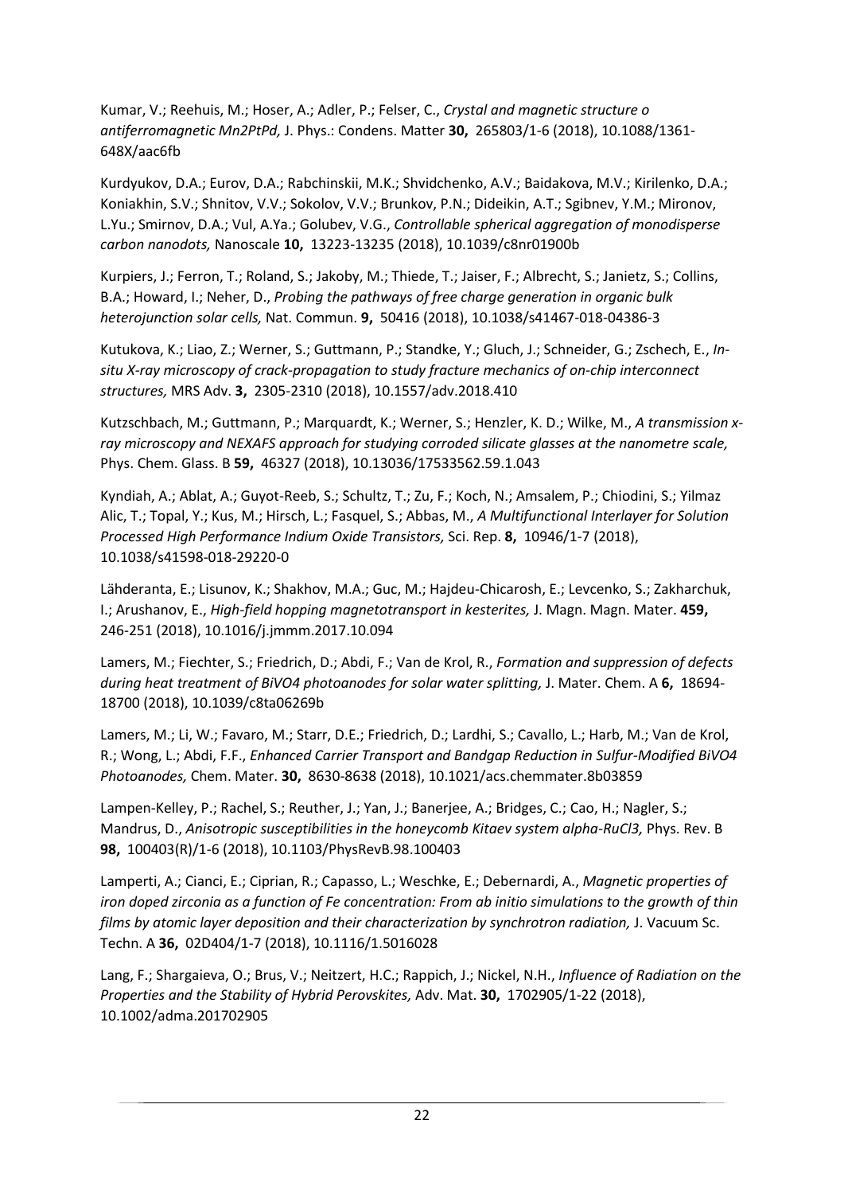Kumar, V.; Reehuis, M.; Hoser, A.; Adler, P.; Felser, C., *Crystal and magnetic structure o antiferromagnetic Mn2PtPd,* J. Phys.: Condens. Matter **30,** 265803/1-6 (2018), 10.1088/1361-648X/aac6fb

Kurdyukov, D.A.; Eurov, D.A.; Rabchinskii, M.K.; Shvidchenko, A.V.; Baidakova, M.V.; Kirilenko, D.A.; Koniakhin, S.V.; Shnitov, V.V.; Sokolov, V.V.; Brunkov, P.N.; Dideikin, A.T.; Sgibnev, Y.M.; Mironov, L.Yu.; Smirnov, D.A.; Vul, A.Ya.; Golubev, V.G., *Controllable spherical aggregation of monodisperse carbon nanodots,* Nanoscale **10,** 13223-13235 (2018), 10.1039/c8nr01900b

Kurpiers, J.; Ferron, T.; Roland, S.; Jakoby, M.; Thiede, T.; Jaiser, F.; Albrecht, S.; Janietz, S.; Collins, B.A.; Howard, I.; Neher, D., *Probing the pathways of free charge generation in organic bulk heterojunction solar cells,* Nat. Commun. **9,** 50416 (2018), 10.1038/s41467-018-04386-3

Kutukova, K.; Liao, Z.; Werner, S.; Guttmann, P.; Standke, Y.; Gluch, J.; Schneider, G.; Zschech, E., *In-situ X-ray microscopy of crack-propagation to study fracture mechanics of on-chip interconnect structures,* MRS Adv. **3,** 2305-2310 (2018), 10.1557/adv.2018.410

Kutzschbach, M.; Guttmann, P.; Marquardt, K.; Werner, S.; Henzler, K. D.; Wilke, M., *A transmission x-ray microscopy and NEXAFS approach for studying corroded silicate glasses at the nanometre scale,* Phys. Chem. Glass. B **59,** 46327 (2018), 10.13036/17533562.59.1.043

Kyndiah, A.; Ablat, A.; Guyot-Reeb, S.; Schultz, T.; Zu, F.; Koch, N.; Amsalem, P.; Chiodini, S.; Yilmaz Alic, T.; Topal, Y.; Kus, M.; Hirsch, L.; Fasquel, S.; Abbas, M., *A Multifunctional Interlayer for Solution Processed High Performance Indium Oxide Transistors,* Sci. Rep. **8,** 10946/1-7 (2018), 10.1038/s41598-018-29220-0

Lähderanta, E.; Lisunov, K.; Shakhov, M.A.; Guc, M.; Hajdeu-Chicarosh, E.; Levcenko, S.; Zakharchuk, I.; Arushanov, E., *High-field hopping magnetotransport in kesterites,* J. Magn. Magn. Mater. **459,** 246-251 (2018), 10.1016/j.jmmm.2017.10.094

Lamers, M.; Fiechter, S.; Friedrich, D.; Abdi, F.; Van de Krol, R., *Formation and suppression of defects during heat treatment of BiVO4 photoanodes for solar water splitting,* J. Mater. Chem. A **6,** 18694-18700 (2018), 10.1039/c8ta06269b

Lamers, M.; Li, W.; Favaro, M.; Starr, D.E.; Friedrich, D.; Lardhi, S.; Cavallo, L.; Harb, M.; Van de Krol, R.; Wong, L.; Abdi, F.F., *Enhanced Carrier Transport and Bandgap Reduction in Sulfur-Modified BiVO4 Photoanodes,* Chem. Mater. **30,** 8630-8638 (2018), 10.1021/acs.chemmater.8b03859

Lampen-Kelley, P.; Rachel, S.; Reuther, J.; Yan, J.; Banerjee, A.; Bridges, C.; Cao, H.; Nagler, S.; Mandrus, D., *Anisotropic susceptibilities in the honeycomb Kitaev system alpha-RuCl3,* Phys. Rev. B **98,** 100403(R)/1-6 (2018), 10.1103/PhysRevB.98.100403

Lamperti, A.; Cianci, E.; Ciprian, R.; Capasso, L.; Weschke, E.; Debernardi, A., *Magnetic properties of iron doped zirconia as a function of Fe concentration: From ab initio simulations to the growth of thin films by atomic layer deposition and their characterization by synchrotron radiation,* J. Vacuum Sc. Techn. A **36,** 02D404/1-7 (2018), 10.1116/1.5016028

Lang, F.; Shargaieva, O.; Brus, V.; Neitzert, H.C.; Rappich, J.; Nickel, N.H., *Influence of Radiation on the Properties and the Stability of Hybrid Perovskites,* Adv. Mat. **30,** 1702905/1-22 (2018), 10.1002/adma.201702905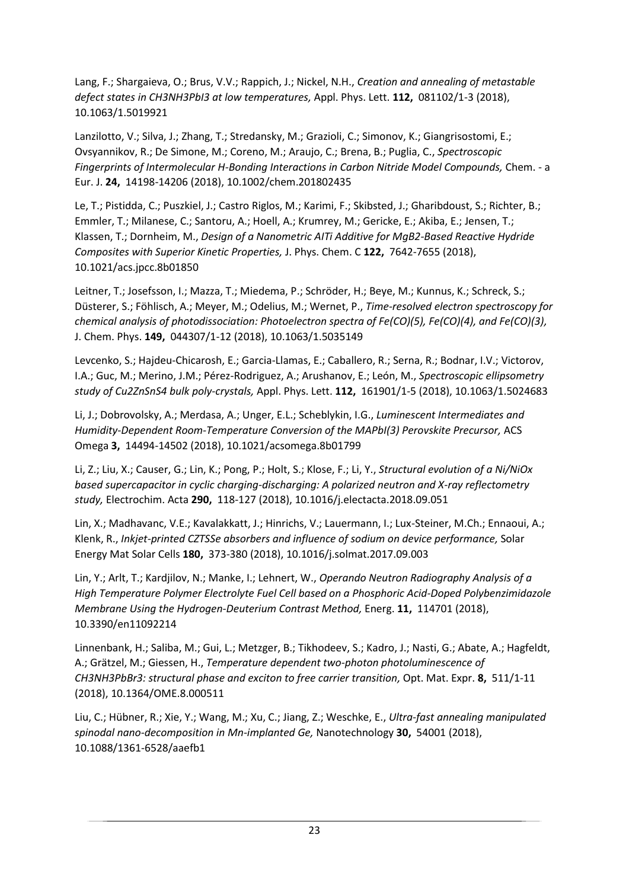Lang, F.; Shargaieva, O.; Brus, V.V.; Rappich, J.; Nickel, N.H., *Creation and annealing of metastable defect states in CH3NH3PbI3 at low temperatures,* Appl. Phys. Lett. **112,** 081102/1-3 (2018), 10.1063/1.5019921

Lanzilotto, V.; Silva, J.; Zhang, T.; Stredansky, M.; Grazioli, C.; Simonov, K.; Giangrisostomi, E.; Ovsyannikov, R.; De Simone, M.; Coreno, M.; Araujo, C.; Brena, B.; Puglia, C., *Spectroscopic Fingerprints of Intermolecular H-Bonding Interactions in Carbon Nitride Model Compounds,* Chem. - a Eur. J. **24,** 14198-14206 (2018), 10.1002/chem.201802435

Le, T.; Pistidda, C.; Puszkiel, J.; Castro Riglos, M.; Karimi, F.; Skibsted, J.; Gharibdoust, S.; Richter, B.; Emmler, T.; Milanese, C.; Santoru, A.; Hoell, A.; Krumrey, M.; Gericke, E.; Akiba, E.; Jensen, T.; Klassen, T.; Dornheim, M., *Design of a Nanometric AlTi Additive for MgB2-Based Reactive Hydride Composites with Superior Kinetic Properties,* J. Phys. Chem. C **122,** 7642-7655 (2018), 10.1021/acs.jpcc.8b01850

Leitner, T.; Josefsson, I.; Mazza, T.; Miedema, P.; Schröder, H.; Beye, M.; Kunnus, K.; Schreck, S.; Düsterer, S.; Föhlisch, A.; Meyer, M.; Odelius, M.; Wernet, P., *Time-resolved electron spectroscopy for chemical analysis of photodissociation: Photoelectron spectra of Fe(CO)(5), Fe(CO)(4), and Fe(CO)(3),* J. Chem. Phys. **149,** 044307/1-12 (2018), 10.1063/1.5035149

Levcenko, S.; Hajdeu-Chicarosh, E.; Garcia-Llamas, E.; Caballero, R.; Serna, R.; Bodnar, I.V.; Victorov, I.A.; Guc, M.; Merino, J.M.; Pérez-Rodriguez, A.; Arushanov, E.; León, M., *Spectroscopic ellipsometry study of Cu2ZnSnS4 bulk poly-crystals,* Appl. Phys. Lett. **112,** 161901/1-5 (2018), 10.1063/1.5024683

Li, J.; Dobrovolsky, A.; Merdasa, A.; Unger, E.L.; Scheblykin, I.G., *Luminescent Intermediates and Humidity-Dependent Room-Temperature Conversion of the MAPbI(3) Perovskite Precursor,* ACS Omega **3,** 14494-14502 (2018), 10.1021/acsomega.8b01799

Li, Z.; Liu, X.; Causer, G.; Lin, K.; Pong, P.; Holt, S.; Klose, F.; Li, Y., *Structural evolution of a Ni/NiOx based supercapacitor in cyclic charging-discharging: A polarized neutron and X-ray reflectometry study,* Electrochim. Acta **290,** 118-127 (2018), 10.1016/j.electacta.2018.09.051

Lin, X.; Madhavanc, V.E.; Kavalakkatt, J.; Hinrichs, V.; Lauermann, I.; Lux-Steiner, M.Ch.; Ennaoui, A.; Klenk, R., *Inkjet-printed CZTSSe absorbers and influence of sodium on device performance,* Solar Energy Mat Solar Cells **180,** 373-380 (2018), 10.1016/j.solmat.2017.09.003

Lin, Y.; Arlt, T.; Kardjilov, N.; Manke, I.; Lehnert, W., *Operando Neutron Radiography Analysis of a High Temperature Polymer Electrolyte Fuel Cell based on a Phosphoric Acid-Doped Polybenzimidazole Membrane Using the Hydrogen-Deuterium Contrast Method,* Energ. **11,** 114701 (2018), 10.3390/en11092214

Linnenbank, H.; Saliba, M.; Gui, L.; Metzger, B.; Tikhodeev, S.; Kadro, J.; Nasti, G.; Abate, A.; Hagfeldt, A.; Grätzel, M.; Giessen, H., *Temperature dependent two-photon photoluminescence of CH3NH3PbBr3: structural phase and exciton to free carrier transition,* Opt. Mat. Expr. **8,** 511/1-11 (2018), 10.1364/OME.8.000511

Liu, C.; Hübner, R.; Xie, Y.; Wang, M.; Xu, C.; Jiang, Z.; Weschke, E., *Ultra-fast annealing manipulated spinodal nano-decomposition in Mn-implanted Ge,* Nanotechnology **30,** 54001 (2018), 10.1088/1361-6528/aaefb1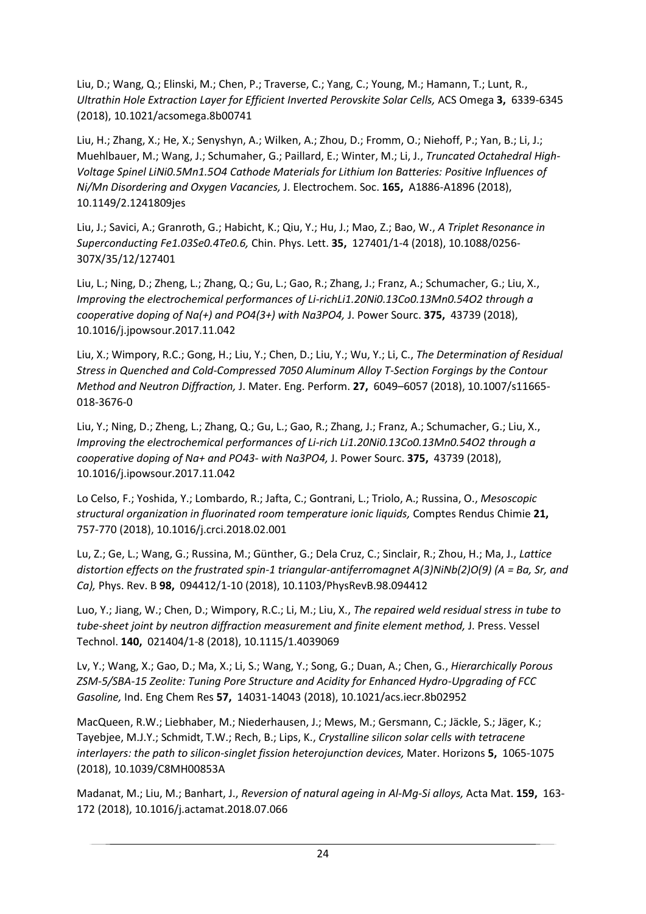Liu, D.; Wang, Q.; Elinski, M.; Chen, P.; Traverse, C.; Yang, C.; Young, M.; Hamann, T.; Lunt, R., *Ultrathin Hole Extraction Layer for Efficient Inverted Perovskite Solar Cells,* ACS Omega **3,** 6339-6345 (2018), 10.1021/acsomega.8b00741

Liu, H.; Zhang, X.; He, X.; Senyshyn, A.; Wilken, A.; Zhou, D.; Fromm, O.; Niehoff, P.; Yan, B.; Li, J.; Muehlbauer, M.; Wang, J.; Schumaher, G.; Paillard, E.; Winter, M.; Li, J., *Truncated Octahedral High-Voltage Spinel $LiNi_{0.5}Mn_{1.5}O_4$ Cathode Materials for Lithium Ion Batteries: Positive Influences of Ni/Mn Disordering and Oxygen Vacancies,* J. Electrochem. Soc. **165,** A1886-A1896 (2018), 10.1149/2.1241809jes

Liu, J.; Savici, A.; Granroth, G.; Habicht, K.; Qiu, Y.; Hu, J.; Mao, Z.; Bao, W., *A Triplet Resonance in Superconducting $Fe_{1.03}Se_{0.4}Te_{0.6}$,* Chin. Phys. Lett. **35,** 127401/1-4 (2018), 10.1088/0256-307X/35/12/127401

Liu, L.; Ning, D.; Zheng, L.; Zhang, Q.; Gu, L.; Gao, R.; Zhang, J.; Franz, A.; Schumacher, G.; Liu, X., *Improving the electrochemical performances of Li-rich$Li_{1.20}Ni_{0.13}Co_{0.13}Mn_{0.54}O_2$ through a cooperative doping of Na(+) and PO4(3+) with $Na_3PO_4$,* J. Power Sourc. **375,** 43739 (2018), 10.1016/j.jpowsour.2017.11.042

Liu, X.; Wimpory, R.C.; Gong, H.; Liu, Y.; Chen, D.; Liu, Y.; Wu, Y.; Li, C., *The Determination of Residual Stress in Quenched and Cold-Compressed 7050 Aluminum Alloy T-Section Forgings by the Contour Method and Neutron Diffraction,* J. Mater. Eng. Perform. **27,** 6049–6057 (2018), 10.1007/s11665-018-3676-0

Liu, Y.; Ning, D.; Zheng, L.; Zhang, Q.; Gu, L.; Gao, R.; Zhang, J.; Franz, A.; Schumacher, G.; Liu, X., *Improving the electrochemical performances of Li-rich $Li_{1.20}Ni_{0.13}Co_{0.13}Mn_{0.54}O_2$ through a cooperative doping of $Na^+$ and $PO_4^{3-}$ with $Na_3PO_4$,* J. Power Sourc. **375,** 43739 (2018), 10.1016/j.jpowsour.2017.11.042

Lo Celso, F.; Yoshida, Y.; Lombardo, R.; Jafta, C.; Gontrani, L.; Triolo, A.; Russina, O., *Mesoscopic structural organization in fluorinated room temperature ionic liquids,* Comptes Rendus Chimie **21,** 757-770 (2018), 10.1016/j.crci.2018.02.001

Lu, Z.; Ge, L.; Wang, G.; Russina, M.; Günther, G.; Dela Cruz, C.; Sinclair, R.; Zhou, H.; Ma, J., *Lattice distortion effects on the frustrated spin-1 triangular-antiferromagnet A(3)NiNb(2)O(9) (A = Ba, Sr, and Ca),* Phys. Rev. B **98,** 094412/1-10 (2018), 10.1103/PhysRevB.98.094412

Luo, Y.; Jiang, W.; Chen, D.; Wimpory, R.C.; Li, M.; Liu, X., *The repaired weld residual stress in tube to tube-sheet joint by neutron diffraction measurement and finite element method,* J. Press. Vessel Technol. **140,** 021404/1-8 (2018), 10.1115/1.4039069

Lv, Y.; Wang, X.; Gao, D.; Ma, X.; Li, S.; Wang, Y.; Song, G.; Duan, A.; Chen, G., *Hierarchically Porous ZSM-5/SBA-15 Zeolite: Tuning Pore Structure and Acidity for Enhanced Hydro-Upgrading of FCC Gasoline,* Ind. Eng Chem Res **57,** 14031-14043 (2018), 10.1021/acs.iecr.8b02952

MacQueen, R.W.; Liebhaber, M.; Niederhausen, J.; Mews, M.; Gersmann, C.; Jäckle, S.; Jäger, K.; Tayebjee, M.J.Y.; Schmidt, T.W.; Rech, B.; Lips, K., *Crystalline silicon solar cells with tetracene interlayers: the path to silicon-singlet fission heterojunction devices,* Mater. Horizons **5,** 1065-1075 (2018), 10.1039/C8MH00853A

Madanat, M.; Liu, M.; Banhart, J., *Reversion of natural ageing in Al-Mg-Si alloys,* Acta Mat. **159,** 163-172 (2018), 10.1016/j.actamat.2018.07.066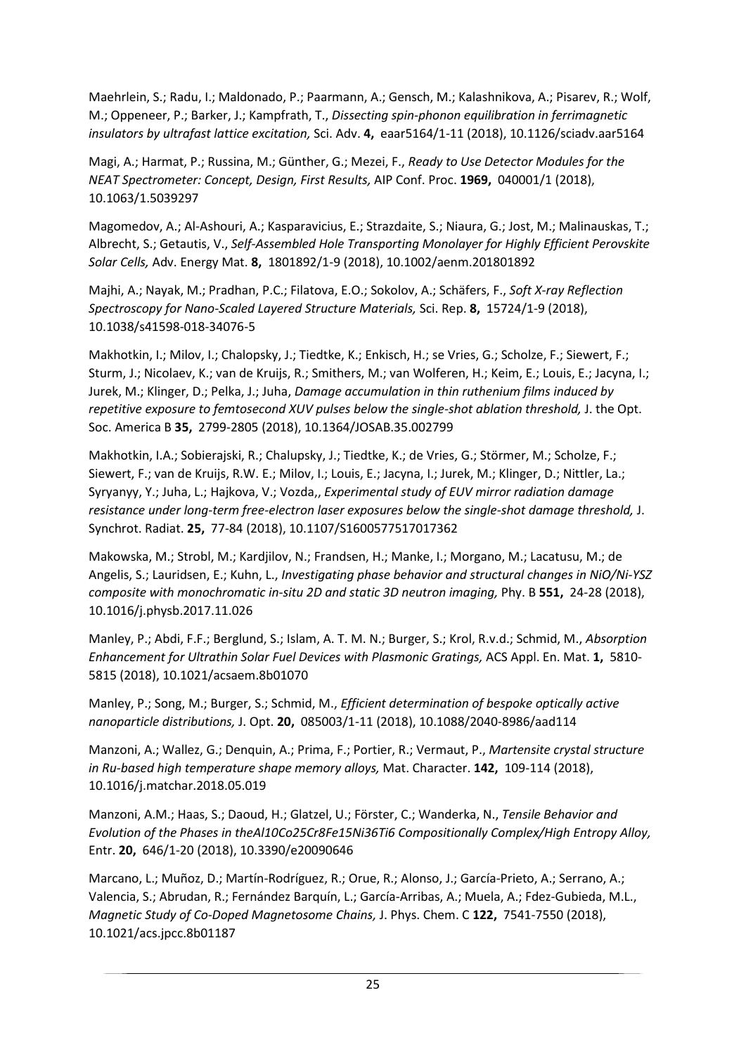Maehrlein, S.; Radu, I.; Maldonado, P.; Paarmann, A.; Gensch, M.; Kalashnikova, A.; Pisarev, R.; Wolf, M.; Oppeneer, P.; Barker, J.; Kampfrath, T., *Dissecting spin-phonon equilibration in ferrimagnetic insulators by ultrafast lattice excitation,* Sci. Adv. **4,** eaar5164/1-11 (2018), 10.1126/sciadv.aar5164

Magi, A.; Harmat, P.; Russina, M.; Günther, G.; Mezei, F., *Ready to Use Detector Modules for the NEAT Spectrometer: Concept, Design, First Results,* AIP Conf. Proc. **1969,** 040001/1 (2018), 10.1063/1.5039297

Magomedov, A.; Al-Ashouri, A.; Kasparavicius, E.; Strazdaite, S.; Niaura, G.; Jost, M.; Malinauskas, T.; Albrecht, S.; Getautis, V., *Self-Assembled Hole Transporting Monolayer for Highly Efficient Perovskite Solar Cells,* Adv. Energy Mat. **8,** 1801892/1-9 (2018), 10.1002/aenm.201801892

Majhi, A.; Nayak, M.; Pradhan, P.C.; Filatova, E.O.; Sokolov, A.; Schäfers, F., *Soft X-ray Reflection Spectroscopy for Nano-Scaled Layered Structure Materials,* Sci. Rep. **8,** 15724/1-9 (2018), 10.1038/s41598-018-34076-5

Makhotkin, I.; Milov, I.; Chalopsky, J.; Tiedtke, K.; Enkisch, H.; se Vries, G.; Scholze, F.; Siewert, F.; Sturm, J.; Nicolaev, K.; van de Kruijs, R.; Smithers, M.; van Wolferen, H.; Keim, E.; Louis, E.; Jacyna, I.; Jurek, M.; Klinger, D.; Pelka, J.; Juha, *Damage accumulation in thin ruthenium films induced by repetitive exposure to femtosecond XUV pulses below the single-shot ablation threshold,* J. the Opt. Soc. America B **35,** 2799-2805 (2018), 10.1364/JOSAB.35.002799

Makhotkin, I.A.; Sobierajski, R.; Chalupsky, J.; Tiedtke, K.; de Vries, G.; Störmer, M.; Scholze, F.; Siewert, F.; van de Kruijs, R.W. E.; Milov, I.; Louis, E.; Jacyna, I.; Jurek, M.; Klinger, D.; Nittler, La.; Syryanyy, Y.; Juha, L.; Hajkova, V.; Vozda,, *Experimental study of EUV mirror radiation damage resistance under long-term free-electron laser exposures below the single-shot damage threshold,* J. Synchrot. Radiat. **25,** 77-84 (2018), 10.1107/S1600577517017362

Makowska, M.; Strobl, M.; Kardjilov, N.; Frandsen, H.; Manke, I.; Morgano, M.; Lacatusu, M.; de Angelis, S.; Lauridsen, E.; Kuhn, L., *Investigating phase behavior and structural changes in NiO/Ni-YSZ composite with monochromatic in-situ 2D and static 3D neutron imaging,* Phy. B **551,** 24-28 (2018), 10.1016/j.physb.2017.11.026

Manley, P.; Abdi, F.F.; Berglund, S.; Islam, A. T. M. N.; Burger, S.; Krol, R.v.d.; Schmid, M., *Absorption Enhancement for Ultrathin Solar Fuel Devices with Plasmonic Gratings,* ACS Appl. En. Mat. **1,** 5810-5815 (2018), 10.1021/acsaem.8b01070

Manley, P.; Song, M.; Burger, S.; Schmid, M., *Efficient determination of bespoke optically active nanoparticle distributions,* J. Opt. **20,** 085003/1-11 (2018), 10.1088/2040-8986/aad114

Manzoni, A.; Wallez, G.; Denquin, A.; Prima, F.; Portier, R.; Vermaut, P., *Martensite crystal structure in Ru-based high temperature shape memory alloys,* Mat. Character. **142,** 109-114 (2018), 10.1016/j.matchar.2018.05.019

Manzoni, A.M.; Haas, S.; Daoud, H.; Glatzel, U.; Förster, C.; Wanderka, N., *Tensile Behavior and Evolution of the Phases in theAl10Co25Cr8Fe15Ni36Ti6 Compositionally Complex/High Entropy Alloy,* Entr. **20,** 646/1-20 (2018), 10.3390/e20090646

Marcano, L.; Muñoz, D.; Martín-Rodríguez, R.; Orue, R.; Alonso, J.; García-Prieto, A.; Serrano, A.; Valencia, S.; Abrudan, R.; Fernández Barquín, L.; García-Arribas, A.; Muela, A.; Fdez-Gubieda, M.L., *Magnetic Study of Co-Doped Magnetosome Chains,* J. Phys. Chem. C **122,** 7541-7550 (2018), 10.1021/acs.jpcc.8b01187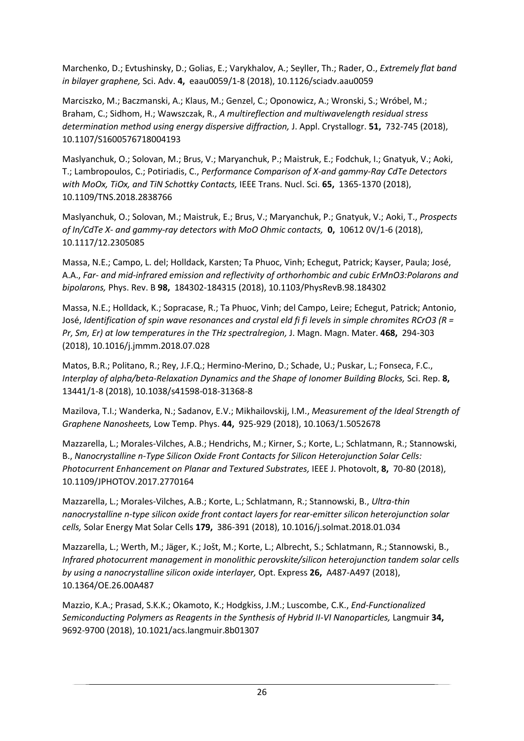Marchenko, D.; Evtushinsky, D.; Golias, E.; Varykhalov, A.; Seyller, Th.; Rader, O., *Extremely flat band in bilayer graphene,* Sci. Adv. **4,** eaau0059/1-8 (2018), 10.1126/sciadv.aau0059

Marciszko, M.; Baczmanski, A.; Klaus, M.; Genzel, C.; Oponowicz, A.; Wronski, S.; Wróbel, M.; Braham, C.; Sidhom, H.; Wawszczak, R., *A multireflection and multiwavelength residual stress determination method using energy dispersive diffraction,* J. Appl. Crystallogr. **51,** 732-745 (2018), 10.1107/S1600576718004193

Maslyanchuk, O.; Solovan, M.; Brus, V.; Maryanchuk, P.; Maistruk, E.; Fodchuk, I.; Gnatyuk, V.; Aoki, T.; Lambropoulos, C.; Potiriadis, C., *Performance Comparison of X-and gammy-Ray CdTe Detectors with MoOx, TiOx, and TiN Schottky Contacts,* IEEE Trans. Nucl. Sci. **65,** 1365-1370 (2018), 10.1109/TNS.2018.2838766

Maslyanchuk, O.; Solovan, M.; Maistruk, E.; Brus, V.; Maryanchuk, P.; Gnatyuk, V.; Aoki, T., *Prospects of In/CdTe X- and gammy-ray detectors with MoO Ohmic contacts,* **0,** 10612 0V/1-6 (2018), 10.1117/12.2305085

Massa, N.E.; Campo, L. del; Holldack, Karsten; Ta Phuoc, Vinh; Echegut, Patrick; Kayser, Paula; José, A.A., *Far- and mid-infrared emission and reflectivity of orthorhombic and cubic ErMnO3:Polarons and bipolarons,* Phys. Rev. B **98,** 184302-184315 (2018), 10.1103/PhysRevB.98.184302

Massa, N.E.; Holldack, K.; Sopracase, R.; Ta Phuoc, Vinh; del Campo, Leire; Echegut, Patrick; Antonio, José, *Identification of spin wave resonances and crystal eld fi fi levels in simple chromites RCrO3 (R = Pr, Sm, Er) at low temperatures in the THz spectralregion,* J. Magn. Magn. Mater. **468,** 294-303 (2018), 10.1016/j.jmmm.2018.07.028

Matos, B.R.; Politano, R.; Rey, J.F.Q.; Hermino-Merino, D.; Schade, U.; Puskar, L.; Fonseca, F.C., *Interplay of alpha/beta-Relaxation Dynamics and the Shape of Ionomer Building Blocks,* Sci. Rep. **8,** 13441/1-8 (2018), 10.1038/s41598-018-31368-8

Mazilova, T.I.; Wanderka, N.; Sadanov, E.V.; Mikhailovskij, I.M., *Measurement of the Ideal Strength of Graphene Nanosheets,* Low Temp. Phys. **44,** 925-929 (2018), 10.1063/1.5052678

Mazzarella, L.; Morales-Vilches, A.B.; Hendrichs, M.; Kirner, S.; Korte, L.; Schlatmann, R.; Stannowski, B., *Nanocrystalline n-Type Silicon Oxide Front Contacts for Silicon Heterojunction Solar Cells: Photocurrent Enhancement on Planar and Textured Substrates,* IEEE J. Photovolt, **8,** 70-80 (2018), 10.1109/JPHOTOV.2017.2770164

Mazzarella, L.; Morales-Vilches, A.B.; Korte, L.; Schlatmann, R.; Stannowski, B., *Ultra-thin nanocrystalline n-type silicon oxide front contact layers for rear-emitter silicon heterojunction solar cells,* Solar Energy Mat Solar Cells **179,** 386-391 (2018), 10.1016/j.solmat.2018.01.034

Mazzarella, L.; Werth, M.; Jäger, K.; Jošt, M.; Korte, L.; Albrecht, S.; Schlatmann, R.; Stannowski, B., *Infrared photocurrent management in monolithic perovskite/silicon heterojunction tandem solar cells by using a nanocrystalline silicon oxide interlayer,* Opt. Express **26,** A487-A497 (2018), 10.1364/OE.26.00A487

Mazzio, K.A.; Prasad, S.K.K.; Okamoto, K.; Hodgkiss, J.M.; Luscombe, C.K., *End-Functionalized Semiconducting Polymers as Reagents in the Synthesis of Hybrid II-VI Nanoparticles,* Langmuir **34,** 9692-9700 (2018), 10.1021/acs.langmuir.8b01307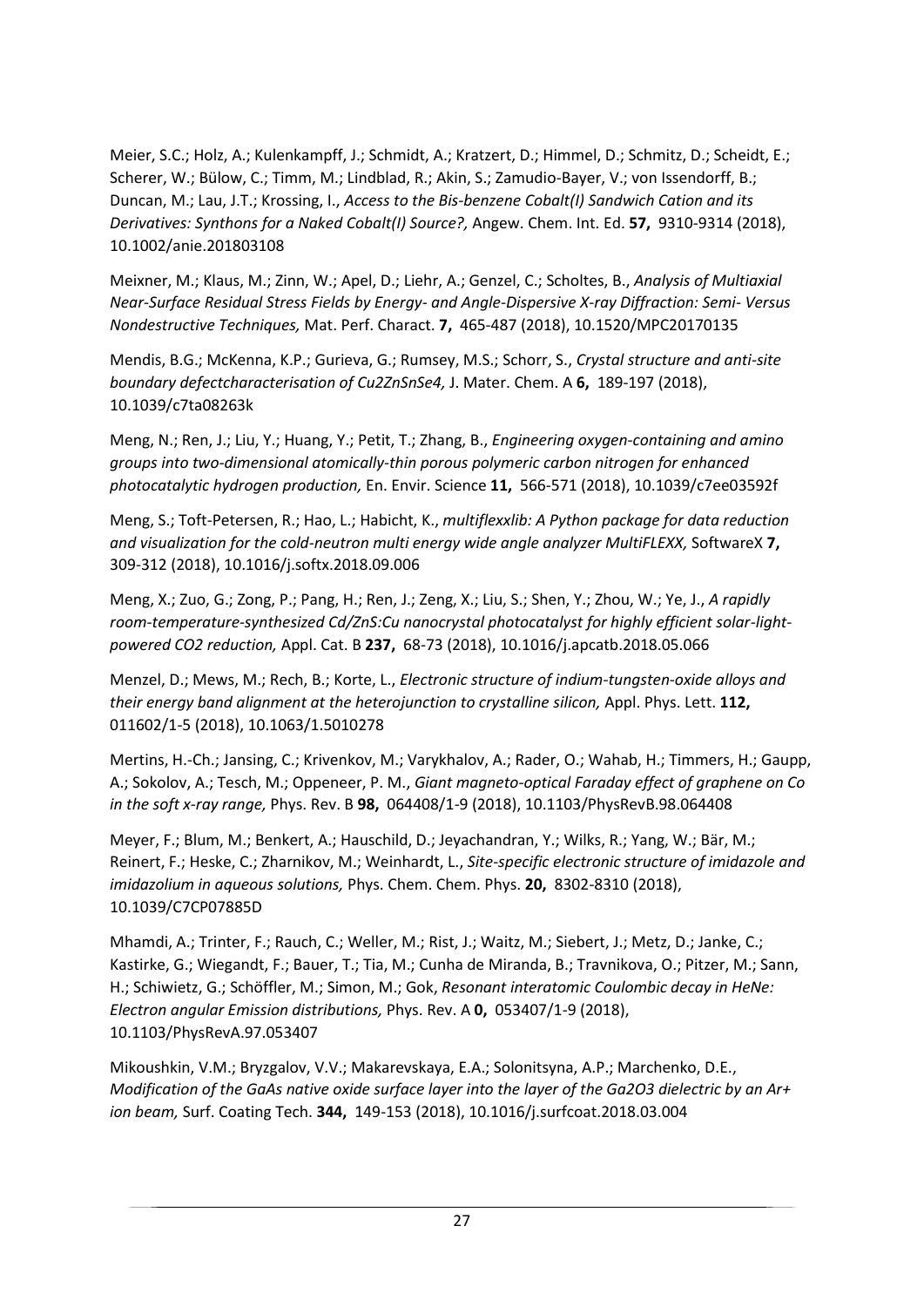Meier, S.C.; Holz, A.; Kulenkampff, J.; Schmidt, A.; Kratzert, D.; Himmel, D.; Schmitz, D.; Scheidt, E.; Scherer, W.; Bülow, C.; Timm, M.; Lindblad, R.; Akin, S.; Zamudio-Bayer, V.; von Issendorff, B.; Duncan, M.; Lau, J.T.; Krossing, I., *Access to the Bis-benzene Cobalt(I) Sandwich Cation and its Derivatives: Synthons for a Naked Cobalt(I) Source?,* Angew. Chem. Int. Ed. **57,** 9310-9314 (2018), 10.1002/anie.201803108

Meixner, M.; Klaus, M.; Zinn, W.; Apel, D.; Liehr, A.; Genzel, C.; Scholtes, B., *Analysis of Multiaxial Near-Surface Residual Stress Fields by Energy- and Angle-Dispersive X-ray Diffraction: Semi- Versus Nondestructive Techniques,* Mat. Perf. Charact. **7,** 465-487 (2018), 10.1520/MPC20170135

Mendis, B.G.; McKenna, K.P.; Gurieva, G.; Rumsey, M.S.; Schorr, S., *Crystal structure and anti-site boundary defectcharacterisation of $Cu_2ZnSnSe_4$,* J. Mater. Chem. A **6,** 189-197 (2018), 10.1039/c7ta08263k

Meng, N.; Ren, J.; Liu, Y.; Huang, Y.; Petit, T.; Zhang, B., *Engineering oxygen-containing and amino groups into two-dimensional atomically-thin porous polymeric carbon nitrogen for enhanced photocatalytic hydrogen production,* En. Envir. Science **11,** 566-571 (2018), 10.1039/c7ee03592f

Meng, S.; Toft-Petersen, R.; Hao, L.; Habicht, K., *multiflexxlib: A Python package for data reduction and visualization for the cold-neutron multi energy wide angle analyzer MultiFLEXX,* SoftwareX **7,** 309-312 (2018), 10.1016/j.softx.2018.09.006

Meng, X.; Zuo, G.; Zong, P.; Pang, H.; Ren, J.; Zeng, X.; Liu, S.; Shen, Y.; Zhou, W.; Ye, J., *A rapidly room-temperature-synthesized Cd/ZnS:Cu nanocrystal photocatalyst for highly efficient solar-light-powered $CO_2$ reduction,* Appl. Cat. B **237,** 68-73 (2018), 10.1016/j.apcatb.2018.05.066

Menzel, D.; Mews, M.; Rech, B.; Korte, L., *Electronic structure of indium-tungsten-oxide alloys and their energy band alignment at the heterojunction to crystalline silicon,* Appl. Phys. Lett. **112,** 011602/1-5 (2018), 10.1063/1.5010278

Mertins, H.-Ch.; Jansing, C.; Krivenkov, M.; Varykhalov, A.; Rader, O.; Wahab, H.; Timmers, H.; Gaupp, A.; Sokolov, A.; Tesch, M.; Oppeneer, P. M., *Giant magneto-optical Faraday effect of graphene on Co in the soft x-ray range,* Phys. Rev. B **98,** 064408/1-9 (2018), 10.1103/PhysRevB.98.064408

Meyer, F.; Blum, M.; Benkert, A.; Hauschild, D.; Jeyachandran, Y.; Wilks, R.; Yang, W.; Bär, M.; Reinert, F.; Heske, C.; Zharnikov, M.; Weinhardt, L., *Site-specific electronic structure of imidazole and imidazolium in aqueous solutions,* Phys. Chem. Chem. Phys. **20,** 8302-8310 (2018), 10.1039/C7CP07885D

Mhamdi, A.; Trinter, F.; Rauch, C.; Weller, M.; Rist, J.; Waitz, M.; Siebert, J.; Metz, D.; Janke, C.; Kastirke, G.; Wiegandt, F.; Bauer, T.; Tia, M.; Cunha de Miranda, B.; Travnikova, O.; Pitzer, M.; Sann, H.; Schiwietz, G.; Schöffler, M.; Simon, M.; Gok, *Resonant interatomic Coulombic decay in HeNe: Electron angular Emission distributions,* Phys. Rev. A **0,** 053407/1-9 (2018), 10.1103/PhysRevA.97.053407

Mikoushkin, V.M.; Bryzgalov, V.V.; Makarevskaya, E.A.; Solonitsyna, A.P.; Marchenko, D.E., *Modification of the GaAs native oxide surface layer into the layer of the $Ga_2O_3$ dielectric by an $Ar^+$ ion beam,* Surf. Coating Tech. **344,** 149-153 (2018), 10.1016/j.surfcoat.2018.03.004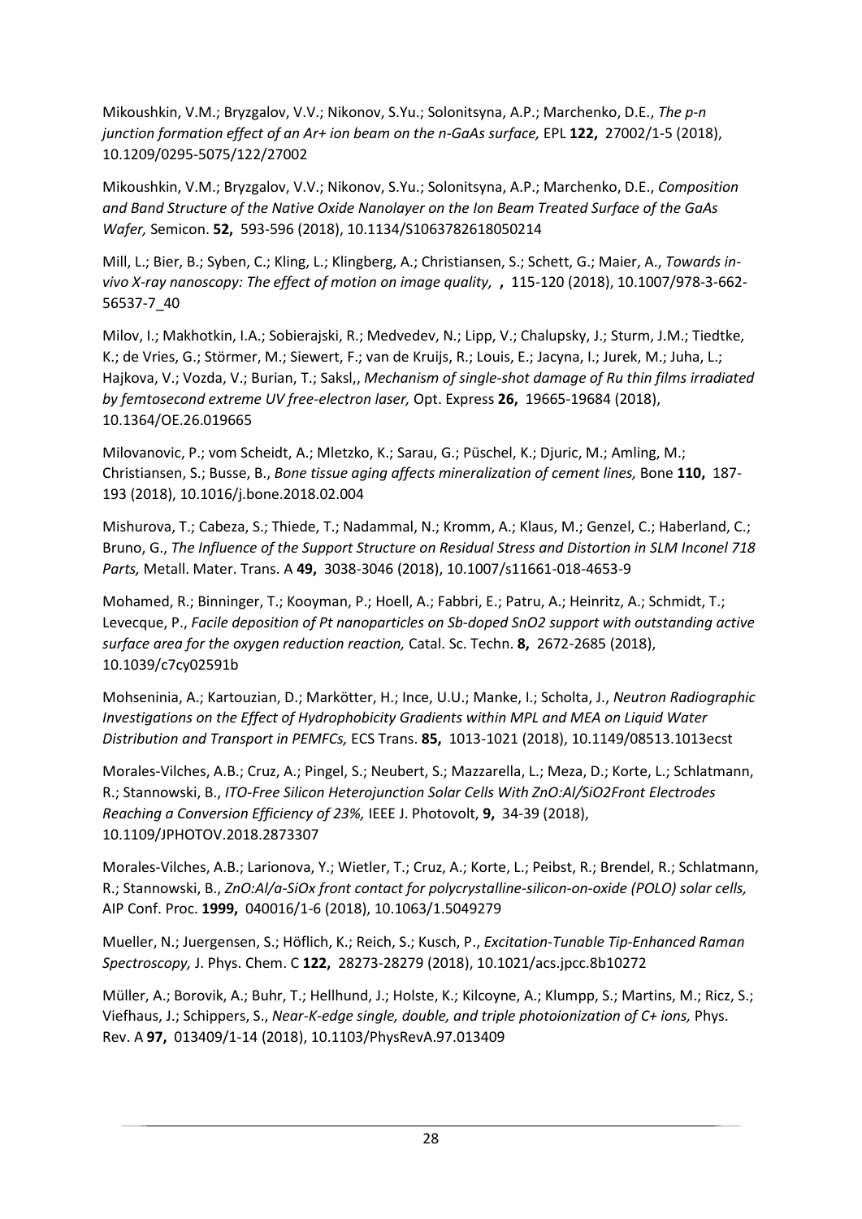Mikoushkin, V.M.; Bryzgalov, V.V.; Nikonov, S.Yu.; Solonitsyna, A.P.; Marchenko, D.E., *The p-n junction formation effect of an Ar+ ion beam on the n-GaAs surface,* EPL **122,** 27002/1-5 (2018), 10.1209/0295-5075/122/27002

Mikoushkin, V.M.; Bryzgalov, V.V.; Nikonov, S.Yu.; Solonitsyna, A.P.; Marchenko, D.E., *Composition and Band Structure of the Native Oxide Nanolayer on the Ion Beam Treated Surface of the GaAs Wafer,* Semicon. **52,** 593-596 (2018), 10.1134/S1063782618050214

Mill, L.; Bier, B.; Syben, C.; Kling, L.; Klingberg, A.; Christiansen, S.; Schett, G.; Maier, A., *Towards in-vivo X-ray nanoscopy: The effect of motion on image quality,* **,** 115-120 (2018), 10.1007/978-3-662-56537-7_40

Milov, I.; Makhotkin, I.A.; Sobierajski, R.; Medvedev, N.; Lipp, V.; Chalupsky, J.; Sturm, J.M.; Tiedtke, K.; de Vries, G.; Störmer, M.; Siewert, F.; van de Kruijs, R.; Louis, E.; Jacyna, I.; Jurek, M.; Juha, L.; Hajkova, V.; Vozda, V.; Burian, T.; Saksl,, *Mechanism of single-shot damage of Ru thin films irradiated by femtosecond extreme UV free-electron laser,* Opt. Express **26,** 19665-19684 (2018), 10.1364/OE.26.019665

Milovanovic, P.; vom Scheidt, A.; Mletzko, K.; Sarau, G.; Püschel, K.; Djuric, M.; Amling, M.; Christiansen, S.; Busse, B., *Bone tissue aging affects mineralization of cement lines,* Bone **110,** 187-193 (2018), 10.1016/j.bone.2018.02.004

Mishurova, T.; Cabeza, S.; Thiede, T.; Nadammal, N.; Kromm, A.; Klaus, M.; Genzel, C.; Haberland, C.; Bruno, G., *The Influence of the Support Structure on Residual Stress and Distortion in SLM Inconel 718 Parts,* Metall. Mater. Trans. A **49,** 3038-3046 (2018), 10.1007/s11661-018-4653-9

Mohamed, R.; Binninger, T.; Kooyman, P.; Hoell, A.; Fabbri, E.; Patru, A.; Heinritz, A.; Schmidt, T.; Levecque, P., *Facile deposition of Pt nanoparticles on Sb-doped SnO2 support with outstanding active surface area for the oxygen reduction reaction,* Catal. Sc. Techn. **8,** 2672-2685 (2018), 10.1039/c7cy02591b

Mohseninia, A.; Kartouzian, D.; Markötter, H.; Ince, U.U.; Manke, I.; Scholta, J., *Neutron Radiographic Investigations on the Effect of Hydrophobicity Gradients within MPL and MEA on Liquid Water Distribution and Transport in PEMFCs,* ECS Trans. **85,** 1013-1021 (2018), 10.1149/08513.1013ecst

Morales-Vilches, A.B.; Cruz, A.; Pingel, S.; Neubert, S.; Mazzarella, L.; Meza, D.; Korte, L.; Schlatmann, R.; Stannowski, B., *ITO-Free Silicon Heterojunction Solar Cells With ZnO:Al/SiO2Front Electrodes Reaching a Conversion Efficiency of 23%,* IEEE J. Photovolt, **9,** 34-39 (2018), 10.1109/JPHOTOV.2018.2873307

Morales-Vilches, A.B.; Larionova, Y.; Wietler, T.; Cruz, A.; Korte, L.; Peibst, R.; Brendel, R.; Schlatmann, R.; Stannowski, B., *ZnO:Al/a-SiOx front contact for polycrystalline-silicon-on-oxide (POLO) solar cells,* AIP Conf. Proc. **1999,** 040016/1-6 (2018), 10.1063/1.5049279

Mueller, N.; Juergensen, S.; Höflich, K.; Reich, S.; Kusch, P., *Excitation-Tunable Tip-Enhanced Raman Spectroscopy,* J. Phys. Chem. C **122,** 28273-28279 (2018), 10.1021/acs.jpcc.8b10272

Müller, A.; Borovik, A.; Buhr, T.; Hellhund, J.; Holste, K.; Kilcoyne, A.; Klumpp, S.; Martins, M.; Ricz, S.; Viefhaus, J.; Schippers, S., *Near-K-edge single, double, and triple photoionization of C+ ions,* Phys. Rev. A **97,** 013409/1-14 (2018), 10.1103/PhysRevA.97.013409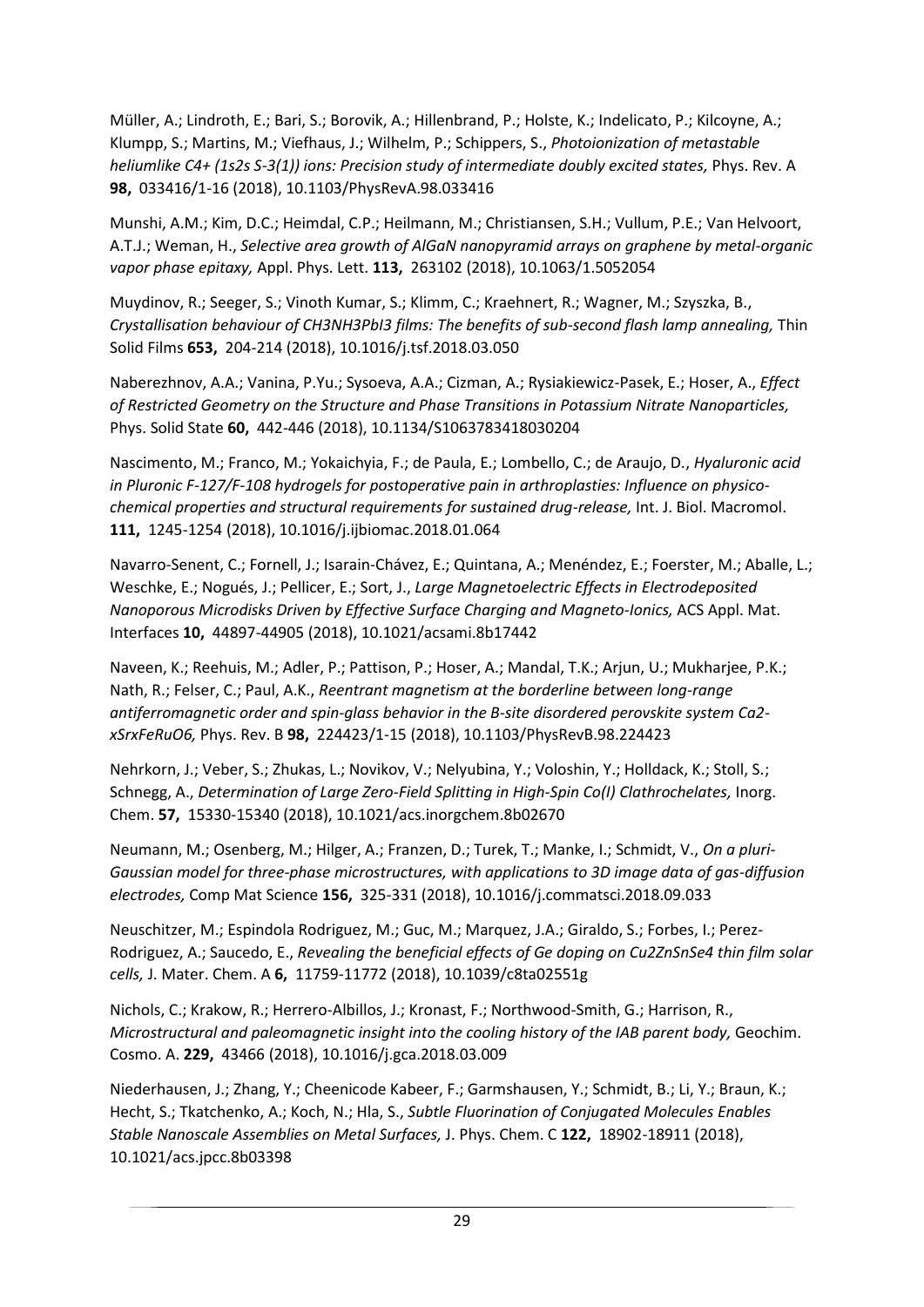Müller, A.; Lindroth, E.; Bari, S.; Borovik, A.; Hillenbrand, P.; Holste, K.; Indelicato, P.; Kilcoyne, A.; Klumpp, S.; Martins, M.; Viefhaus, J.; Wilhelm, P.; Schippers, S., *Photoionization of metastable heliumlike C4+ (1s2s S-3(1)) ions: Precision study of intermediate doubly excited states,* Phys. Rev. A **98,** 033416/1-16 (2018), 10.1103/PhysRevA.98.033416

Munshi, A.M.; Kim, D.C.; Heimdal, C.P.; Heilmann, M.; Christiansen, S.H.; Vullum, P.E.; Van Helvoort, A.T.J.; Weman, H., *Selective area growth of AlGaN nanopyramid arrays on graphene by metal-organic vapor phase epitaxy,* Appl. Phys. Lett. **113,** 263102 (2018), 10.1063/1.5052054

Muydinov, R.; Seeger, S.; Vinoth Kumar, S.; Klimm, C.; Kraehnert, R.; Wagner, M.; Szyszka, B., *Crystallisation behaviour of CH3NH3PbI3 films: The benefits of sub-second flash lamp annealing,* Thin Solid Films **653,** 204-214 (2018), 10.1016/j.tsf.2018.03.050

Naberezhnov, A.A.; Vanina, P.Yu.; Sysoeva, A.A.; Cizman, A.; Rysiakiewicz-Pasek, E.; Hoser, A., *Effect of Restricted Geometry on the Structure and Phase Transitions in Potassium Nitrate Nanoparticles,* Phys. Solid State **60,** 442-446 (2018), 10.1134/S1063783418030204

Nascimento, M.; Franco, M.; Yokaichyia, F.; de Paula, E.; Lombello, C.; de Araujo, D., *Hyaluronic acid in Pluronic F-127/F-108 hydrogels for postoperative pain in arthroplasties: Influence on physico-chemical properties and structural requirements for sustained drug-release,* Int. J. Biol. Macromol. **111,** 1245-1254 (2018), 10.1016/j.ijbiomac.2018.01.064

Navarro-Senent, C.; Fornell, J.; Isarain-Chávez, E.; Quintana, A.; Menéndez, E.; Foerster, M.; Aballe, L.; Weschke, E.; Nogués, J.; Pellicer, E.; Sort, J., *Large Magnetoelectric Effects in Electrodeposited Nanoporous Microdisks Driven by Effective Surface Charging and Magneto-Ionics,* ACS Appl. Mat. Interfaces **10,** 44897-44905 (2018), 10.1021/acsami.8b17442

Naveen, K.; Reehuis, M.; Adler, P.; Pattison, P.; Hoser, A.; Mandal, T.K.; Arjun, U.; Mukharjee, P.K.; Nath, R.; Felser, C.; Paul, A.K., *Reentrant magnetism at the borderline between long-range antiferromagnetic order and spin-glass behavior in the B-site disordered perovskite system Ca2-xSrxFeRuO6,* Phys. Rev. B **98,** 224423/1-15 (2018), 10.1103/PhysRevB.98.224423

Nehrkorn, J.; Veber, S.; Zhukas, L.; Novikov, V.; Nelyubina, Y.; Voloshin, Y.; Holldack, K.; Stoll, S.; Schnegg, A., *Determination of Large Zero-Field Splitting in High-Spin Co(I) Clathrochelates,* Inorg. Chem. **57,** 15330-15340 (2018), 10.1021/acs.inorgchem.8b02670

Neumann, M.; Osenberg, M.; Hilger, A.; Franzen, D.; Turek, T.; Manke, I.; Schmidt, V., *On a pluri-Gaussian model for three-phase microstructures, with applications to 3D image data of gas-diffusion electrodes,* Comp Mat Science **156,** 325-331 (2018), 10.1016/j.commatsci.2018.09.033

Neuschitzer, M.; Espindola Rodriguez, M.; Guc, M.; Marquez, J.A.; Giraldo, S.; Forbes, I.; Perez-Rodriguez, A.; Saucedo, E., *Revealing the beneficial effects of Ge doping on Cu2ZnSnSe4 thin film solar cells,* J. Mater. Chem. A **6,** 11759-11772 (2018), 10.1039/c8ta02551g

Nichols, C.; Krakow, R.; Herrero-Albillos, J.; Kronast, F.; Northwood-Smith, G.; Harrison, R., *Microstructural and paleomagnetic insight into the cooling history of the IAB parent body,* Geochim. Cosmo. A. **229,** 43466 (2018), 10.1016/j.gca.2018.03.009

Niederhausen, J.; Zhang, Y.; Cheenicode Kabeer, F.; Garmshausen, Y.; Schmidt, B.; Li, Y.; Braun, K.; Hecht, S.; Tkatchenko, A.; Koch, N.; Hla, S., *Subtle Fluorination of Conjugated Molecules Enables Stable Nanoscale Assemblies on Metal Surfaces,* J. Phys. Chem. C **122,** 18902-18911 (2018), 10.1021/acs.jpcc.8b03398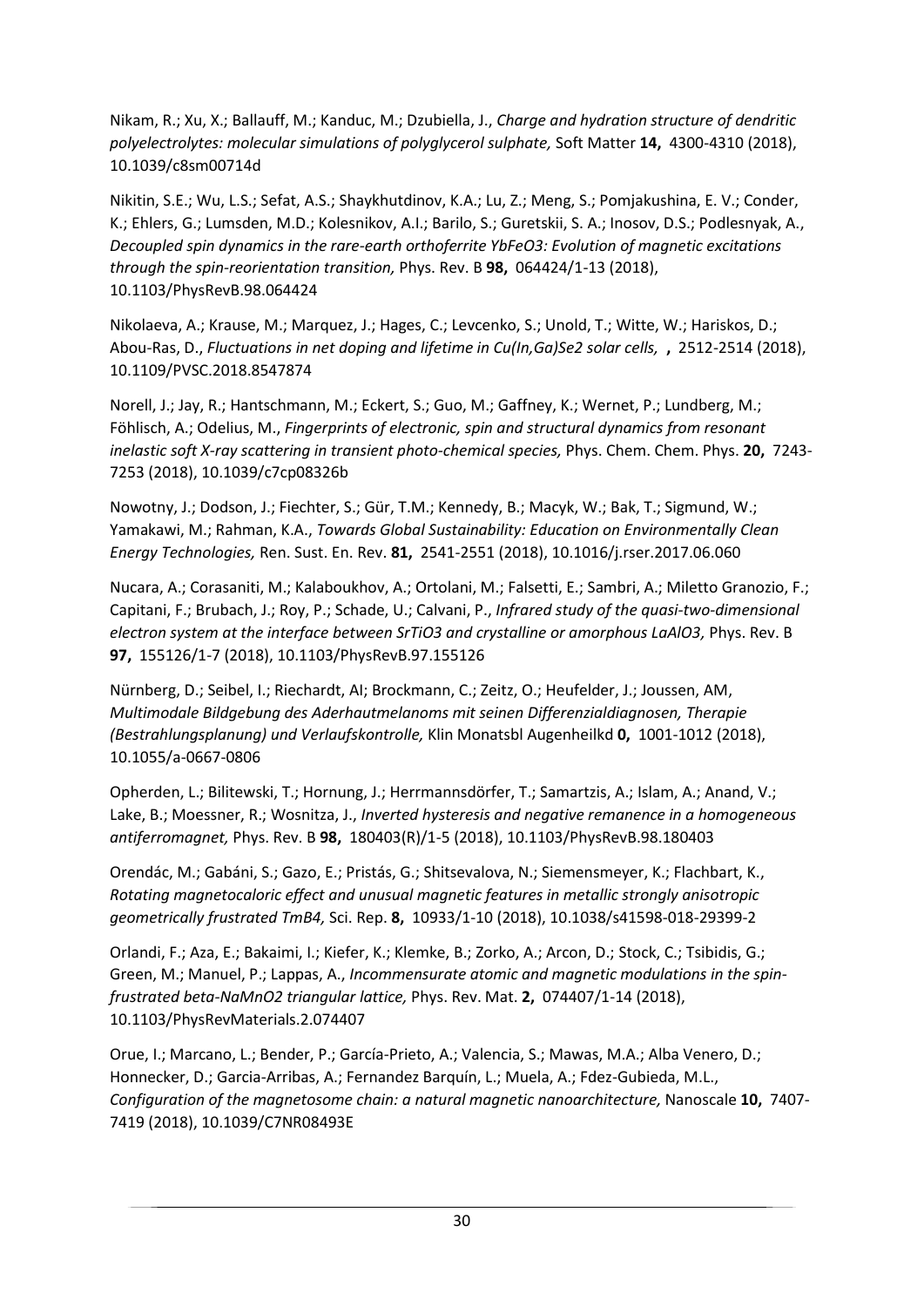Nikam, R.; Xu, X.; Ballauff, M.; Kanduc, M.; Dzubiella, J., *Charge and hydration structure of dendritic polyelectrolytes: molecular simulations of polyglycerol sulphate,* Soft Matter **14,** 4300-4310 (2018), 10.1039/c8sm00714d

Nikitin, S.E.; Wu, L.S.; Sefat, A.S.; Shaykhutdinov, K.A.; Lu, Z.; Meng, S.; Pomjakushina, E. V.; Conder, K.; Ehlers, G.; Lumsden, M.D.; Kolesnikov, A.I.; Barilo, S.; Guretskii, S. A.; Inosov, D.S.; Podlesnyak, A., *Decoupled spin dynamics in the rare-earth orthoferrite YbFeO3: Evolution of magnetic excitations through the spin-reorientation transition,* Phys. Rev. B **98,** 064424/1-13 (2018), 10.1103/PhysRevB.98.064424

Nikolaeva, A.; Krause, M.; Marquez, J.; Hages, C.; Levcenko, S.; Unold, T.; Witte, W.; Hariskos, D.; Abou-Ras, D., *Fluctuations in net doping and lifetime in Cu(In,Ga)Se2 solar cells,* **,** 2512-2514 (2018), 10.1109/PVSC.2018.8547874

Norell, J.; Jay, R.; Hantschmann, M.; Eckert, S.; Guo, M.; Gaffney, K.; Wernet, P.; Lundberg, M.; Föhlisch, A.; Odelius, M., *Fingerprints of electronic, spin and structural dynamics from resonant inelastic soft X-ray scattering in transient photo-chemical species,* Phys. Chem. Chem. Phys. **20,** 7243-7253 (2018), 10.1039/c7cp08326b

Nowotny, J.; Dodson, J.; Fiechter, S.; Gür, T.M.; Kennedy, B.; Macyk, W.; Bak, T.; Sigmund, W.; Yamakawi, M.; Rahman, K.A., *Towards Global Sustainability: Education on Environmentally Clean Energy Technologies,* Ren. Sust. En. Rev. **81,** 2541-2551 (2018), 10.1016/j.rser.2017.06.060

Nucara, A.; Corasaniti, M.; Kalaboukhov, A.; Ortolani, M.; Falsetti, E.; Sambri, A.; Miletto Granozio, F.; Capitani, F.; Brubach, J.; Roy, P.; Schade, U.; Calvani, P., *Infrared study of the quasi-two-dimensional electron system at the interface between SrTiO3 and crystalline or amorphous LaAlO3,* Phys. Rev. B **97,** 155126/1-7 (2018), 10.1103/PhysRevB.97.155126

Nürnberg, D.; Seibel, I.; Riechardt, AI; Brockmann, C.; Zeitz, O.; Heufelder, J.; Joussen, AM, *Multimodale Bildgebung des Aderhautmelanoms mit seinen Differenzialdiagnosen, Therapie (Bestrahlungsplanung) und Verlaufskontrolle,* Klin Monatsbl Augenheilkd **0,** 1001-1012 (2018), 10.1055/a-0667-0806

Opherden, L.; Bilitewski, T.; Hornung, J.; Herrmannsdörfer, T.; Samartzis, A.; Islam, A.; Anand, V.; Lake, B.; Moessner, R.; Wosnitza, J., *Inverted hysteresis and negative remanence in a homogeneous antiferromagnet,* Phys. Rev. B **98,** 180403(R)/1-5 (2018), 10.1103/PhysRevB.98.180403

Orendác, M.; Gabáni, S.; Gazo, E.; Pristás, G.; Shitsevalova, N.; Siemensmeyer, K.; Flachbart, K., *Rotating magnetocaloric effect and unusual magnetic features in metallic strongly anisotropic geometrically frustrated TmB4,* Sci. Rep. **8,** 10933/1-10 (2018), 10.1038/s41598-018-29399-2

Orlandi, F.; Aza, E.; Bakaimi, I.; Kiefer, K.; Klemke, B.; Zorko, A.; Arcon, D.; Stock, C.; Tsibidis, G.; Green, M.; Manuel, P.; Lappas, A., *Incommensurate atomic and magnetic modulations in the spin-frustrated beta-NaMnO2 triangular lattice,* Phys. Rev. Mat. **2,** 074407/1-14 (2018), 10.1103/PhysRevMaterials.2.074407

Orue, I.; Marcano, L.; Bender, P.; García-Prieto, A.; Valencia, S.; Mawas, M.A.; Alba Venero, D.; Honnecker, D.; Garcia-Arribas, A.; Fernandez Barquín, L.; Muela, A.; Fdez-Gubieda, M.L., *Configuration of the magnetosome chain: a natural magnetic nanoarchitecture,* Nanoscale **10,** 7407-7419 (2018), 10.1039/C7NR08493E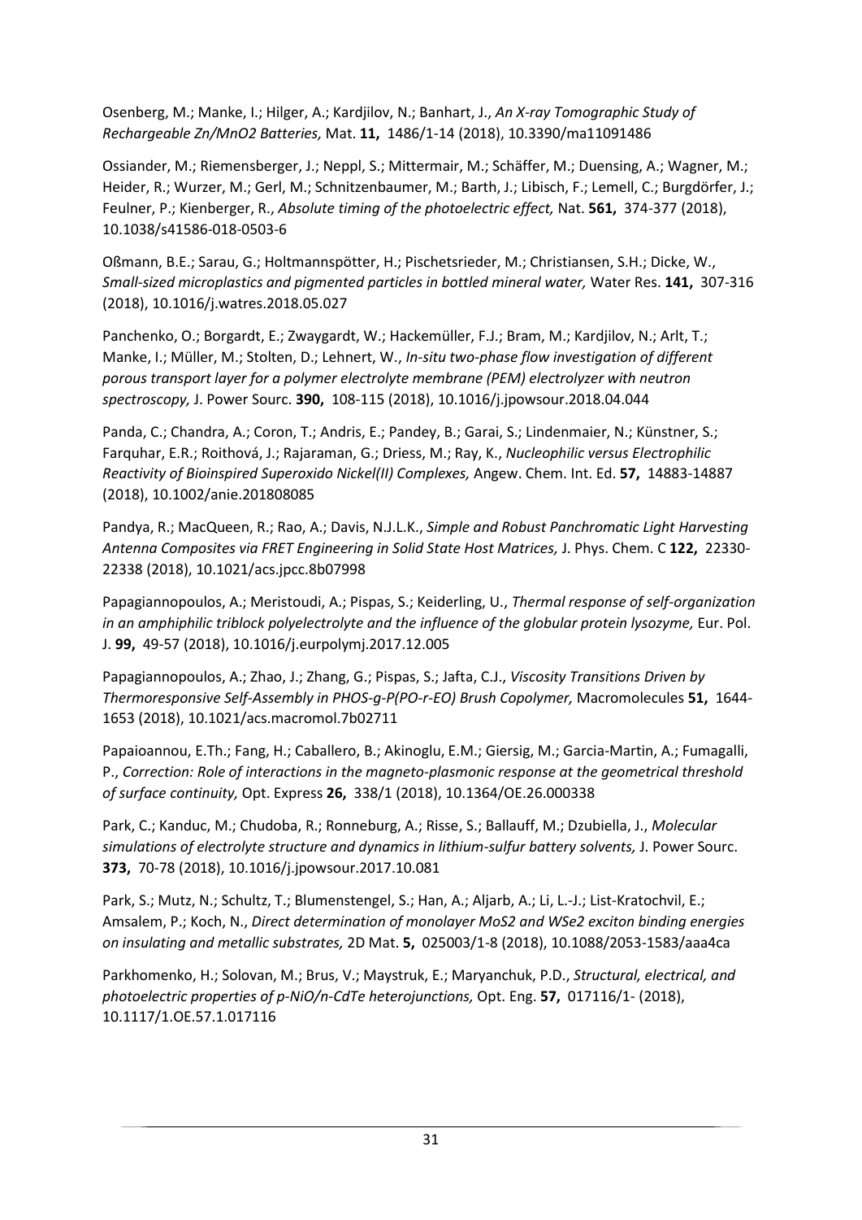Osenberg, M.; Manke, I.; Hilger, A.; Kardjilov, N.; Banhart, J., *An X-ray Tomographic Study of Rechargeable Zn/MnO2 Batteries,* Mat. **11,** 1486/1-14 (2018), 10.3390/ma11091486

Ossiander, M.; Riemensberger, J.; Neppl, S.; Mittermair, M.; Schäffer, M.; Duensing, A.; Wagner, M.; Heider, R.; Wurzer, M.; Gerl, M.; Schnitzenbaumer, M.; Barth, J.; Libisch, F.; Lemell, C.; Burgdörfer, J.; Feulner, P.; Kienberger, R., *Absolute timing of the photoelectric effect,* Nat. **561,** 374-377 (2018), 10.1038/s41586-018-0503-6

Oßmann, B.E.; Sarau, G.; Holtmannspötter, H.; Pischetsrieder, M.; Christiansen, S.H.; Dicke, W., *Small-sized microplastics and pigmented particles in bottled mineral water,* Water Res. **141,** 307-316 (2018), 10.1016/j.watres.2018.05.027

Panchenko, O.; Borgardt, E.; Zwaygardt, W.; Hackemüller, F.J.; Bram, M.; Kardjilov, N.; Arlt, T.; Manke, I.; Müller, M.; Stolten, D.; Lehnert, W., *In-situ two-phase flow investigation of different porous transport layer for a polymer electrolyte membrane (PEM) electrolyzer with neutron spectroscopy,* J. Power Sourc. **390,** 108-115 (2018), 10.1016/j.jpowsour.2018.04.044

Panda, C.; Chandra, A.; Coron, T.; Andris, E.; Pandey, B.; Garai, S.; Lindenmaier, N.; Künstner, S.; Farquhar, E.R.; Roithová, J.; Rajaraman, G.; Driess, M.; Ray, K., *Nucleophilic versus Electrophilic Reactivity of Bioinspired Superoxido Nickel(II) Complexes,* Angew. Chem. Int. Ed. **57,** 14883-14887 (2018), 10.1002/anie.201808085

Pandya, R.; MacQueen, R.; Rao, A.; Davis, N.J.L.K., *Simple and Robust Panchromatic Light Harvesting Antenna Composites via FRET Engineering in Solid State Host Matrices,* J. Phys. Chem. C **122,** 22330-22338 (2018), 10.1021/acs.jpcc.8b07998

Papagiannopoulos, A.; Meristoudi, A.; Pispas, S.; Keiderling, U., *Thermal response of self-organization in an amphiphilic triblock polyelectrolyte and the influence of the globular protein lysozyme,* Eur. Pol. J. **99,** 49-57 (2018), 10.1016/j.eurpolymj.2017.12.005

Papagiannopoulos, A.; Zhao, J.; Zhang, G.; Pispas, S.; Jafta, C.J., *Viscosity Transitions Driven by Thermoresponsive Self-Assembly in PHOS-g-P(PO-r-EO) Brush Copolymer,* Macromolecules **51,** 1644-1653 (2018), 10.1021/acs.macromol.7b02711

Papaioannou, E.Th.; Fang, H.; Caballero, B.; Akinoglu, E.M.; Giersig, M.; Garcia-Martin, A.; Fumagalli, P., *Correction: Role of interactions in the magneto-plasmonic response at the geometrical threshold of surface continuity,* Opt. Express **26,** 338/1 (2018), 10.1364/OE.26.000338

Park, C.; Kanduc, M.; Chudoba, R.; Ronneburg, A.; Risse, S.; Ballauff, M.; Dzubiella, J., *Molecular simulations of electrolyte structure and dynamics in lithium-sulfur battery solvents,* J. Power Sourc. **373,** 70-78 (2018), 10.1016/j.jpowsour.2017.10.081

Park, S.; Mutz, N.; Schultz, T.; Blumenstengel, S.; Han, A.; Aljarb, A.; Li, L.-J.; List-Kratochvil, E.; Amsalem, P.; Koch, N., *Direct determination of monolayer MoS2 and WSe2 exciton binding energies on insulating and metallic substrates,* 2D Mat. **5,** 025003/1-8 (2018), 10.1088/2053-1583/aaa4ca

Parkhomenko, H.; Solovan, M.; Brus, V.; Maystruk, E.; Maryanchuk, P.D., *Structural, electrical, and photoelectric properties of p-NiO/n-CdTe heterojunctions,* Opt. Eng. **57,** 017116/1- (2018), 10.1117/1.OE.57.1.017116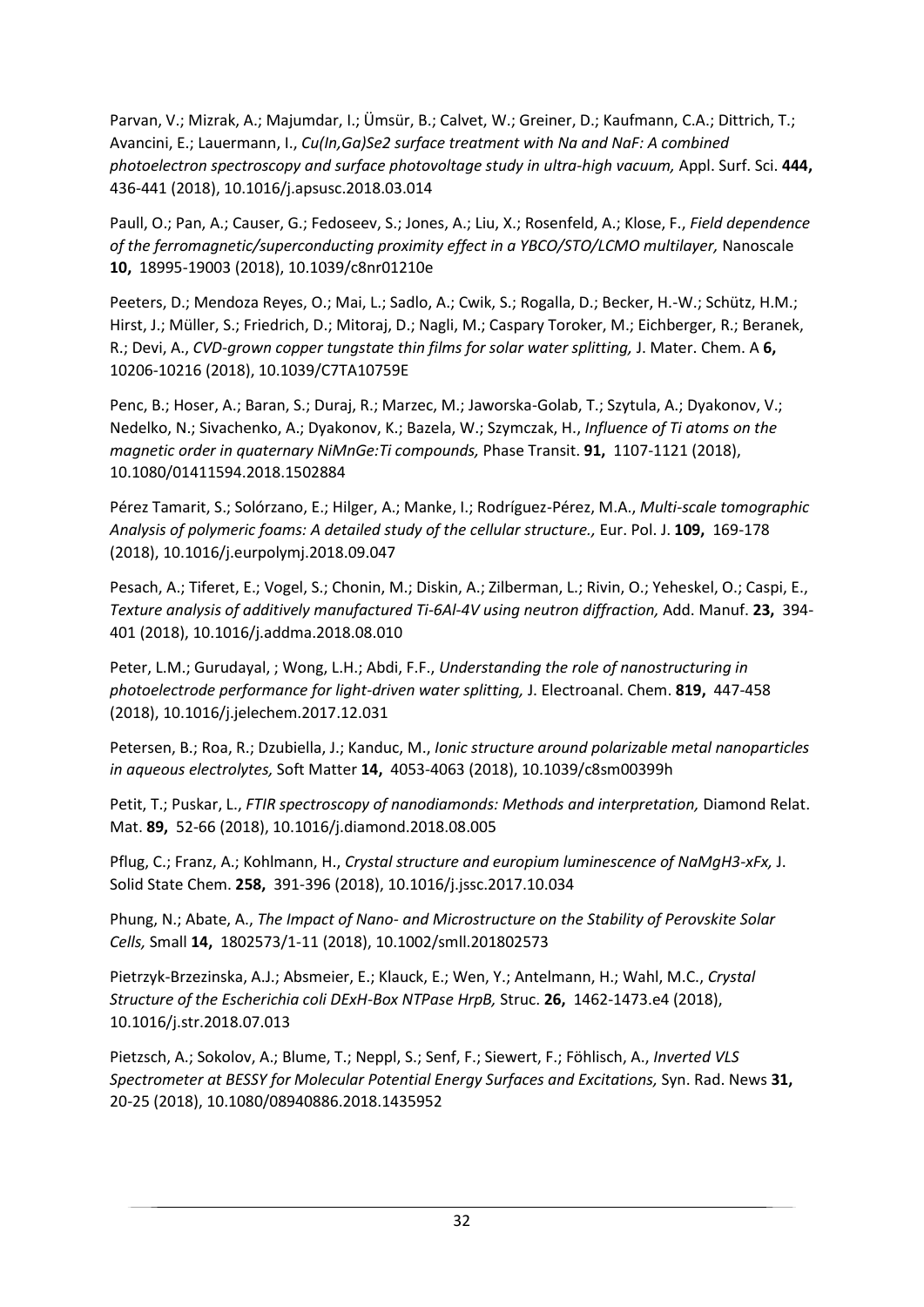Parvan, V.; Mizrak, A.; Majumdar, I.; Ümsür, B.; Calvet, W.; Greiner, D.; Kaufmann, C.A.; Dittrich, T.; Avancini, E.; Lauermann, I., *Cu(In,Ga)Se2 surface treatment with Na and NaF: A combined photoelectron spectroscopy and surface photovoltage study in ultra-high vacuum,* Appl. Surf. Sci. **444,** 436-441 (2018), 10.1016/j.apsusc.2018.03.014

Paull, O.; Pan, A.; Causer, G.; Fedoseev, S.; Jones, A.; Liu, X.; Rosenfeld, A.; Klose, F., *Field dependence of the ferromagnetic/superconducting proximity effect in a YBCO/STO/LCMO multilayer,* Nanoscale **10,** 18995-19003 (2018), 10.1039/c8nr01210e

Peeters, D.; Mendoza Reyes, O.; Mai, L.; Sadlo, A.; Cwik, S.; Rogalla, D.; Becker, H.-W.; Schütz, H.M.; Hirst, J.; Müller, S.; Friedrich, D.; Mitoraj, D.; Nagli, M.; Caspary Toroker, M.; Eichberger, R.; Beranek, R.; Devi, A., *CVD-grown copper tungstate thin films for solar water splitting,* J. Mater. Chem. A **6,** 10206-10216 (2018), 10.1039/C7TA10759E

Penc, B.; Hoser, A.; Baran, S.; Duraj, R.; Marzec, M.; Jaworska-Golab, T.; Szytula, A.; Dyakonov, V.; Nedelko, N.; Sivachenko, A.; Dyakonov, K.; Bazela, W.; Szymczak, H., *Influence of Ti atoms on the magnetic order in quaternary NiMnGe:Ti compounds,* Phase Transit. **91,** 1107-1121 (2018), 10.1080/01411594.2018.1502884

Pérez Tamarit, S.; Solórzano, E.; Hilger, A.; Manke, I.; Rodríguez-Pérez, M.A., *Multi-scale tomographic Analysis of polymeric foams: A detailed study of the cellular structure.,* Eur. Pol. J. **109,** 169-178 (2018), 10.1016/j.eurpolymj.2018.09.047

Pesach, A.; Tiferet, E.; Vogel, S.; Chonin, M.; Diskin, A.; Zilberman, L.; Rivin, O.; Yeheskel, O.; Caspi, E., *Texture analysis of additively manufactured Ti-6Al-4V using neutron diffraction,* Add. Manuf. **23,** 394-401 (2018), 10.1016/j.addma.2018.08.010

Peter, L.M.; Gurudayal, ; Wong, L.H.; Abdi, F.F., *Understanding the role of nanostructuring in photoelectrode performance for light-driven water splitting,* J. Electroanal. Chem. **819,** 447-458 (2018), 10.1016/j.jelechem.2017.12.031

Petersen, B.; Roa, R.; Dzubiella, J.; Kanduc, M., *Ionic structure around polarizable metal nanoparticles in aqueous electrolytes,* Soft Matter **14,** 4053-4063 (2018), 10.1039/c8sm00399h

Petit, T.; Puskar, L., *FTIR spectroscopy of nanodiamonds: Methods and interpretation,* Diamond Relat. Mat. **89,** 52-66 (2018), 10.1016/j.diamond.2018.08.005

Pflug, C.; Franz, A.; Kohlmann, H., *Crystal structure and europium luminescence of NaMgH3-xFx,* J. Solid State Chem. **258,** 391-396 (2018), 10.1016/j.jssc.2017.10.034

Phung, N.; Abate, A., *The Impact of Nano- and Microstructure on the Stability of Perovskite Solar Cells,* Small **14,** 1802573/1-11 (2018), 10.1002/smll.201802573

Pietrzyk-Brzezinska, A.J.; Absmeier, E.; Klauck, E.; Wen, Y.; Antelmann, H.; Wahl, M.C., *Crystal Structure of the Escherichia coli DExH-Box NTPase HrpB,* Struc. **26,** 1462-1473.e4 (2018), 10.1016/j.str.2018.07.013

Pietzsch, A.; Sokolov, A.; Blume, T.; Neppl, S.; Senf, F.; Siewert, F.; Föhlisch, A., *Inverted VLS Spectrometer at BESSY for Molecular Potential Energy Surfaces and Excitations,* Syn. Rad. News **31,** 20-25 (2018), 10.1080/08940886.2018.1435952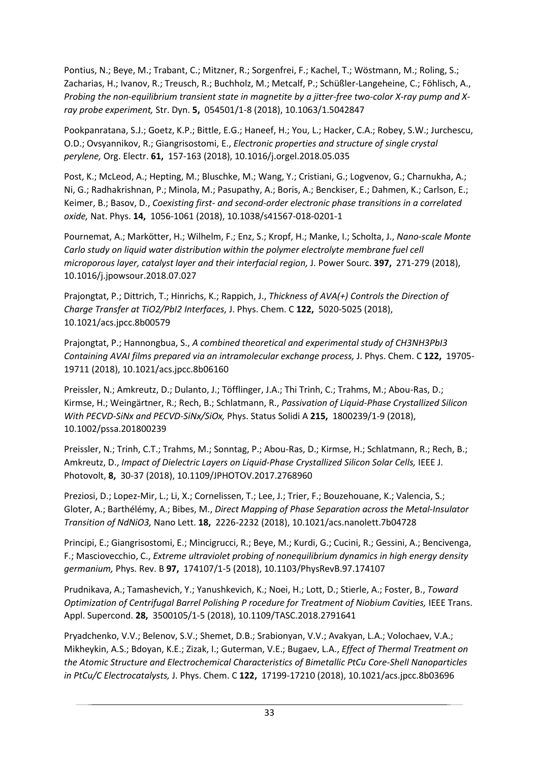Pontius, N.; Beye, M.; Trabant, C.; Mitzner, R.; Sorgenfrei, F.; Kachel, T.; Wöstmann, M.; Roling, S.; Zacharias, H.; Ivanov, R.; Treusch, R.; Buchholz, M.; Metcalf, P.; Schüßler-Langeheine, C.; Föhlisch, A., *Probing the non-equilibrium transient state in magnetite by a jitter-free two-color X-ray pump and X-ray probe experiment,* Str. Dyn. **5,** 054501/1-8 (2018), 10.1063/1.5042847

Pookpanratana, S.J.; Goetz, K.P.; Bittle, E.G.; Haneef, H.; You, L.; Hacker, C.A.; Robey, S.W.; Jurchescu, O.D.; Ovsyannikov, R.; Giangrisostomi, E., *Electronic properties and structure of single crystal perylene,* Org. Electr. **61,** 157-163 (2018), 10.1016/j.orgel.2018.05.035

Post, K.; McLeod, A.; Hepting, M.; Bluschke, M.; Wang, Y.; Cristiani, G.; Logvenov, G.; Charnukha, A.; Ni, G.; Radhakrishnan, P.; Minola, M.; Pasupathy, A.; Boris, A.; Benckiser, E.; Dahmen, K.; Carlson, E.; Keimer, B.; Basov, D., *Coexisting first- and second-order electronic phase transitions in a correlated oxide,* Nat. Phys. **14,** 1056-1061 (2018), 10.1038/s41567-018-0201-1

Pournemat, A.; Markötter, H.; Wilhelm, F.; Enz, S.; Kropf, H.; Manke, I.; Scholta, J., *Nano-scale Monte Carlo study on liquid water distribution within the polymer electrolyte membrane fuel cell microporous layer, catalyst layer and their interfacial region,* J. Power Sourc. **397,** 271-279 (2018), 10.1016/j.jpowsour.2018.07.027

Prajongtat, P.; Dittrich, T.; Hinrichs, K.; Rappich, J., *Thickness of AVA(+) Controls the Direction of Charge Transfer at TiO2/PbI2 Interfaces,* J. Phys. Chem. C **122,** 5020-5025 (2018), 10.1021/acs.jpcc.8b00579

Prajongtat, P.; Hannongbua, S., *A combined theoretical and experimental study of CH3NH3PbI3 Containing AVAI films prepared via an intramolecular exchange process,* J. Phys. Chem. C **122,** 19705-19711 (2018), 10.1021/acs.jpcc.8b06160

Preissler, N.; Amkreutz, D.; Dulanto, J.; Töfflinger, J.A.; Thi Trinh, C.; Trahms, M.; Abou-Ras, D.; Kirmse, H.; Weingärtner, R.; Rech, B.; Schlatmann, R., *Passivation of Liquid-Phase Crystallized Silicon With PECVD-SiNx and PECVD-SiNx/SiOx,* Phys. Status Solidi A **215,** 1800239/1-9 (2018), 10.1002/pssa.201800239

Preissler, N.; Trinh, C.T.; Trahms, M.; Sonntag, P.; Abou-Ras, D.; Kirmse, H.; Schlatmann, R.; Rech, B.; Amkreutz, D., *Impact of Dielectric Layers on Liquid-Phase Crystallized Silicon Solar Cells,* IEEE J. Photovolt, **8,** 30-37 (2018), 10.1109/JPHOTOV.2017.2768960

Preziosi, D.; Lopez-Mir, L.; Li, X.; Cornelissen, T.; Lee, J.; Trier, F.; Bouzehouane, K.; Valencia, S.; Gloter, A.; Barthélémy, A.; Bibes, M., *Direct Mapping of Phase Separation across the Metal-Insulator Transition of NdNiO3,* Nano Lett. **18,** 2226-2232 (2018), 10.1021/acs.nanolett.7b04728

Principi, E.; Giangrisostomi, E.; Mincigrucci, R.; Beye, M.; Kurdi, G.; Cucini, R.; Gessini, A.; Bencivenga, F.; Masciovecchio, C., *Extreme ultraviolet probing of nonequilibrium dynamics in high energy density germanium,* Phys. Rev. B **97,** 174107/1-5 (2018), 10.1103/PhysRevB.97.174107

Prudnikava, A.; Tamashevich, Y.; Yanushkevich, K.; Noei, H.; Lott, D.; Stierle, A.; Foster, B., *Toward Optimization of Centrifugal Barrel Polishing P rocedure for Treatment of Niobium Cavities,* IEEE Trans. Appl. Supercond. **28,** 3500105/1-5 (2018), 10.1109/TASC.2018.2791641

Pryadchenko, V.V.; Belenov, S.V.; Shemet, D.B.; Srabionyan, V.V.; Avakyan, L.A.; Volochaev, V.A.; Mikheykin, A.S.; Bdoyan, K.E.; Zizak, I.; Guterman, V.E.; Bugaev, L.A., *Effect of Thermal Treatment on the Atomic Structure and Electrochemical Characteristics of Bimetallic PtCu Core-Shell Nanoparticles in PtCu/C Electrocatalysts,* J. Phys. Chem. C **122,** 17199-17210 (2018), 10.1021/acs.jpcc.8b03696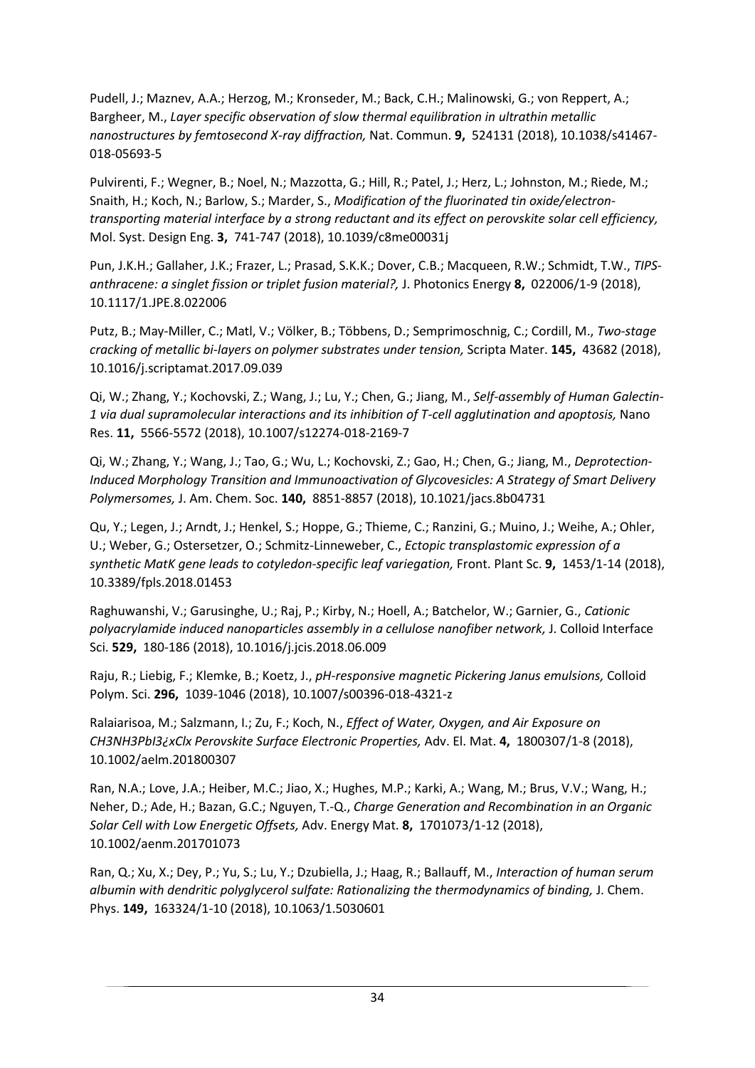Pudell, J.; Maznev, A.A.; Herzog, M.; Kronseder, M.; Back, C.H.; Malinowski, G.; von Reppert, A.; Bargheer, M., *Layer specific observation of slow thermal equilibration in ultrathin metallic nanostructures by femtosecond X-ray diffraction,* Nat. Commun. **9,** 524131 (2018), 10.1038/s41467-018-05693-5

Pulvirenti, F.; Wegner, B.; Noel, N.; Mazzotta, G.; Hill, R.; Patel, J.; Herz, L.; Johnston, M.; Riede, M.; Snaith, H.; Koch, N.; Barlow, S.; Marder, S., *Modification of the fluorinated tin oxide/electron-transporting material interface by a strong reductant and its effect on perovskite solar cell efficiency,* Mol. Syst. Design Eng. **3,** 741-747 (2018), 10.1039/c8me00031j

Pun, J.K.H.; Gallaher, J.K.; Frazer, L.; Prasad, S.K.K.; Dover, C.B.; Macqueen, R.W.; Schmidt, T.W., *TIPS-anthracene: a singlet fission or triplet fusion material?,* J. Photonics Energy **8,** 022006/1-9 (2018), 10.1117/1.JPE.8.022006

Putz, B.; May-Miller, C.; Matl, V.; Völker, B.; Többens, D.; Semprimoschnig, C.; Cordill, M., *Two-stage cracking of metallic bi-layers on polymer substrates under tension,* Scripta Mater. **145,** 43682 (2018), 10.1016/j.scriptamat.2017.09.039

Qi, W.; Zhang, Y.; Kochovski, Z.; Wang, J.; Lu, Y.; Chen, G.; Jiang, M., *Self-assembly of Human Galectin-1 via dual supramolecular interactions and its inhibition of T-cell agglutination and apoptosis,* Nano Res. **11,** 5566-5572 (2018), 10.1007/s12274-018-2169-7

Qi, W.; Zhang, Y.; Wang, J.; Tao, G.; Wu, L.; Kochovski, Z.; Gao, H.; Chen, G.; Jiang, M., *Deprotection-Induced Morphology Transition and Immunoactivation of Glycovesicles: A Strategy of Smart Delivery Polymersomes,* J. Am. Chem. Soc. **140,** 8851-8857 (2018), 10.1021/jacs.8b04731

Qu, Y.; Legen, J.; Arndt, J.; Henkel, S.; Hoppe, G.; Thieme, C.; Ranzini, G.; Muino, J.; Weihe, A.; Ohler, U.; Weber, G.; Ostersetzer, O.; Schmitz-Linneweber, C., *Ectopic transplastomic expression of a synthetic MatK gene leads to cotyledon-specific leaf variegation,* Front. Plant Sc. **9,** 1453/1-14 (2018), 10.3389/fpls.2018.01453

Raghuwanshi, V.; Garusinghe, U.; Raj, P.; Kirby, N.; Hoell, A.; Batchelor, W.; Garnier, G., *Cationic polyacrylamide induced nanoparticles assembly in a cellulose nanofiber network,* J. Colloid Interface Sci. **529,** 180-186 (2018), 10.1016/j.jcis.2018.06.009

Raju, R.; Liebig, F.; Klemke, B.; Koetz, J., *pH-responsive magnetic Pickering Janus emulsions,* Colloid Polym. Sci. **296,** 1039-1046 (2018), 10.1007/s00396-018-4321-z

Ralaiarisoa, M.; Salzmann, I.; Zu, F.; Koch, N., *Effect of Water, Oxygen, and Air Exposure on CH3NH3PbI3¿xClx Perovskite Surface Electronic Properties,* Adv. El. Mat. **4,** 1800307/1-8 (2018), 10.1002/aelm.201800307

Ran, N.A.; Love, J.A.; Heiber, M.C.; Jiao, X.; Hughes, M.P.; Karki, A.; Wang, M.; Brus, V.V.; Wang, H.; Neher, D.; Ade, H.; Bazan, G.C.; Nguyen, T.-Q., *Charge Generation and Recombination in an Organic Solar Cell with Low Energetic Offsets,* Adv. Energy Mat. **8,** 1701073/1-12 (2018), 10.1002/aenm.201701073

Ran, Q.; Xu, X.; Dey, P.; Yu, S.; Lu, Y.; Dzubiella, J.; Haag, R.; Ballauff, M., *Interaction of human serum albumin with dendritic polyglycerol sulfate: Rationalizing the thermodynamics of binding,* J. Chem. Phys. **149,** 163324/1-10 (2018), 10.1063/1.5030601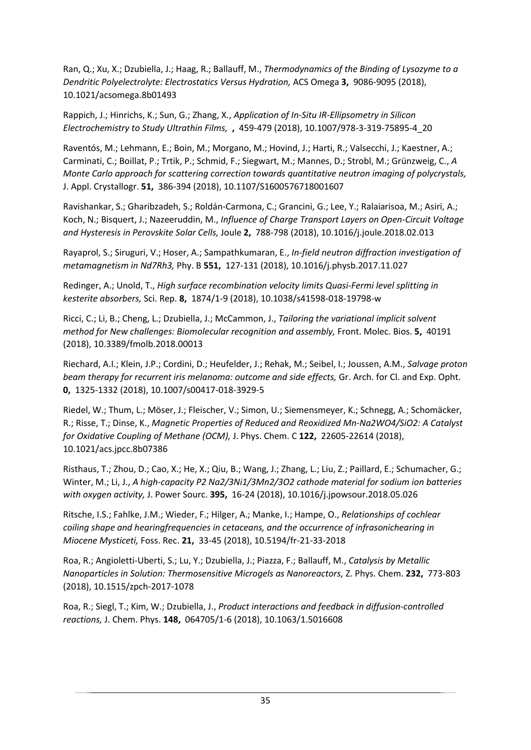Ran, Q.; Xu, X.; Dzubiella, J.; Haag, R.; Ballauff, M., *Thermodynamics of the Binding of Lysozyme to a Dendritic Polyelectrolyte: Electrostatics Versus Hydration,* ACS Omega **3,** 9086-9095 (2018), 10.1021/acsomega.8b01493

Rappich, J.; Hinrichs, K.; Sun, G.; Zhang, X., *Application of In-Situ IR-Ellipsometry in Silicon Electrochemistry to Study Ultrathin Films,* **,** 459-479 (2018), 10.1007/978-3-319-75895-4_20

Raventós, M.; Lehmann, E.; Boin, M.; Morgano, M.; Hovind, J.; Harti, R.; Valsecchi, J.; Kaestner, A.; Carminati, C.; Boillat, P.; Trtik, P.; Schmid, F.; Siegwart, M.; Mannes, D.; Strobl, M.; Grünzweig, C., *A Monte Carlo approach for scattering correction towards quantitative neutron imaging of polycrystals,* J. Appl. Crystallogr. **51,** 386-394 (2018), 10.1107/S1600576718001607

Ravishankar, S.; Gharibzadeh, S.; Roldán-Carmona, C.; Grancini, G.; Lee, Y.; Ralaiarisoa, M.; Asiri, A.; Koch, N.; Bisquert, J.; Nazeeruddin, M., *Influence of Charge Transport Layers on Open-Circuit Voltage and Hysteresis in Perovskite Solar Cells,* Joule **2,** 788-798 (2018), 10.1016/j.joule.2018.02.013

Rayaprol, S.; Siruguri, V.; Hoser, A.; Sampathkumaran, E., *In-field neutron diffraction investigation of metamagnetism in Nd7Rh3,* Phy. B **551,** 127-131 (2018), 10.1016/j.physb.2017.11.027

Redinger, A.; Unold, T., *High surface recombination velocity limits Quasi-Fermi level splitting in kesterite absorbers,* Sci. Rep. **8,** 1874/1-9 (2018), 10.1038/s41598-018-19798-w

Ricci, C.; Li, B.; Cheng, L.; Dzubiella, J.; McCammon, J., *Tailoring the variational implicit solvent method for New challenges: Biomolecular recognition and assembly,* Front. Molec. Bios. **5,** 40191 (2018), 10.3389/fmolb.2018.00013

Riechard, A.I.; Klein, J.P.; Cordini, D.; Heufelder, J.; Rehak, M.; Seibel, I.; Joussen, A.M., *Salvage proton beam therapy for recurrent iris melanoma: outcome and side effects,* Gr. Arch. for Cl. and Exp. Opht. **0,** 1325-1332 (2018), 10.1007/s00417-018-3929-5

Riedel, W.; Thum, L.; Möser, J.; Fleischer, V.; Simon, U.; Siemensmeyer, K.; Schnegg, A.; Schomäcker, R.; Risse, T.; Dinse, K., *Magnetic Properties of Reduced and Reoxidized Mn-Na2WO4/SiO2: A Catalyst for Oxidative Coupling of Methane (OCM),* J. Phys. Chem. C **122,** 22605-22614 (2018), 10.1021/acs.jpcc.8b07386

Risthaus, T.; Zhou, D.; Cao, X.; He, X.; Qiu, B.; Wang, J.; Zhang, L.; Liu, Z.; Paillard, E.; Schumacher, G.; Winter, M.; Li, J., *A high-capacity P2 Na2/3Ni1/3Mn2/3O2 cathode material for sodium ion batteries with oxygen activity,* J. Power Sourc. **395,** 16-24 (2018), 10.1016/j.jpowsour.2018.05.026

Ritsche, I.S.; Fahlke, J.M.; Wieder, F.; Hilger, A.; Manke, I.; Hampe, O., *Relationships of cochlear coiling shape and hearingfrequencies in cetaceans, and the occurrence of infrasonichearing in Miocene Mysticeti,* Foss. Rec. **21,** 33-45 (2018), 10.5194/fr-21-33-2018

Roa, R.; Angioletti-Uberti, S.; Lu, Y.; Dzubiella, J.; Piazza, F.; Ballauff, M., *Catalysis by Metallic Nanoparticles in Solution: Thermosensitive Microgels as Nanoreactors,* Z. Phys. Chem. **232,** 773-803 (2018), 10.1515/zpch-2017-1078

Roa, R.; Siegl, T.; Kim, W.; Dzubiella, J., *Product interactions and feedback in diffusion-controlled reactions,* J. Chem. Phys. **148,** 064705/1-6 (2018), 10.1063/1.5016608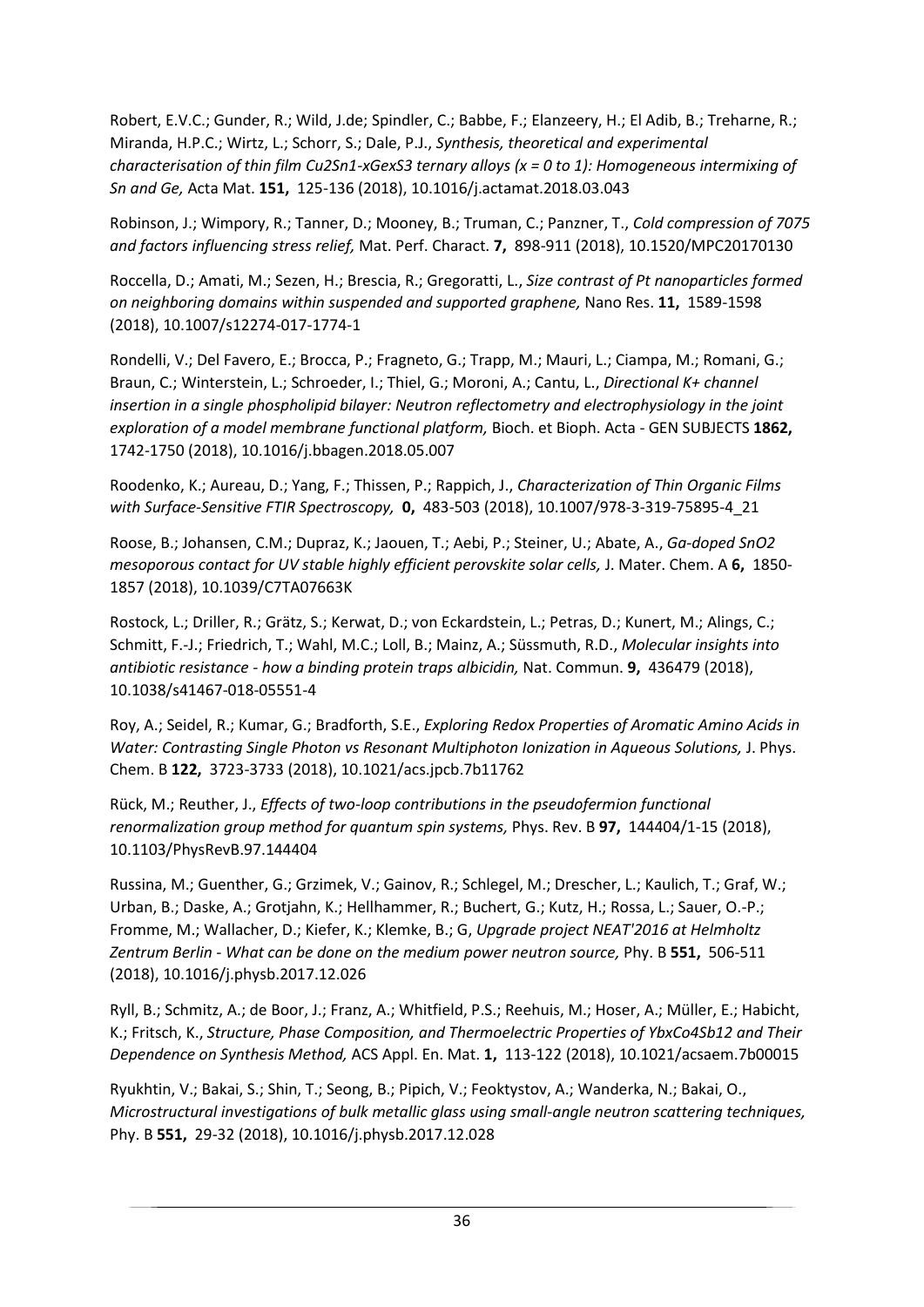Robert, E.V.C.; Gunder, R.; Wild, J.de; Spindler, C.; Babbe, F.; Elanzeery, H.; El Adib, B.; Treharne, R.; Miranda, H.P.C.; Wirtz, L.; Schorr, S.; Dale, P.J., *Synthesis, theoretical and experimental characterisation of thin film $Cu_2Sn_{1-x}Ge_xS_3$ ternary alloys (x = 0 to 1): Homogeneous intermixing of Sn and Ge,* Acta Mat. **151,** 125-136 (2018), 10.1016/j.actamat.2018.03.043

Robinson, J.; Wimpory, R.; Tanner, D.; Mooney, B.; Truman, C.; Panzner, T., *Cold compression of 7075 and factors influencing stress relief,* Mat. Perf. Charact. **7,** 898-911 (2018), 10.1520/MPC20170130

Roccella, D.; Amati, M.; Sezen, H.; Brescia, R.; Gregoratti, L., *Size contrast of Pt nanoparticles formed on neighboring domains within suspended and supported graphene,* Nano Res. **11,** 1589-1598 (2018), 10.1007/s12274-017-1774-1

Rondelli, V.; Del Favero, E.; Brocca, P.; Fragneto, G.; Trapp, M.; Mauri, L.; Ciampa, M.; Romani, G.; Braun, C.; Winterstein, L.; Schroeder, I.; Thiel, G.; Moroni, A.; Cantu, L., *Directional K+ channel insertion in a single phospholipid bilayer: Neutron reflectometry and electrophysiology in the joint exploration of a model membrane functional platform,* Bioch. et Bioph. Acta - GEN SUBJECTS **1862,** 1742-1750 (2018), 10.1016/j.bbagen.2018.05.007

Roodenko, K.; Aureau, D.; Yang, F.; Thissen, P.; Rappich, J., *Characterization of Thin Organic Films with Surface-Sensitive FTIR Spectroscopy,* **0,** 483-503 (2018), 10.1007/978-3-319-75895-4_21

Roose, B.; Johansen, C.M.; Dupraz, K.; Jaouen, T.; Aebi, P.; Steiner, U.; Abate, A., *Ga-doped $SnO_2$ mesoporous contact for UV stable highly efficient perovskite solar cells,* J. Mater. Chem. A **6,** 1850-1857 (2018), 10.1039/C7TA07663K

Rostock, L.; Driller, R.; Grätz, S.; Kerwat, D.; von Eckardstein, L.; Petras, D.; Kunert, M.; Alings, C.; Schmitt, F.-J.; Friedrich, T.; Wahl, M.C.; Loll, B.; Mainz, A.; Süssmuth, R.D., *Molecular insights into antibiotic resistance - how a binding protein traps albicidin,* Nat. Commun. **9,** 436479 (2018), 10.1038/s41467-018-05551-4

Roy, A.; Seidel, R.; Kumar, G.; Bradforth, S.E., *Exploring Redox Properties of Aromatic Amino Acids in Water: Contrasting Single Photon vs Resonant Multiphoton Ionization in Aqueous Solutions,* J. Phys. Chem. B **122,** 3723-3733 (2018), 10.1021/acs.jpcb.7b11762

Rück, M.; Reuther, J., *Effects of two-loop contributions in the pseudofermion functional renormalization group method for quantum spin systems,* Phys. Rev. B **97,** 144404/1-15 (2018), 10.1103/PhysRevB.97.144404

Russina, M.; Guenther, G.; Grzimek, V.; Gainov, R.; Schlegel, M.; Drescher, L.; Kaulich, T.; Graf, W.; Urban, B.; Daske, A.; Grotjahn, K.; Hellhammer, R.; Buchert, G.; Kutz, H.; Rossa, L.; Sauer, O.-P.; Fromme, M.; Wallacher, D.; Kiefer, K.; Klemke, B.; G, *Upgrade project NEAT'2016 at Helmholtz Zentrum Berlin - What can be done on the medium power neutron source,* Phy. B **551,** 506-511 (2018), 10.1016/j.physb.2017.12.026

Ryll, B.; Schmitz, A.; de Boor, J.; Franz, A.; Whitfield, P.S.; Reehuis, M.; Hoser, A.; Müller, E.; Habicht, K.; Fritsch, K., *Structure, Phase Composition, and Thermoelectric Properties of $Yb_xCo_4Sb_{12}$ and Their Dependence on Synthesis Method,* ACS Appl. En. Mat. **1,** 113-122 (2018), 10.1021/acsaem.7b00015

Ryukhtin, V.; Bakai, S.; Shin, T.; Seong, B.; Pipich, V.; Feoktystov, A.; Wanderka, N.; Bakai, O., *Microstructural investigations of bulk metallic glass using small-angle neutron scattering techniques,* Phy. B **551,** 29-32 (2018), 10.1016/j.physb.2017.12.028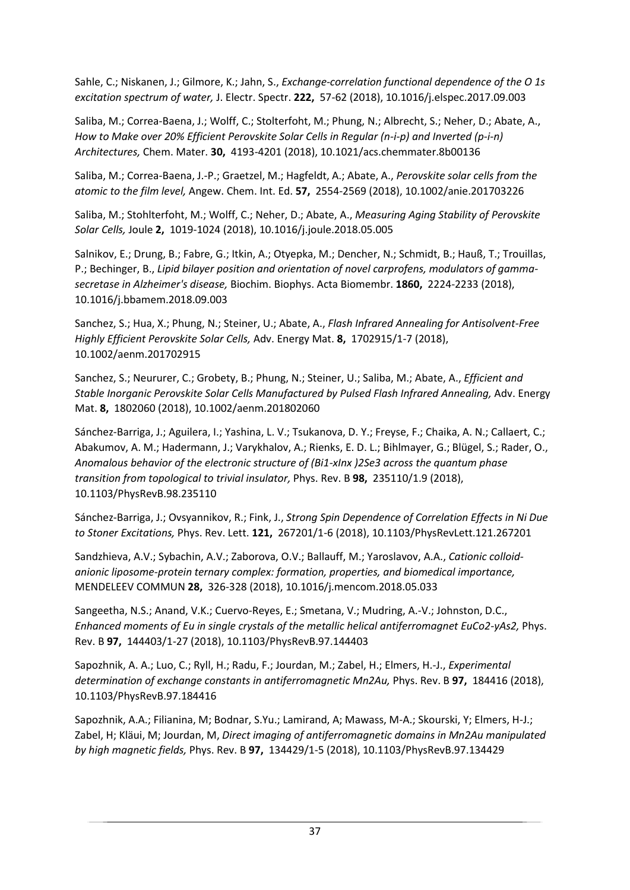Sahle, C.; Niskanen, J.; Gilmore, K.; Jahn, S., *Exchange-correlation functional dependence of the O 1s excitation spectrum of water,* J. Electr. Spectr. **222,** 57-62 (2018), 10.1016/j.elspec.2017.09.003

Saliba, M.; Correa-Baena, J.; Wolff, C.; Stolterfoht, M.; Phung, N.; Albrecht, S.; Neher, D.; Abate, A., *How to Make over 20% Efficient Perovskite Solar Cells in Regular (n-i-p) and Inverted (p-i-n) Architectures,* Chem. Mater. **30,** 4193-4201 (2018), 10.1021/acs.chemmater.8b00136

Saliba, M.; Correa-Baena, J.-P.; Graetzel, M.; Hagfeldt, A.; Abate, A., *Perovskite solar cells from the atomic to the film level,* Angew. Chem. Int. Ed. **57,** 2554-2569 (2018), 10.1002/anie.201703226

Saliba, M.; Stohlterfoht, M.; Wolff, C.; Neher, D.; Abate, A., *Measuring Aging Stability of Perovskite Solar Cells,* Joule **2,** 1019-1024 (2018), 10.1016/j.joule.2018.05.005

Salnikov, E.; Drung, B.; Fabre, G.; Itkin, A.; Otyepka, M.; Dencher, N.; Schmidt, B.; Hauß, T.; Trouillas, P.; Bechinger, B., *Lipid bilayer position and orientation of novel carprofens, modulators of gamma-secretase in Alzheimer's disease,* Biochim. Biophys. Acta Biomembr. **1860,** 2224-2233 (2018), 10.1016/j.bbamem.2018.09.003

Sanchez, S.; Hua, X.; Phung, N.; Steiner, U.; Abate, A., *Flash Infrared Annealing for Antisolvent-Free Highly Efficient Perovskite Solar Cells,* Adv. Energy Mat. **8,** 1702915/1-7 (2018), 10.1002/aenm.201702915

Sanchez, S.; Neururer, C.; Grobety, B.; Phung, N.; Steiner, U.; Saliba, M.; Abate, A., *Efficient and Stable Inorganic Perovskite Solar Cells Manufactured by Pulsed Flash Infrared Annealing,* Adv. Energy Mat. **8,** 1802060 (2018), 10.1002/aenm.201802060

Sánchez-Barriga, J.; Aguilera, I.; Yashina, L. V.; Tsukanova, D. Y.; Freyse, F.; Chaika, A. N.; Callaert, C.; Abakumov, A. M.; Hadermann, J.; Varykhalov, A.; Rienks, E. D. L.; Bihlmayer, G.; Blügel, S.; Rader, O., *Anomalous behavior of the electronic structure of (Bi1-xInx )2Se3 across the quantum phase transition from topological to trivial insulator,* Phys. Rev. B **98,** 235110/1.9 (2018), 10.1103/PhysRevB.98.235110

Sánchez-Barriga, J.; Ovsyannikov, R.; Fink, J., *Strong Spin Dependence of Correlation Effects in Ni Due to Stoner Excitations,* Phys. Rev. Lett. **121,** 267201/1-6 (2018), 10.1103/PhysRevLett.121.267201

Sandzhieva, A.V.; Sybachin, A.V.; Zaborova, O.V.; Ballauff, M.; Yaroslavov, A.A., *Cationic colloid-anionic liposome-protein ternary complex: formation, properties, and biomedical importance,* MENDELEEV COMMUN **28,** 326-328 (2018), 10.1016/j.mencom.2018.05.033

Sangeetha, N.S.; Anand, V.K.; Cuervo-Reyes, E.; Smetana, V.; Mudring, A.-V.; Johnston, D.C., *Enhanced moments of Eu in single crystals of the metallic helical antiferromagnet EuCo2-yAs2,* Phys. Rev. B **97,** 144403/1-27 (2018), 10.1103/PhysRevB.97.144403

Sapozhnik, A. A.; Luo, C.; Ryll, H.; Radu, F.; Jourdan, M.; Zabel, H.; Elmers, H.-J., *Experimental determination of exchange constants in antiferromagnetic Mn2Au,* Phys. Rev. B **97,** 184416 (2018), 10.1103/PhysRevB.97.184416

Sapozhnik, A.A.; Filianina, M; Bodnar, S.Yu.; Lamirand, A; Mawass, M-A.; Skourski, Y; Elmers, H-J.; Zabel, H; Kläui, M; Jourdan, M, *Direct imaging of antiferromagnetic domains in Mn2Au manipulated by high magnetic fields,* Phys. Rev. B **97,** 134429/1-5 (2018), 10.1103/PhysRevB.97.134429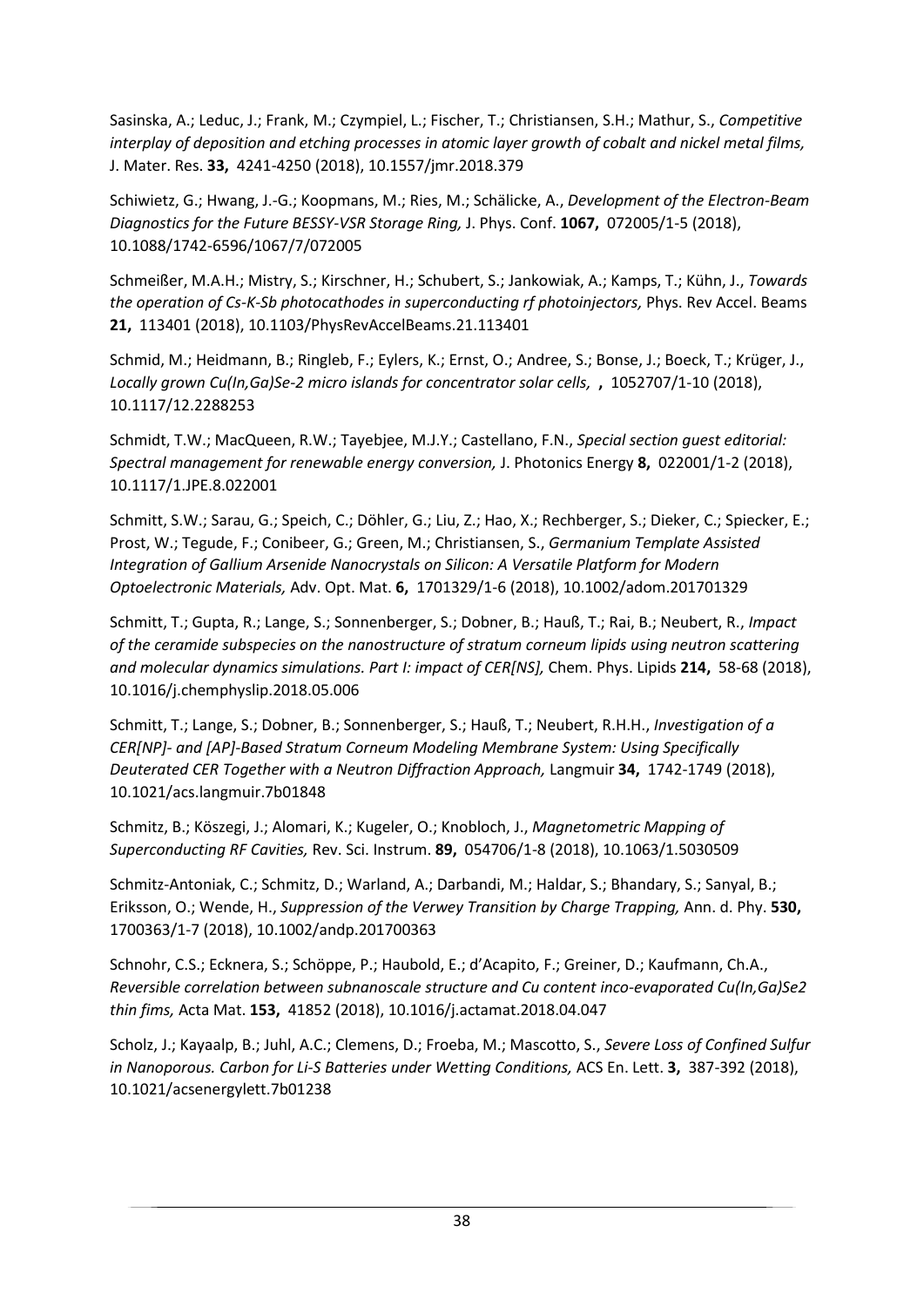Sasinska, A.; Leduc, J.; Frank, M.; Czympiel, L.; Fischer, T.; Christiansen, S.H.; Mathur, S., *Competitive interplay of deposition and etching processes in atomic layer growth of cobalt and nickel metal films,* J. Mater. Res. **33,** 4241-4250 (2018), 10.1557/jmr.2018.379

Schiwietz, G.; Hwang, J.-G.; Koopmans, M.; Ries, M.; Schälicke, A., *Development of the Electron-Beam Diagnostics for the Future BESSY-VSR Storage Ring,* J. Phys. Conf. **1067,** 072005/1-5 (2018), 10.1088/1742-6596/1067/7/072005

Schmeißer, M.A.H.; Mistry, S.; Kirschner, H.; Schubert, S.; Jankowiak, A.; Kamps, T.; Kühn, J., *Towards the operation of Cs-K-Sb photocathodes in superconducting rf photoinjectors,* Phys. Rev Accel. Beams **21,** 113401 (2018), 10.1103/PhysRevAccelBeams.21.113401

Schmid, M.; Heidmann, B.; Ringleb, F.; Eylers, K.; Ernst, O.; Andree, S.; Bonse, J.; Boeck, T.; Krüger, J., *Locally grown Cu(In,Ga)Se-2 micro islands for concentrator solar cells,* **,** 1052707/1-10 (2018), 10.1117/12.2288253

Schmidt, T.W.; MacQueen, R.W.; Tayebjee, M.J.Y.; Castellano, F.N., *Special section guest editorial: Spectral management for renewable energy conversion,* J. Photonics Energy **8,** 022001/1-2 (2018), 10.1117/1.JPE.8.022001

Schmitt, S.W.; Sarau, G.; Speich, C.; Döhler, G.; Liu, Z.; Hao, X.; Rechberger, S.; Dieker, C.; Spiecker, E.; Prost, W.; Tegude, F.; Conibeer, G.; Green, M.; Christiansen, S., *Germanium Template Assisted Integration of Gallium Arsenide Nanocrystals on Silicon: A Versatile Platform for Modern Optoelectronic Materials,* Adv. Opt. Mat. **6,** 1701329/1-6 (2018), 10.1002/adom.201701329

Schmitt, T.; Gupta, R.; Lange, S.; Sonnenberger, S.; Dobner, B.; Hauß, T.; Rai, B.; Neubert, R., *Impact of the ceramide subspecies on the nanostructure of stratum corneum lipids using neutron scattering and molecular dynamics simulations. Part I: impact of CER[NS],* Chem. Phys. Lipids **214,** 58-68 (2018), 10.1016/j.chemphyslip.2018.05.006

Schmitt, T.; Lange, S.; Dobner, B.; Sonnenberger, S.; Hauß, T.; Neubert, R.H.H., *Investigation of a CER[NP]- and [AP]-Based Stratum Corneum Modeling Membrane System: Using Specifically Deuterated CER Together with a Neutron Diffraction Approach,* Langmuir **34,** 1742-1749 (2018), 10.1021/acs.langmuir.7b01848

Schmitz, B.; Köszegi, J.; Alomari, K.; Kugeler, O.; Knobloch, J., *Magnetometric Mapping of Superconducting RF Cavities,* Rev. Sci. Instrum. **89,** 054706/1-8 (2018), 10.1063/1.5030509

Schmitz-Antoniak, C.; Schmitz, D.; Warland, A.; Darbandi, M.; Haldar, S.; Bhandary, S.; Sanyal, B.; Eriksson, O.; Wende, H., *Suppression of the Verwey Transition by Charge Trapping,* Ann. d. Phy. **530,** 1700363/1-7 (2018), 10.1002/andp.201700363

Schnohr, C.S.; Ecknera, S.; Schöppe, P.; Haubold, E.; d'Acapito, F.; Greiner, D.; Kaufmann, Ch.A., *Reversible correlation between subnanoscale structure and Cu content inco-evaporated Cu(In,Ga)Se2 thin fims,* Acta Mat. **153,** 41852 (2018), 10.1016/j.actamat.2018.04.047

Scholz, J.; Kayaalp, B.; Juhl, A.C.; Clemens, D.; Froeba, M.; Mascotto, S., *Severe Loss of Confined Sulfur in Nanoporous. Carbon for Li-S Batteries under Wetting Conditions,* ACS En. Lett. **3,** 387-392 (2018), 10.1021/acsenergylett.7b01238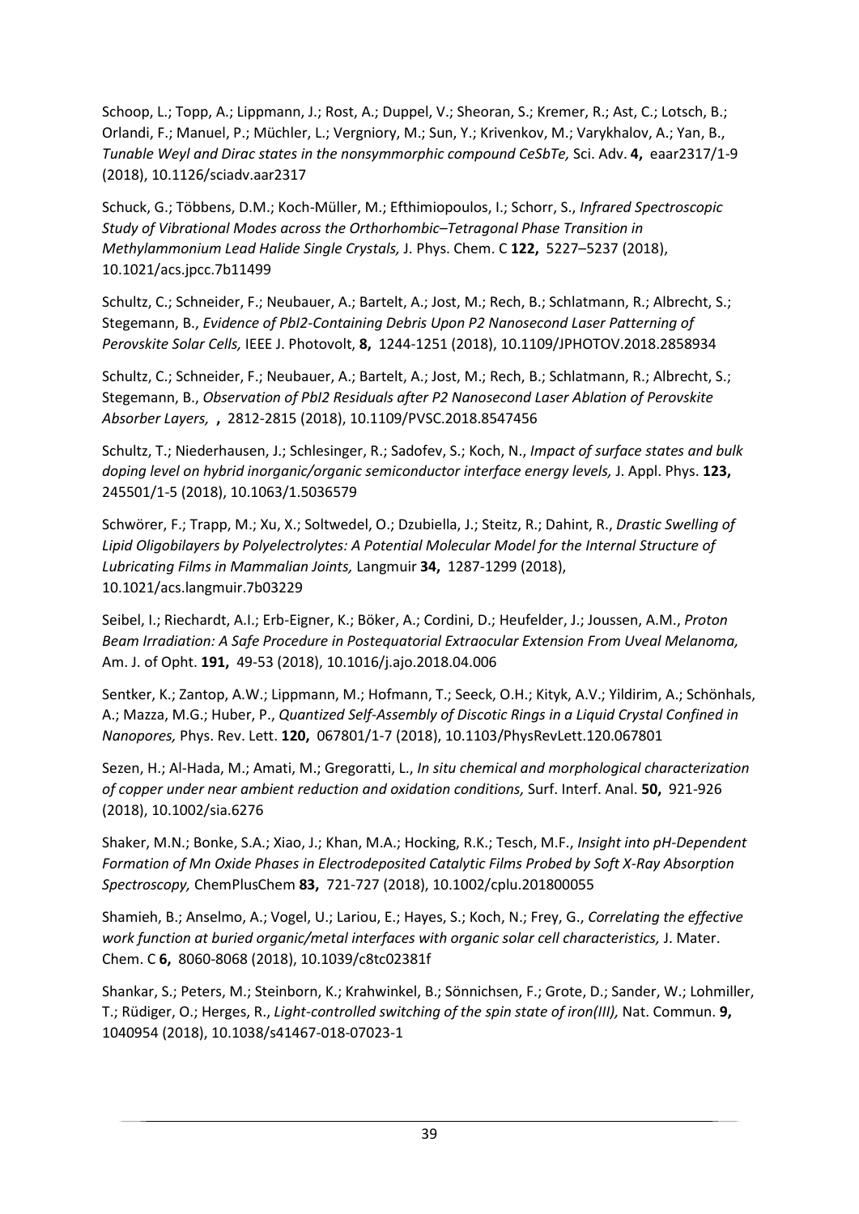Schoop, L.; Topp, A.; Lippmann, J.; Rost, A.; Duppel, V.; Sheoran, S.; Kremer, R.; Ast, C.; Lotsch, B.; Orlandi, F.; Manuel, P.; Müchler, L.; Vergniory, M.; Sun, Y.; Krivenkov, M.; Varykhalov, A.; Yan, B., *Tunable Weyl and Dirac states in the nonsymmorphic compound CeSbTe,* Sci. Adv. **4,** eaar2317/1-9 (2018), 10.1126/sciadv.aar2317

Schuck, G.; Többens, D.M.; Koch-Müller, M.; Efthimiopoulos, I.; Schorr, S., *Infrared Spectroscopic Study of Vibrational Modes across the Orthorhombic–Tetragonal Phase Transition in Methylammonium Lead Halide Single Crystals,* J. Phys. Chem. C **122,** 5227–5237 (2018), 10.1021/acs.jpcc.7b11499

Schultz, C.; Schneider, F.; Neubauer, A.; Bartelt, A.; Jost, M.; Rech, B.; Schlatmann, R.; Albrecht, S.; Stegemann, B., *Evidence of PbI2-Containing Debris Upon P2 Nanosecond Laser Patterning of Perovskite Solar Cells,* IEEE J. Photovolt, **8,** 1244-1251 (2018), 10.1109/JPHOTOV.2018.2858934

Schultz, C.; Schneider, F.; Neubauer, A.; Bartelt, A.; Jost, M.; Rech, B.; Schlatmann, R.; Albrecht, S.; Stegemann, B., *Observation of PbI2 Residuals after P2 Nanosecond Laser Ablation of Perovskite Absorber Layers,* **,** 2812-2815 (2018), 10.1109/PVSC.2018.8547456

Schultz, T.; Niederhausen, J.; Schlesinger, R.; Sadofev, S.; Koch, N., *Impact of surface states and bulk doping level on hybrid inorganic/organic semiconductor interface energy levels,* J. Appl. Phys. **123,** 245501/1-5 (2018), 10.1063/1.5036579

Schwörer, F.; Trapp, M.; Xu, X.; Soltwedel, O.; Dzubiella, J.; Steitz, R.; Dahint, R., *Drastic Swelling of Lipid Oligobilayers by Polyelectrolytes: A Potential Molecular Model for the Internal Structure of Lubricating Films in Mammalian Joints,* Langmuir **34,** 1287-1299 (2018), 10.1021/acs.langmuir.7b03229

Seibel, I.; Riechardt, A.I.; Erb-Eigner, K.; Böker, A.; Cordini, D.; Heufelder, J.; Joussen, A.M., *Proton Beam Irradiation: A Safe Procedure in Postequatorial Extraocular Extension From Uveal Melanoma,* Am. J. of Opht. **191,** 49-53 (2018), 10.1016/j.ajo.2018.04.006

Sentker, K.; Zantop, A.W.; Lippmann, M.; Hofmann, T.; Seeck, O.H.; Kityk, A.V.; Yildirim, A.; Schönhals, A.; Mazza, M.G.; Huber, P., *Quantized Self-Assembly of Discotic Rings in a Liquid Crystal Confined in Nanopores,* Phys. Rev. Lett. **120,** 067801/1-7 (2018), 10.1103/PhysRevLett.120.067801

Sezen, H.; Al-Hada, M.; Amati, M.; Gregoratti, L., *In situ chemical and morphological characterization of copper under near ambient reduction and oxidation conditions,* Surf. Interf. Anal. **50,** 921-926 (2018), 10.1002/sia.6276

Shaker, M.N.; Bonke, S.A.; Xiao, J.; Khan, M.A.; Hocking, R.K.; Tesch, M.F., *Insight into pH-Dependent Formation of Mn Oxide Phases in Electrodeposited Catalytic Films Probed by Soft X-Ray Absorption Spectroscopy,* ChemPlusChem **83,** 721-727 (2018), 10.1002/cplu.201800055

Shamieh, B.; Anselmo, A.; Vogel, U.; Lariou, E.; Hayes, S.; Koch, N.; Frey, G., *Correlating the effective work function at buried organic/metal interfaces with organic solar cell characteristics,* J. Mater. Chem. C **6,** 8060-8068 (2018), 10.1039/c8tc02381f

Shankar, S.; Peters, M.; Steinborn, K.; Krahwinkel, B.; Sönnichsen, F.; Grote, D.; Sander, W.; Lohmiller, T.; Rüdiger, O.; Herges, R., *Light-controlled switching of the spin state of iron(III),* Nat. Commun. **9,** 1040954 (2018), 10.1038/s41467-018-07023-1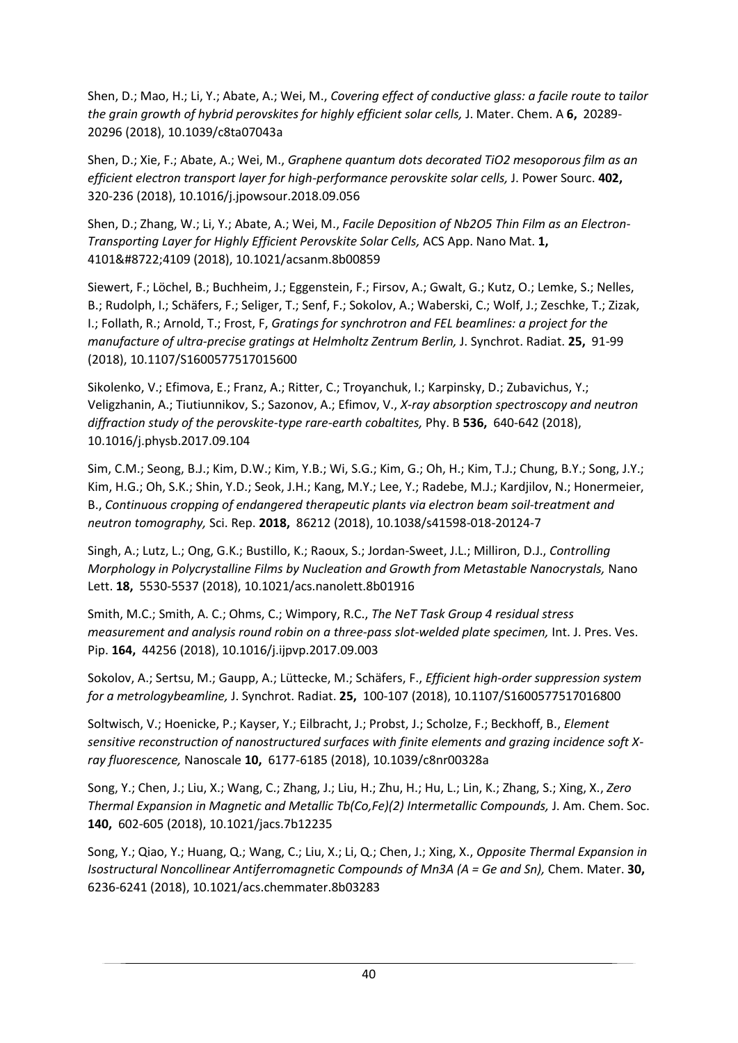Shen, D.; Mao, H.; Li, Y.; Abate, A.; Wei, M., *Covering effect of conductive glass: a facile route to tailor the grain growth of hybrid perovskites for highly efficient solar cells,* J. Mater. Chem. A **6,** 20289-20296 (2018), 10.1039/c8ta07043a

Shen, D.; Xie, F.; Abate, A.; Wei, M., *Graphene quantum dots decorated TiO2 mesoporous film as an efficient electron transport layer for high-performance perovskite solar cells,* J. Power Sourc. **402,** 320-236 (2018), 10.1016/j.jpowsour.2018.09.056

Shen, D.; Zhang, W.; Li, Y.; Abate, A.; Wei, M., *Facile Deposition of Nb2O5 Thin Film as an Electron-Transporting Layer for Highly Efficient Perovskite Solar Cells,* ACS App. Nano Mat. **1,** 4101&#8722;4109 (2018), 10.1021/acsanm.8b00859

Siewert, F.; Löchel, B.; Buchheim, J.; Eggenstein, F.; Firsov, A.; Gwalt, G.; Kutz, O.; Lemke, S.; Nelles, B.; Rudolph, I.; Schäfers, F.; Seliger, T.; Senf, F.; Sokolov, A.; Waberski, C.; Wolf, J.; Zeschke, T.; Zizak, I.; Follath, R.; Arnold, T.; Frost, F, *Gratings for synchrotron and FEL beamlines: a project for the manufacture of ultra-precise gratings at Helmholtz Zentrum Berlin,* J. Synchrot. Radiat. **25,** 91-99 (2018), 10.1107/S1600577517015600

Sikolenko, V.; Efimova, E.; Franz, A.; Ritter, C.; Troyanchuk, I.; Karpinsky, D.; Zubavichus, Y.; Veligzhanin, A.; Tiutiunnikov, S.; Sazonov, A.; Efimov, V., *X-ray absorption spectroscopy and neutron diffraction study of the perovskite-type rare-earth cobaltites,* Phy. B **536,** 640-642 (2018), 10.1016/j.physb.2017.09.104

Sim, C.M.; Seong, B.J.; Kim, D.W.; Kim, Y.B.; Wi, S.G.; Kim, G.; Oh, H.; Kim, T.J.; Chung, B.Y.; Song, J.Y.; Kim, H.G.; Oh, S.K.; Shin, Y.D.; Seok, J.H.; Kang, M.Y.; Lee, Y.; Radebe, M.J.; Kardjilov, N.; Honermeier, B., *Continuous cropping of endangered therapeutic plants via electron beam soil-treatment and neutron tomography,* Sci. Rep. **2018,** 86212 (2018), 10.1038/s41598-018-20124-7

Singh, A.; Lutz, L.; Ong, G.K.; Bustillo, K.; Raoux, S.; Jordan-Sweet, J.L.; Milliron, D.J., *Controlling Morphology in Polycrystalline Films by Nucleation and Growth from Metastable Nanocrystals,* Nano Lett. **18,** 5530-5537 (2018), 10.1021/acs.nanolett.8b01916

Smith, M.C.; Smith, A. C.; Ohms, C.; Wimpory, R.C., *The NeT Task Group 4 residual stress measurement and analysis round robin on a three-pass slot-welded plate specimen,* Int. J. Pres. Ves. Pip. **164,** 44256 (2018), 10.1016/j.ijpvp.2017.09.003

Sokolov, A.; Sertsu, M.; Gaupp, A.; Lüttecke, M.; Schäfers, F., *Efficient high-order suppression system for a metrologybeamline,* J. Synchrot. Radiat. **25,** 100-107 (2018), 10.1107/S1600577517016800

Soltwisch, V.; Hoenicke, P.; Kayser, Y.; Eilbracht, J.; Probst, J.; Scholze, F.; Beckhoff, B., *Element sensitive reconstruction of nanostructured surfaces with finite elements and grazing incidence soft X-ray fluorescence,* Nanoscale **10,** 6177-6185 (2018), 10.1039/c8nr00328a

Song, Y.; Chen, J.; Liu, X.; Wang, C.; Zhang, J.; Liu, H.; Zhu, H.; Hu, L.; Lin, K.; Zhang, S.; Xing, X., *Zero Thermal Expansion in Magnetic and Metallic Tb(Co,Fe)(2) Intermetallic Compounds,* J. Am. Chem. Soc. **140,** 602-605 (2018), 10.1021/jacs.7b12235

Song, Y.; Qiao, Y.; Huang, Q.; Wang, C.; Liu, X.; Li, Q.; Chen, J.; Xing, X., *Opposite Thermal Expansion in Isostructural Noncollinear Antiferromagnetic Compounds of Mn3A (A = Ge and Sn),* Chem. Mater. **30,** 6236-6241 (2018), 10.1021/acs.chemmater.8b03283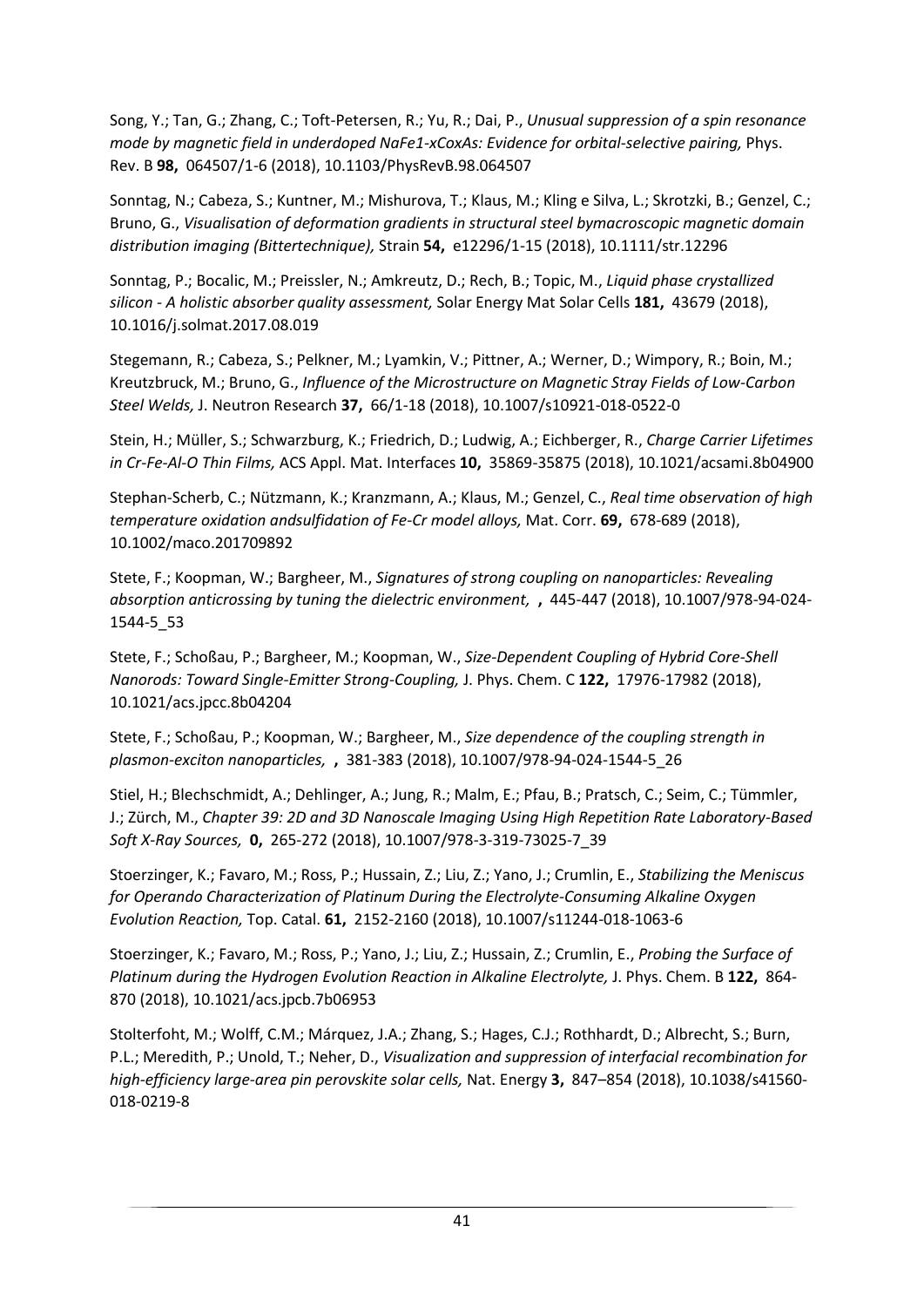Song, Y.; Tan, G.; Zhang, C.; Toft-Petersen, R.; Yu, R.; Dai, P., *Unusual suppression of a spin resonance mode by magnetic field in underdoped NaFe1-xCoxAs: Evidence for orbital-selective pairing,* Phys. Rev. B **98,** 064507/1-6 (2018), 10.1103/PhysRevB.98.064507

Sonntag, N.; Cabeza, S.; Kuntner, M.; Mishurova, T.; Klaus, M.; Kling e Silva, L.; Skrotzki, B.; Genzel, C.; Bruno, G., *Visualisation of deformation gradients in structural steel bymacroscopic magnetic domain distribution imaging (Bittertechnique),* Strain **54,** e12296/1-15 (2018), 10.1111/str.12296

Sonntag, P.; Bocalic, M.; Preissler, N.; Amkreutz, D.; Rech, B.; Topic, M., *Liquid phase crystallized silicon - A holistic absorber quality assessment,* Solar Energy Mat Solar Cells **181,** 43679 (2018), 10.1016/j.solmat.2017.08.019

Stegemann, R.; Cabeza, S.; Pelkner, M.; Lyamkin, V.; Pittner, A.; Werner, D.; Wimpory, R.; Boin, M.; Kreutzbruck, M.; Bruno, G., *Influence of the Microstructure on Magnetic Stray Fields of Low-Carbon Steel Welds,* J. Neutron Research **37,** 66/1-18 (2018), 10.1007/s10921-018-0522-0

Stein, H.; Müller, S.; Schwarzburg, K.; Friedrich, D.; Ludwig, A.; Eichberger, R., *Charge Carrier Lifetimes in Cr-Fe-Al-O Thin Films,* ACS Appl. Mat. Interfaces **10,** 35869-35875 (2018), 10.1021/acsami.8b04900

Stephan-Scherb, C.; Nützmann, K.; Kranzmann, A.; Klaus, M.; Genzel, C., *Real time observation of high temperature oxidation andsulfidation of Fe-Cr model alloys,* Mat. Corr. **69,** 678-689 (2018), 10.1002/maco.201709892

Stete, F.; Koopman, W.; Bargheer, M., *Signatures of strong coupling on nanoparticles: Revealing absorption anticrossing by tuning the dielectric environment,* **,** 445-447 (2018), 10.1007/978-94-024-1544-5_53

Stete, F.; Schoßau, P.; Bargheer, M.; Koopman, W., *Size-Dependent Coupling of Hybrid Core-Shell Nanorods: Toward Single-Emitter Strong-Coupling,* J. Phys. Chem. C **122,** 17976-17982 (2018), 10.1021/acs.jpcc.8b04204

Stete, F.; Schoßau, P.; Koopman, W.; Bargheer, M., *Size dependence of the coupling strength in plasmon-exciton nanoparticles,* **,** 381-383 (2018), 10.1007/978-94-024-1544-5_26

Stiel, H.; Blechschmidt, A.; Dehlinger, A.; Jung, R.; Malm, E.; Pfau, B.; Pratsch, C.; Seim, C.; Tümmler, J.; Zürch, M., *Chapter 39: 2D and 3D Nanoscale Imaging Using High Repetition Rate Laboratory-Based Soft X-Ray Sources,* **0,** 265-272 (2018), 10.1007/978-3-319-73025-7_39

Stoerzinger, K.; Favaro, M.; Ross, P.; Hussain, Z.; Liu, Z.; Yano, J.; Crumlin, E., *Stabilizing the Meniscus for Operando Characterization of Platinum During the Electrolyte-Consuming Alkaline Oxygen Evolution Reaction,* Top. Catal. **61,** 2152-2160 (2018), 10.1007/s11244-018-1063-6

Stoerzinger, K.; Favaro, M.; Ross, P.; Yano, J.; Liu, Z.; Hussain, Z.; Crumlin, E., *Probing the Surface of Platinum during the Hydrogen Evolution Reaction in Alkaline Electrolyte,* J. Phys. Chem. B **122,** 864-870 (2018), 10.1021/acs.jpcb.7b06953

Stolterfoht, M.; Wolff, C.M.; Márquez, J.A.; Zhang, S.; Hages, C.J.; Rothhardt, D.; Albrecht, S.; Burn, P.L.; Meredith, P.; Unold, T.; Neher, D., *Visualization and suppression of interfacial recombination for high-efficiency large-area pin perovskite solar cells,* Nat. Energy **3,** 847–854 (2018), 10.1038/s41560-018-0219-8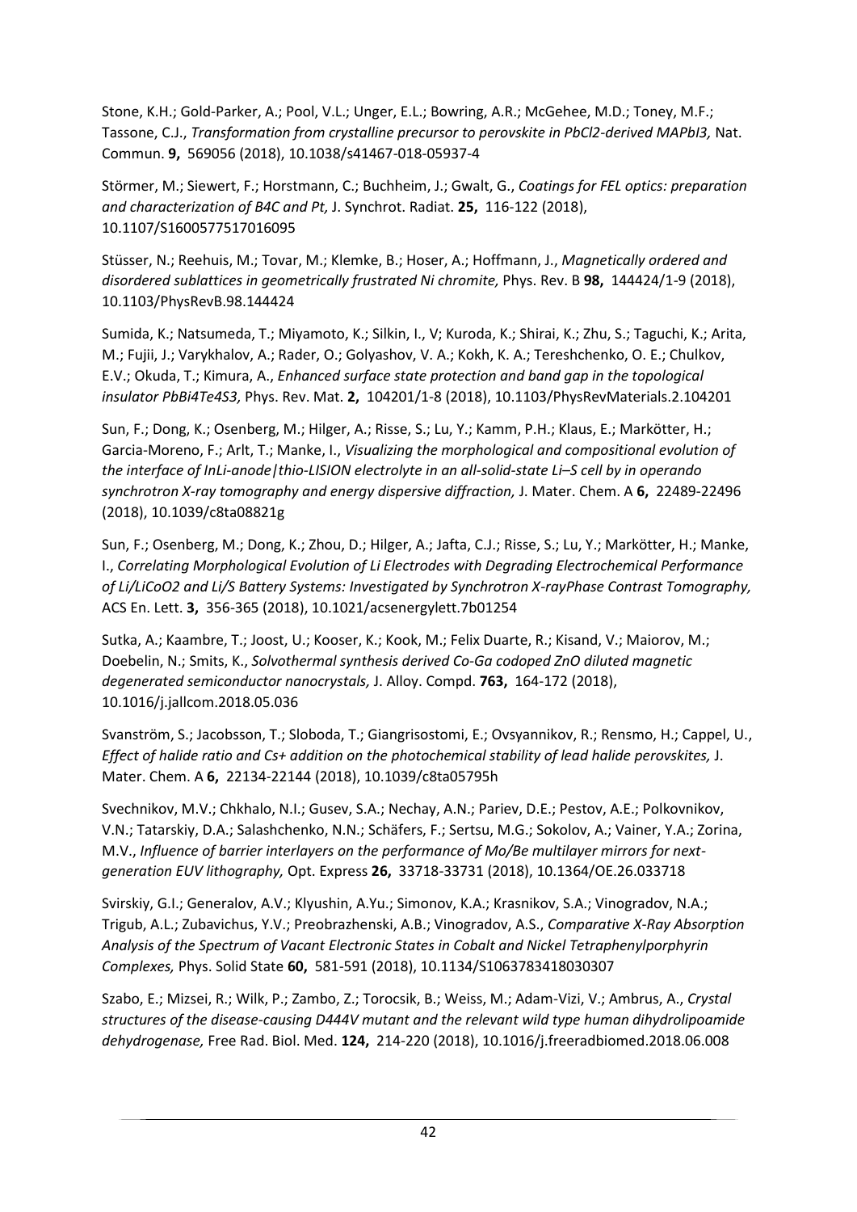Stone, K.H.; Gold-Parker, A.; Pool, V.L.; Unger, E.L.; Bowring, A.R.; McGehee, M.D.; Toney, M.F.; Tassone, C.J., *Transformation from crystalline precursor to perovskite in PbCl2-derived MAPbI3,* Nat. Commun. **9,** 569056 (2018), 10.1038/s41467-018-05937-4

Störmer, M.; Siewert, F.; Horstmann, C.; Buchheim, J.; Gwalt, G., *Coatings for FEL optics: preparation and characterization of B4C and Pt,* J. Synchrot. Radiat. **25,** 116-122 (2018), 10.1107/S1600577517016095

Stüsser, N.; Reehuis, M.; Tovar, M.; Klemke, B.; Hoser, A.; Hoffmann, J., *Magnetically ordered and disordered sublattices in geometrically frustrated Ni chromite,* Phys. Rev. B **98,** 144424/1-9 (2018), 10.1103/PhysRevB.98.144424

Sumida, K.; Natsumeda, T.; Miyamoto, K.; Silkin, I., V; Kuroda, K.; Shirai, K.; Zhu, S.; Taguchi, K.; Arita, M.; Fujii, J.; Varykhalov, A.; Rader, O.; Golyashov, V. A.; Kokh, K. A.; Tereshchenko, O. E.; Chulkov, E.V.; Okuda, T.; Kimura, A., *Enhanced surface state protection and band gap in the topological insulator PbBi4Te4S3,* Phys. Rev. Mat. **2,** 104201/1-8 (2018), 10.1103/PhysRevMaterials.2.104201

Sun, F.; Dong, K.; Osenberg, M.; Hilger, A.; Risse, S.; Lu, Y.; Kamm, P.H.; Klaus, E.; Markötter, H.; Garcia-Moreno, F.; Arlt, T.; Manke, I., *Visualizing the morphological and compositional evolution of the interface of InLi-anode|thio-LISION electrolyte in an all-solid-state Li–S cell by in operando synchrotron X-ray tomography and energy dispersive diffraction,* J. Mater. Chem. A **6,** 22489-22496 (2018), 10.1039/c8ta08821g

Sun, F.; Osenberg, M.; Dong, K.; Zhou, D.; Hilger, A.; Jafta, C.J.; Risse, S.; Lu, Y.; Markötter, H.; Manke, I., *Correlating Morphological Evolution of Li Electrodes with Degrading Electrochemical Performance of Li/LiCoO2 and Li/S Battery Systems: Investigated by Synchrotron X-rayPhase Contrast Tomography,* ACS En. Lett. **3,** 356-365 (2018), 10.1021/acsenergylett.7b01254

Sutka, A.; Kaambre, T.; Joost, U.; Kooser, K.; Kook, M.; Felix Duarte, R.; Kisand, V.; Maiorov, M.; Doebelin, N.; Smits, K., *Solvothermal synthesis derived Co-Ga codoped ZnO diluted magnetic degenerated semiconductor nanocrystals,* J. Alloy. Compd. **763,** 164-172 (2018), 10.1016/j.jallcom.2018.05.036

Svanström, S.; Jacobsson, T.; Sloboda, T.; Giangrisostomi, E.; Ovsyannikov, R.; Rensmo, H.; Cappel, U., *Effect of halide ratio and Cs+ addition on the photochemical stability of lead halide perovskites,* J. Mater. Chem. A **6,** 22134-22144 (2018), 10.1039/c8ta05795h

Svechnikov, M.V.; Chkhalo, N.I.; Gusev, S.A.; Nechay, A.N.; Pariev, D.E.; Pestov, A.E.; Polkovnikov, V.N.; Tatarskiy, D.A.; Salashchenko, N.N.; Schäfers, F.; Sertsu, M.G.; Sokolov, A.; Vainer, Y.A.; Zorina, M.V., *Influence of barrier interlayers on the performance of Mo/Be multilayer mirrors for next-generation EUV lithography,* Opt. Express **26,** 33718-33731 (2018), 10.1364/OE.26.033718

Svirskiy, G.I.; Generalov, A.V.; Klyushin, A.Yu.; Simonov, K.A.; Krasnikov, S.A.; Vinogradov, N.A.; Trigub, A.L.; Zubavichus, Y.V.; Preobrazhenski, A.B.; Vinogradov, A.S., *Comparative X-Ray Absorption Analysis of the Spectrum of Vacant Electronic States in Cobalt and Nickel Tetraphenylporphyrin Complexes,* Phys. Solid State **60,** 581-591 (2018), 10.1134/S1063783418030307

Szabo, E.; Mizsei, R.; Wilk, P.; Zambo, Z.; Torocsik, B.; Weiss, M.; Adam-Vizi, V.; Ambrus, A., *Crystal structures of the disease-causing D444V mutant and the relevant wild type human dihydrolipoamide dehydrogenase,* Free Rad. Biol. Med. **124,** 214-220 (2018), 10.1016/j.freeradbiomed.2018.06.008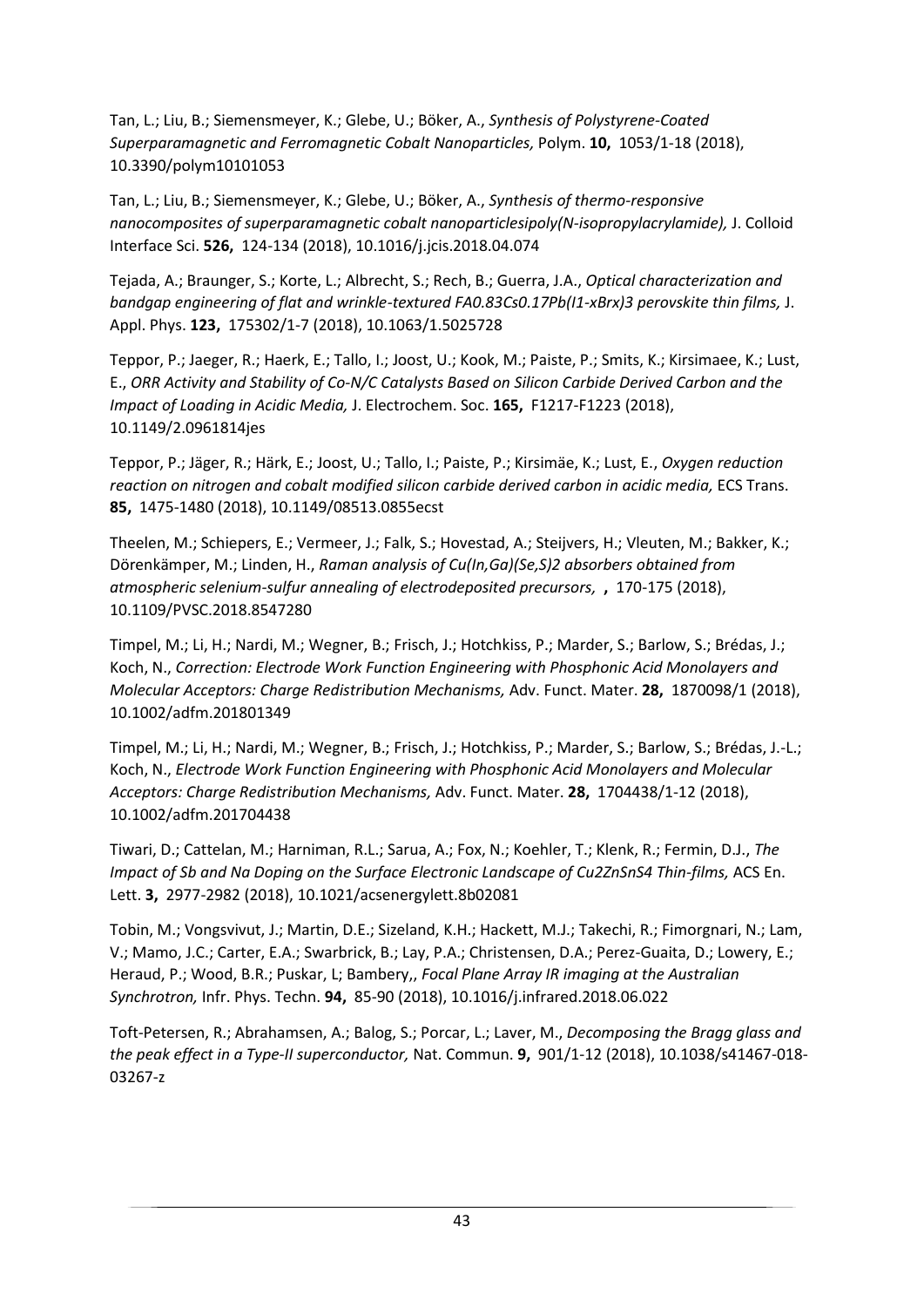Tan, L.; Liu, B.; Siemensmeyer, K.; Glebe, U.; Böker, A., *Synthesis of Polystyrene-Coated Superparamagnetic and Ferromagnetic Cobalt Nanoparticles,* Polym. **10,** 1053/1-18 (2018), 10.3390/polym10101053

Tan, L.; Liu, B.; Siemensmeyer, K.; Glebe, U.; Böker, A., *Synthesis of thermo-responsive nanocomposites of superparamagnetic cobalt nanoparticlesipoly(N-isopropylacrylamide),* J. Colloid Interface Sci. **526,** 124-134 (2018), 10.1016/j.jcis.2018.04.074

Tejada, A.; Braunger, S.; Korte, L.; Albrecht, S.; Rech, B.; Guerra, J.A., *Optical characterization and bandgap engineering of flat and wrinkle-textured FA0.83Cs0.17Pb(I1-xBrx)3 perovskite thin films,* J. Appl. Phys. **123,** 175302/1-7 (2018), 10.1063/1.5025728

Teppor, P.; Jaeger, R.; Haerk, E.; Tallo, I.; Joost, U.; Kook, M.; Paiste, P.; Smits, K.; Kirsimaee, K.; Lust, E., *ORR Activity and Stability of Co-N/C Catalysts Based on Silicon Carbide Derived Carbon and the Impact of Loading in Acidic Media,* J. Electrochem. Soc. **165,** F1217-F1223 (2018), 10.1149/2.0961814jes

Teppor, P.; Jäger, R.; Härk, E.; Joost, U.; Tallo, I.; Paiste, P.; Kirsimäe, K.; Lust, E., *Oxygen reduction reaction on nitrogen and cobalt modified silicon carbide derived carbon in acidic media,* ECS Trans. **85,** 1475-1480 (2018), 10.1149/08513.0855ecst

Theelen, M.; Schiepers, E.; Vermeer, J.; Falk, S.; Hovestad, A.; Steijvers, H.; Vleuten, M.; Bakker, K.; Dörenkämper, M.; Linden, H., *Raman analysis of Cu(In,Ga)(Se,S)2 absorbers obtained from atmospheric selenium-sulfur annealing of electrodeposited precursors,* **,** 170-175 (2018), 10.1109/PVSC.2018.8547280

Timpel, M.; Li, H.; Nardi, M.; Wegner, B.; Frisch, J.; Hotchkiss, P.; Marder, S.; Barlow, S.; Brédas, J.; Koch, N., *Correction: Electrode Work Function Engineering with Phosphonic Acid Monolayers and Molecular Acceptors: Charge Redistribution Mechanisms,* Adv. Funct. Mater. **28,** 1870098/1 (2018), 10.1002/adfm.201801349

Timpel, M.; Li, H.; Nardi, M.; Wegner, B.; Frisch, J.; Hotchkiss, P.; Marder, S.; Barlow, S.; Brédas, J.-L.; Koch, N., *Electrode Work Function Engineering with Phosphonic Acid Monolayers and Molecular Acceptors: Charge Redistribution Mechanisms,* Adv. Funct. Mater. **28,** 1704438/1-12 (2018), 10.1002/adfm.201704438

Tiwari, D.; Cattelan, M.; Harniman, R.L.; Sarua, A.; Fox, N.; Koehler, T.; Klenk, R.; Fermin, D.J., *The Impact of Sb and Na Doping on the Surface Electronic Landscape of Cu2ZnSnS4 Thin-films,* ACS En. Lett. **3,** 2977-2982 (2018), 10.1021/acsenergylett.8b02081

Tobin, M.; Vongsvivut, J.; Martin, D.E.; Sizeland, K.H.; Hackett, M.J.; Takechi, R.; Fimorgnari, N.; Lam, V.; Mamo, J.C.; Carter, E.A.; Swarbrick, B.; Lay, P.A.; Christensen, D.A.; Perez-Guaita, D.; Lowery, E.; Heraud, P.; Wood, B.R.; Puskar, L; Bambery,, *Focal Plane Array IR imaging at the Australian Synchrotron,* Infr. Phys. Techn. **94,** 85-90 (2018), 10.1016/j.infrared.2018.06.022

Toft-Petersen, R.; Abrahamsen, A.; Balog, S.; Porcar, L.; Laver, M., *Decomposing the Bragg glass and the peak effect in a Type-II superconductor,* Nat. Commun. **9,** 901/1-12 (2018), 10.1038/s41467-018-03267-z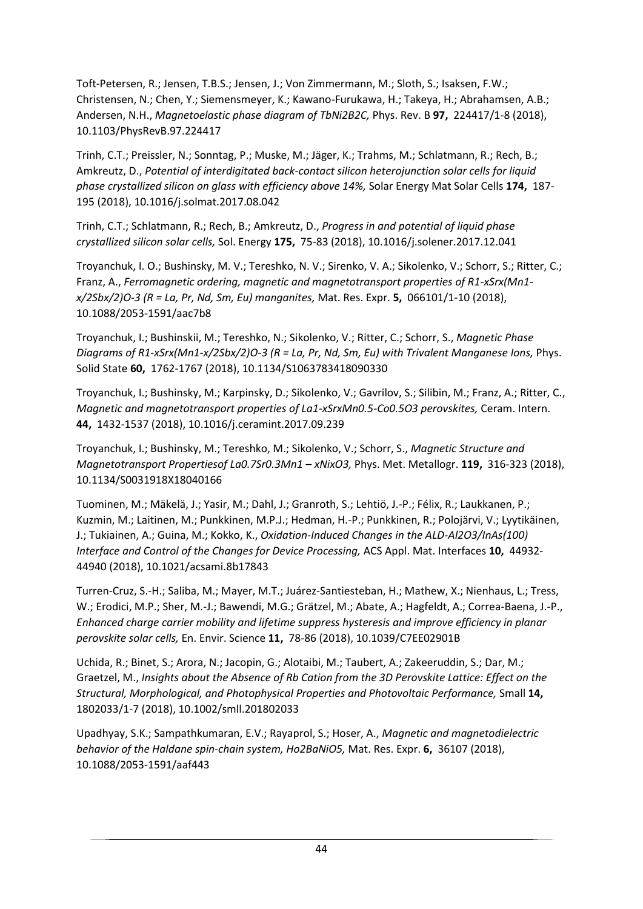Toft-Petersen, R.; Jensen, T.B.S.; Jensen, J.; Von Zimmermann, M.; Sloth, S.; Isaksen, F.W.; Christensen, N.; Chen, Y.; Siemensmeyer, K.; Kawano-Furukawa, H.; Takeya, H.; Abrahamsen, A.B.; Andersen, N.H., *Magnetoelastic phase diagram of* $TbNi_2B_2C$, Phys. Rev. B **97,** 224417/1-8 (2018), 10.1103/PhysRevB.97.224417

Trinh, C.T.; Preissler, N.; Sonntag, P.; Muske, M.; Jäger, K.; Trahms, M.; Schlatmann, R.; Rech, B.; Amkreutz, D., *Potential of interdigitated back-contact silicon heterojunction solar cells for liquid phase crystallized silicon on glass with efficiency above 14%,* Solar Energy Mat Solar Cells **174,** 187-195 (2018), 10.1016/j.solmat.2017.08.042

Trinh, C.T.; Schlatmann, R.; Rech, B.; Amkreutz, D., *Progress in and potential of liquid phase crystallized silicon solar cells,* Sol. Energy **175,** 75-83 (2018), 10.1016/j.solener.2017.12.041

Troyanchuk, I. O.; Bushinsky, M. V.; Tereshko, N. V.; Sirenko, V. A.; Sikolenko, V.; Schorr, S.; Ritter, C.; Franz, A., *Ferromagnetic ordering, magnetic and magnetotransport properties of* $R_{1-x}Sr_x(Mn_{1-x/2}Sb_{x/2})O_{3}$ *(R = La, Pr, Nd, Sm, Eu) manganites,* Mat. Res. Expr. **5,** 066101/1-10 (2018), 10.1088/2053-1591/aac7b8

Troyanchuk, I.; Bushinskii, M.; Tereshko, N.; Sikolenko, V.; Ritter, C.; Schorr, S., *Magnetic Phase Diagrams of* $R_{1-x}Sr_x(Mn_{1-x/2}Sb_{x/2})O_{3}$ *(R = La, Pr, Nd, Sm, Eu) with Trivalent Manganese Ions,* Phys. Solid State **60,** 1762-1767 (2018), 10.1134/S1063783418090330

Troyanchuk, I.; Bushinsky, M.; Karpinsky, D.; Sikolenko, V.; Gavrilov, S.; Silibin, M.; Franz, A.; Ritter, C., *Magnetic and magnetotransport properties of* $La_{1-x}Sr_xMn_{0.5}Co_{0.5}O_3$ *perovskites,* Ceram. Intern. **44,** 1432-1537 (2018), 10.1016/j.ceramint.2017.09.239

Troyanchuk, I.; Bushinsky, M.; Tereshko, M.; Sikolenko, V.; Schorr, S., *Magnetic Structure and Magnetotransport Propertiesof* $La_{0.7}Sr_{0.3}Mn_{1-x}Ni_xO_3$, Phys. Met. Metallogr. **119,** 316-323 (2018), 10.1134/S0031918X18040166

Tuominen, M.; Mäkelä, J.; Yasir, M.; Dahl, J.; Granroth, S.; Lehtiö, J.-P.; Félix, R.; Laukkanen, P.; Kuzmin, M.; Laitinen, M.; Punkkinen, M.P.J.; Hedman, H.-P.; Punkkinen, R.; Polojärvi, V.; Lyytikäinen, J.; Tukiainen, A.; Guina, M.; Kokko, K., *Oxidation-Induced Changes in the ALD-*$Al_2O_3$*/InAs(100) Interface and Control of the Changes for Device Processing,* ACS Appl. Mat. Interfaces **10,** 44932-44940 (2018), 10.1021/acsami.8b17843

Turren-Cruz, S.-H.; Saliba, M.; Mayer, M.T.; Juárez-Santiesteban, H.; Mathew, X.; Nienhaus, L.; Tress, W.; Erodici, M.P.; Sher, M.-J.; Bawendi, M.G.; Grätzel, M.; Abate, A.; Hagfeldt, A.; Correa-Baena, J.-P., *Enhanced charge carrier mobility and lifetime suppress hysteresis and improve efficiency in planar perovskite solar cells,* En. Envir. Science **11,** 78-86 (2018), 10.1039/C7EE02901B

Uchida, R.; Binet, S.; Arora, N.; Jacopin, G.; Alotaibi, M.; Taubert, A.; Zakeeruddin, S.; Dar, M.; Graetzel, M., *Insights about the Absence of Rb Cation from the 3D Perovskite Lattice: Effect on the Structural, Morphological, and Photophysical Properties and Photovoltaic Performance,* Small **14,** 1802033/1-7 (2018), 10.1002/smll.201802033

Upadhyay, S.K.; Sampathkumaran, E.V.; Rayaprol, S.; Hoser, A., *Magnetic and magnetodielectric behavior of the Haldane spin-chain system,* $Ho_2BaNiO_5$, Mat. Res. Expr. **6,** 36107 (2018), 10.1088/2053-1591/aaf443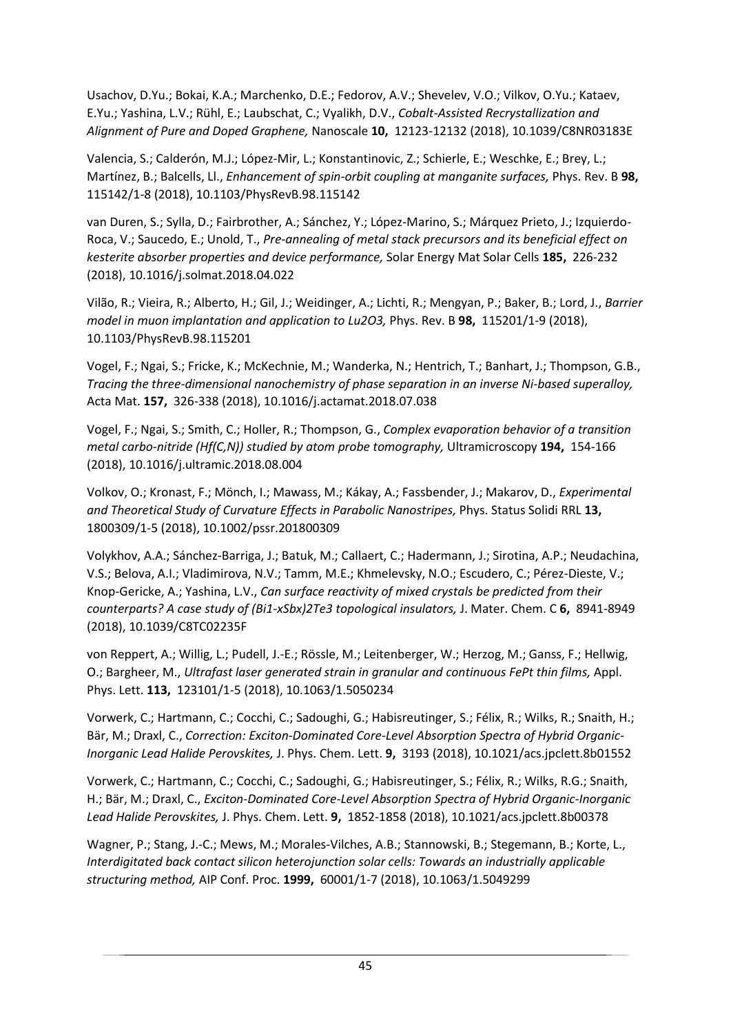Usachov, D.Yu.; Bokai, K.A.; Marchenko, D.E.; Fedorov, A.V.; Shevelev, V.O.; Vilkov, O.Yu.; Kataev, E.Yu.; Yashina, L.V.; Rühl, E.; Laubschat, C.; Vyalikh, D.V., *Cobalt-Assisted Recrystallization and Alignment of Pure and Doped Graphene,* Nanoscale **10,** 12123-12132 (2018), 10.1039/C8NR03183E

Valencia, S.; Calderón, M.J.; López-Mir, L.; Konstantinovic, Z.; Schierle, E.; Weschke, E.; Brey, L.; Martínez, B.; Balcells, Ll., *Enhancement of spin-orbit coupling at manganite surfaces,* Phys. Rev. B **98,** 115142/1-8 (2018), 10.1103/PhysRevB.98.115142

van Duren, S.; Sylla, D.; Fairbrother, A.; Sánchez, Y.; López-Marino, S.; Márquez Prieto, J.; Izquierdo-Roca, V.; Saucedo, E.; Unold, T., *Pre-annealing of metal stack precursors and its beneficial effect on kesterite absorber properties and device performance,* Solar Energy Mat Solar Cells **185,** 226-232 (2018), 10.1016/j.solmat.2018.04.022

Vilão, R.; Vieira, R.; Alberto, H.; Gil, J.; Weidinger, A.; Lichti, R.; Mengyan, P.; Baker, B.; Lord, J., *Barrier model in muon implantation and application to Lu2O3,* Phys. Rev. B **98,** 115201/1-9 (2018), 10.1103/PhysRevB.98.115201

Vogel, F.; Ngai, S.; Fricke, K.; McKechnie, M.; Wanderka, N.; Hentrich, T.; Banhart, J.; Thompson, G.B., *Tracing the three-dimensional nanochemistry of phase separation in an inverse Ni-based superalloy,* Acta Mat. **157,** 326-338 (2018), 10.1016/j.actamat.2018.07.038

Vogel, F.; Ngai, S.; Smith, C.; Holler, R.; Thompson, G., *Complex evaporation behavior of a transition metal carbo-nitride (Hf(C,N)) studied by atom probe tomography,* Ultramicroscopy **194,** 154-166 (2018), 10.1016/j.ultramic.2018.08.004

Volkov, O.; Kronast, F.; Mönch, I.; Mawass, M.; Kákay, A.; Fassbender, J.; Makarov, D., *Experimental and Theoretical Study of Curvature Effects in Parabolic Nanostripes,* Phys. Status Solidi RRL **13,** 1800309/1-5 (2018), 10.1002/pssr.201800309

Volykhov, A.A.; Sánchez-Barriga, J.; Batuk, M.; Callaert, C.; Hadermann, J.; Sirotina, A.P.; Neudachina, V.S.; Belova, A.I.; Vladimirova, N.V.; Tamm, M.E.; Khmelevsky, N.O.; Escudero, C.; Pérez-Dieste, V.; Knop-Gericke, A.; Yashina, L.V., *Can surface reactivity of mixed crystals be predicted from their counterparts? A case study of (Bi1-xSbx)2Te3 topological insulators,* J. Mater. Chem. C **6,** 8941-8949 (2018), 10.1039/C8TC02235F

von Reppert, A.; Willig, L.; Pudell, J.-E.; Rössle, M.; Leitenberger, W.; Herzog, M.; Ganss, F.; Hellwig, O.; Bargheer, M., *Ultrafast laser generated strain in granular and continuous FePt thin films,* Appl. Phys. Lett. **113,** 123101/1-5 (2018), 10.1063/1.5050234

Vorwerk, C.; Hartmann, C.; Cocchi, C.; Sadoughi, G.; Habisreutinger, S.; Félix, R.; Wilks, R.; Snaith, H.; Bär, M.; Draxl, C., *Correction: Exciton-Dominated Core-Level Absorption Spectra of Hybrid Organic-Inorganic Lead Halide Perovskites,* J. Phys. Chem. Lett. **9,** 3193 (2018), 10.1021/acs.jpclett.8b01552

Vorwerk, C.; Hartmann, C.; Cocchi, C.; Sadoughi, G.; Habisreutinger, S.; Félix, R.; Wilks, R.G.; Snaith, H.; Bär, M.; Draxl, C., *Exciton-Dominated Core-Level Absorption Spectra of Hybrid Organic-Inorganic Lead Halide Perovskites,* J. Phys. Chem. Lett. **9,** 1852-1858 (2018), 10.1021/acs.jpclett.8b00378

Wagner, P.; Stang, J.-C.; Mews, M.; Morales-Vilches, A.B.; Stannowski, B.; Stegemann, B.; Korte, L., *Interdigitated back contact silicon heterojunction solar cells: Towards an industrially applicable structuring method,* AIP Conf. Proc. **1999,** 60001/1-7 (2018), 10.1063/1.5049299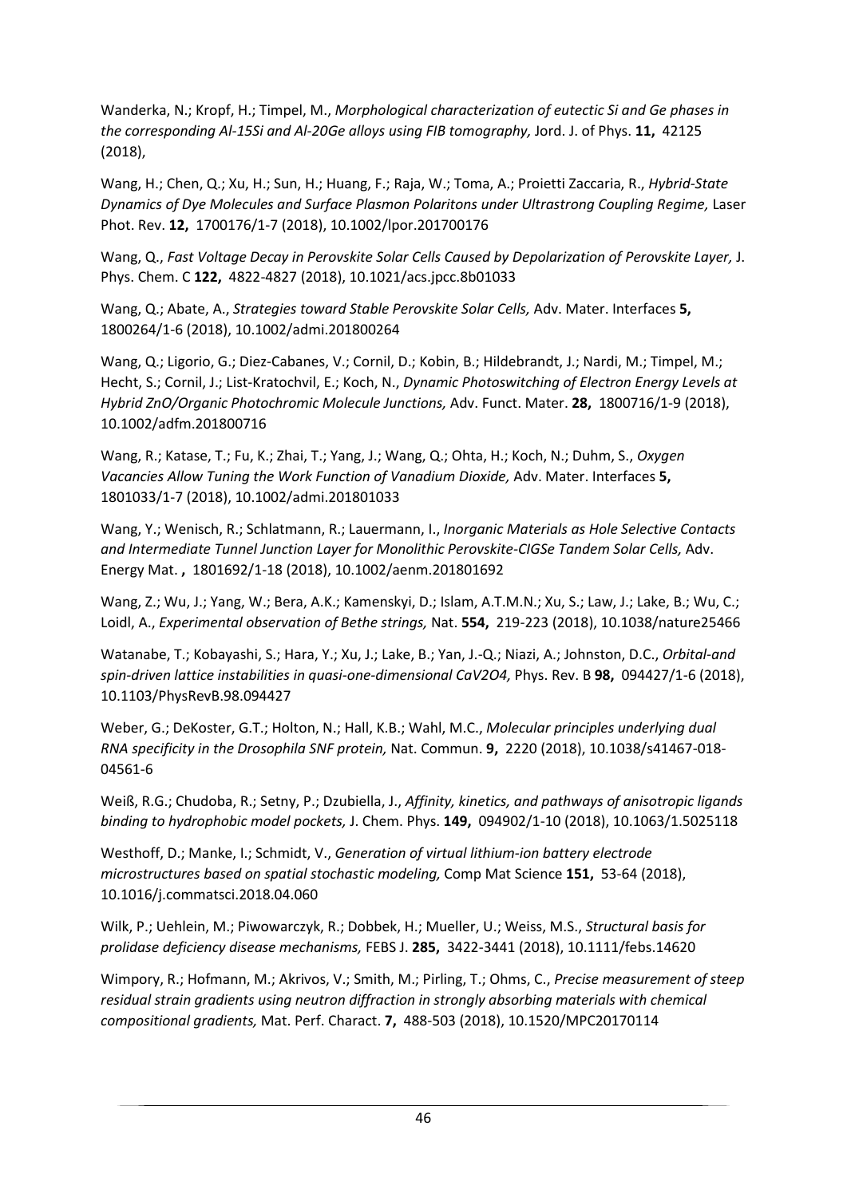Wanderka, N.; Kropf, H.; Timpel, M., *Morphological characterization of eutectic Si and Ge phases in the corresponding Al-15Si and Al-20Ge alloys using FIB tomography,* Jord. J. of Phys. **11,** 42125 (2018),

Wang, H.; Chen, Q.; Xu, H.; Sun, H.; Huang, F.; Raja, W.; Toma, A.; Proietti Zaccaria, R., *Hybrid-State Dynamics of Dye Molecules and Surface Plasmon Polaritons under Ultrastrong Coupling Regime,* Laser Phot. Rev. **12,** 1700176/1-7 (2018), 10.1002/lpor.201700176

Wang, Q., *Fast Voltage Decay in Perovskite Solar Cells Caused by Depolarization of Perovskite Layer,* J. Phys. Chem. C **122,** 4822-4827 (2018), 10.1021/acs.jpcc.8b01033

Wang, Q.; Abate, A., *Strategies toward Stable Perovskite Solar Cells,* Adv. Mater. Interfaces **5,** 1800264/1-6 (2018), 10.1002/admi.201800264

Wang, Q.; Ligorio, G.; Diez-Cabanes, V.; Cornil, D.; Kobin, B.; Hildebrandt, J.; Nardi, M.; Timpel, M.; Hecht, S.; Cornil, J.; List-Kratochvil, E.; Koch, N., *Dynamic Photoswitching of Electron Energy Levels at Hybrid ZnO/Organic Photochromic Molecule Junctions,* Adv. Funct. Mater. **28,** 1800716/1-9 (2018), 10.1002/adfm.201800716

Wang, R.; Katase, T.; Fu, K.; Zhai, T.; Yang, J.; Wang, Q.; Ohta, H.; Koch, N.; Duhm, S., *Oxygen Vacancies Allow Tuning the Work Function of Vanadium Dioxide,* Adv. Mater. Interfaces **5,** 1801033/1-7 (2018), 10.1002/admi.201801033

Wang, Y.; Wenisch, R.; Schlatmann, R.; Lauermann, I., *Inorganic Materials as Hole Selective Contacts and Intermediate Tunnel Junction Layer for Monolithic Perovskite-CIGSe Tandem Solar Cells,* Adv. Energy Mat. **,** 1801692/1-18 (2018), 10.1002/aenm.201801692

Wang, Z.; Wu, J.; Yang, W.; Bera, A.K.; Kamenskyi, D.; Islam, A.T.M.N.; Xu, S.; Law, J.; Lake, B.; Wu, C.; Loidl, A., *Experimental observation of Bethe strings,* Nat. **554,** 219-223 (2018), 10.1038/nature25466

Watanabe, T.; Kobayashi, S.; Hara, Y.; Xu, J.; Lake, B.; Yan, J.-Q.; Niazi, A.; Johnston, D.C., *Orbital-and spin-driven lattice instabilities in quasi-one-dimensional CaV2O4,* Phys. Rev. B **98,** 094427/1-6 (2018), 10.1103/PhysRevB.98.094427

Weber, G.; DeKoster, G.T.; Holton, N.; Hall, K.B.; Wahl, M.C., *Molecular principles underlying dual RNA specificity in the Drosophila SNF protein,* Nat. Commun. **9,** 2220 (2018), 10.1038/s41467-018-04561-6

Weiß, R.G.; Chudoba, R.; Setny, P.; Dzubiella, J., *Affinity, kinetics, and pathways of anisotropic ligands binding to hydrophobic model pockets,* J. Chem. Phys. **149,** 094902/1-10 (2018), 10.1063/1.5025118

Westhoff, D.; Manke, I.; Schmidt, V., *Generation of virtual lithium-ion battery electrode microstructures based on spatial stochastic modeling,* Comp Mat Science **151,** 53-64 (2018), 10.1016/j.commatsci.2018.04.060

Wilk, P.; Uehlein, M.; Piwowarczyk, R.; Dobbek, H.; Mueller, U.; Weiss, M.S., *Structural basis for prolidase deficiency disease mechanisms,* FEBS J. **285,** 3422-3441 (2018), 10.1111/febs.14620

Wimpory, R.; Hofmann, M.; Akrivos, V.; Smith, M.; Pirling, T.; Ohms, C., *Precise measurement of steep residual strain gradients using neutron diffraction in strongly absorbing materials with chemical compositional gradients,* Mat. Perf. Charact. **7,** 488-503 (2018), 10.1520/MPC20170114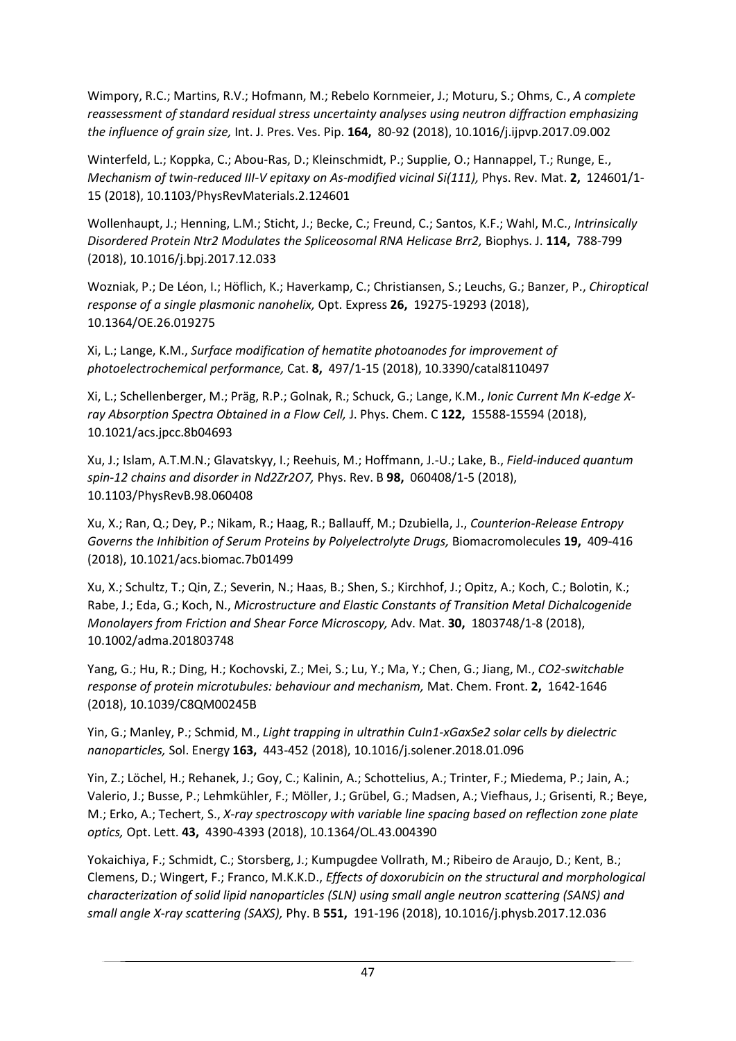Wimpory, R.C.; Martins, R.V.; Hofmann, M.; Rebelo Kornmeier, J.; Moturu, S.; Ohms, C., *A complete reassessment of standard residual stress uncertainty analyses using neutron diffraction emphasizing the influence of grain size,* Int. J. Pres. Ves. Pip. **164,** 80-92 (2018), 10.1016/j.ijpvp.2017.09.002

Winterfeld, L.; Koppka, C.; Abou-Ras, D.; Kleinschmidt, P.; Supplie, O.; Hannappel, T.; Runge, E., *Mechanism of twin-reduced III-V epitaxy on As-modified vicinal Si(111),* Phys. Rev. Mat. **2,** 124601/1-15 (2018), 10.1103/PhysRevMaterials.2.124601

Wollenhaupt, J.; Henning, L.M.; Sticht, J.; Becke, C.; Freund, C.; Santos, K.F.; Wahl, M.C., *Intrinsically Disordered Protein Ntr2 Modulates the Spliceosomal RNA Helicase Brr2,* Biophys. J. **114,** 788-799 (2018), 10.1016/j.bpj.2017.12.033

Wozniak, P.; De Léon, I.; Höflich, K.; Haverkamp, C.; Christiansen, S.; Leuchs, G.; Banzer, P., *Chiroptical response of a single plasmonic nanohelix,* Opt. Express **26,** 19275-19293 (2018), 10.1364/OE.26.019275

Xi, L.; Lange, K.M., *Surface modification of hematite photoanodes for improvement of photoelectrochemical performance,* Cat. **8,** 497/1-15 (2018), 10.3390/catal8110497

Xi, L.; Schellenberger, M.; Präg, R.P.; Golnak, R.; Schuck, G.; Lange, K.M., *Ionic Current Mn K-edge X-ray Absorption Spectra Obtained in a Flow Cell,* J. Phys. Chem. C **122,** 15588-15594 (2018), 10.1021/acs.jpcc.8b04693

Xu, J.; Islam, A.T.M.N.; Glavatskyy, I.; Reehuis, M.; Hoffmann, J.-U.; Lake, B., *Field-induced quantum spin-12 chains and disorder in Nd2Zr2O7,* Phys. Rev. B **98,** 060408/1-5 (2018), 10.1103/PhysRevB.98.060408

Xu, X.; Ran, Q.; Dey, P.; Nikam, R.; Haag, R.; Ballauff, M.; Dzubiella, J., *Counterion-Release Entropy Governs the Inhibition of Serum Proteins by Polyelectrolyte Drugs,* Biomacromolecules **19,** 409-416 (2018), 10.1021/acs.biomac.7b01499

Xu, X.; Schultz, T.; Qin, Z.; Severin, N.; Haas, B.; Shen, S.; Kirchhof, J.; Opitz, A.; Koch, C.; Bolotin, K.; Rabe, J.; Eda, G.; Koch, N., *Microstructure and Elastic Constants of Transition Metal Dichalcogenide Monolayers from Friction and Shear Force Microscopy,* Adv. Mat. **30,** 1803748/1-8 (2018), 10.1002/adma.201803748

Yang, G.; Hu, R.; Ding, H.; Kochovski, Z.; Mei, S.; Lu, Y.; Ma, Y.; Chen, G.; Jiang, M., *CO2-switchable response of protein microtubules: behaviour and mechanism,* Mat. Chem. Front. **2,** 1642-1646 (2018), 10.1039/C8QM00245B

Yin, G.; Manley, P.; Schmid, M., *Light trapping in ultrathin CuIn1-xGaxSe2 solar cells by dielectric nanoparticles,* Sol. Energy **163,** 443-452 (2018), 10.1016/j.solener.2018.01.096

Yin, Z.; Löchel, H.; Rehanek, J.; Goy, C.; Kalinin, A.; Schottelius, A.; Trinter, F.; Miedema, P.; Jain, A.; Valerio, J.; Busse, P.; Lehmkühler, F.; Möller, J.; Grübel, G.; Madsen, A.; Viefhaus, J.; Grisenti, R.; Beye, M.; Erko, A.; Techert, S., *X-ray spectroscopy with variable line spacing based on reflection zone plate optics,* Opt. Lett. **43,** 4390-4393 (2018), 10.1364/OL.43.004390

Yokaichiya, F.; Schmidt, C.; Storsberg, J.; Kumpugdee Vollrath, M.; Ribeiro de Araujo, D.; Kent, B.; Clemens, D.; Wingert, F.; Franco, M.K.K.D., *Effects of doxorubicin on the structural and morphological characterization of solid lipid nanoparticles (SLN) using small angle neutron scattering (SANS) and small angle X-ray scattering (SAXS),* Phy. B **551,** 191-196 (2018), 10.1016/j.physb.2017.12.036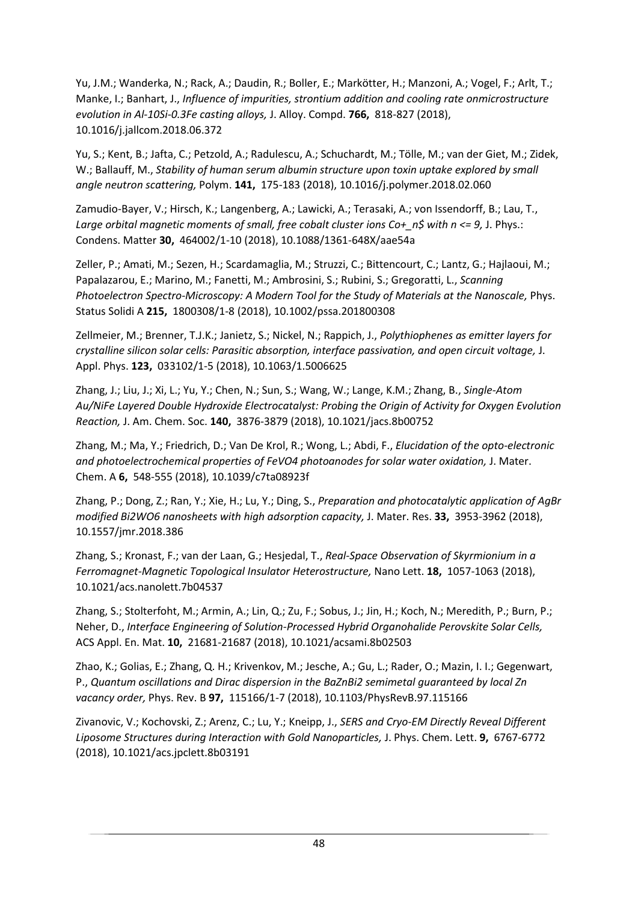Yu, J.M.; Wanderka, N.; Rack, A.; Daudin, R.; Boller, E.; Markötter, H.; Manzoni, A.; Vogel, F.; Arlt, T.; Manke, I.; Banhart, J., *Influence of impurities, strontium addition and cooling rate onmicrostructure evolution in Al-10Si-0.3Fe casting alloys,* J. Alloy. Compd. **766,** 818-827 (2018), 10.1016/j.jallcom.2018.06.372

Yu, S.; Kent, B.; Jafta, C.; Petzold, A.; Radulescu, A.; Schuchardt, M.; Tölle, M.; van der Giet, M.; Zidek, W.; Ballauff, M., *Stability of human serum albumin structure upon toxin uptake explored by small angle neutron scattering,* Polym. **141,** 175-183 (2018), 10.1016/j.polymer.2018.02.060

Zamudio-Bayer, V.; Hirsch, K.; Langenberg, A.; Lawicki, A.; Terasaki, A.; von Issendorff, B.; Lau, T., *Large orbital magnetic moments of small, free cobalt cluster ions Co+_n$ with n <= 9,* J. Phys.: Condens. Matter **30,** 464002/1-10 (2018), 10.1088/1361-648X/aae54a

Zeller, P.; Amati, M.; Sezen, H.; Scardamaglia, M.; Struzzi, C.; Bittencourt, C.; Lantz, G.; Hajlaoui, M.; Papalazarou, E.; Marino, M.; Fanetti, M.; Ambrosini, S.; Rubini, S.; Gregoratti, L., *Scanning Photoelectron Spectro-Microscopy: A Modern Tool for the Study of Materials at the Nanoscale,* Phys. Status Solidi A **215,** 1800308/1-8 (2018), 10.1002/pssa.201800308

Zellmeier, M.; Brenner, T.J.K.; Janietz, S.; Nickel, N.; Rappich, J., *Polythiophenes as emitter layers for crystalline silicon solar cells: Parasitic absorption, interface passivation, and open circuit voltage,* J. Appl. Phys. **123,** 033102/1-5 (2018), 10.1063/1.5006625

Zhang, J.; Liu, J.; Xi, L.; Yu, Y.; Chen, N.; Sun, S.; Wang, W.; Lange, K.M.; Zhang, B., *Single-Atom Au/NiFe Layered Double Hydroxide Electrocatalyst: Probing the Origin of Activity for Oxygen Evolution Reaction,* J. Am. Chem. Soc. **140,** 3876-3879 (2018), 10.1021/jacs.8b00752

Zhang, M.; Ma, Y.; Friedrich, D.; Van De Krol, R.; Wong, L.; Abdi, F., *Elucidation of the opto-electronic and photoelectrochemical properties of FeVO4 photoanodes for solar water oxidation,* J. Mater. Chem. A **6,** 548-555 (2018), 10.1039/c7ta08923f

Zhang, P.; Dong, Z.; Ran, Y.; Xie, H.; Lu, Y.; Ding, S., *Preparation and photocatalytic application of AgBr modified Bi2WO6 nanosheets with high adsorption capacity,* J. Mater. Res. **33,** 3953-3962 (2018), 10.1557/jmr.2018.386

Zhang, S.; Kronast, F.; van der Laan, G.; Hesjedal, T., *Real-Space Observation of Skyrmionium in a Ferromagnet-Magnetic Topological Insulator Heterostructure,* Nano Lett. **18,** 1057-1063 (2018), 10.1021/acs.nanolett.7b04537

Zhang, S.; Stolterfoht, M.; Armin, A.; Lin, Q.; Zu, F.; Sobus, J.; Jin, H.; Koch, N.; Meredith, P.; Burn, P.; Neher, D., *Interface Engineering of Solution-Processed Hybrid Organohalide Perovskite Solar Cells,* ACS Appl. En. Mat. **10,** 21681-21687 (2018), 10.1021/acsami.8b02503

Zhao, K.; Golias, E.; Zhang, Q. H.; Krivenkov, M.; Jesche, A.; Gu, L.; Rader, O.; Mazin, I. I.; Gegenwart, P., *Quantum oscillations and Dirac dispersion in the BaZnBi2 semimetal guaranteed by local Zn vacancy order,* Phys. Rev. B **97,** 115166/1-7 (2018), 10.1103/PhysRevB.97.115166

Zivanovic, V.; Kochovski, Z.; Arenz, C.; Lu, Y.; Kneipp, J., *SERS and Cryo-EM Directly Reveal Different Liposome Structures during Interaction with Gold Nanoparticles,* J. Phys. Chem. Lett. **9,** 6767-6772 (2018), 10.1021/acs.jpclett.8b03191